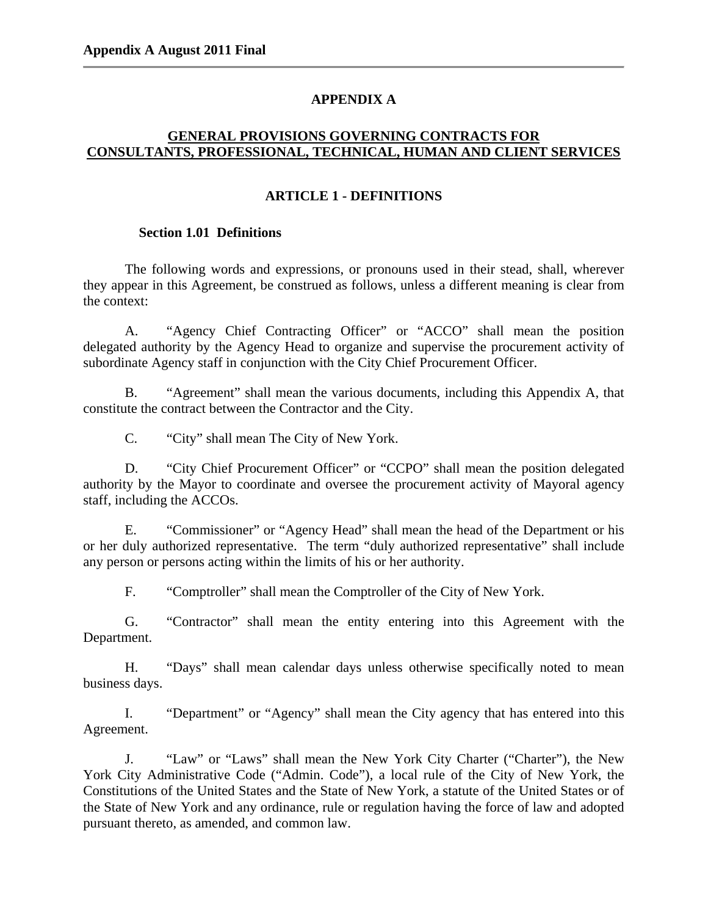# APPENDIX A

## GENERAL PROVISIONS GOVERNING CONTRACTS FOR CONSULTANTS, PROFESSIONAL, TECHNICAL, HUMAN AND CLIENT SERVICES

### ARTICLE 1 - DEFINITIONS

**Section 1.01 Definitions**

The following words and expressions, or pronouns used in their stead, shall, wherever they appear in this Agreement, be construed as follows, unless a different meaning is clear from the context:

A. "Agency Chief Contracting Officer" or "ACCO" shall mean the position delegated authority by the Agency Head to organize and supervise the procurement activity of subordinate Agency staff in conjunction with the City Chief Procurement Officer.

B. "Agreement" shall mean the various documents, including this Appendix A, that constitute the contract between the Contractor and the City.

C. "City" shall mean The City of New York.

D. "City Chief Procurement Officer" or "CCPO" shall mean the position delegated authority by the Mayor to coordinate and oversee the procurement activity of Mayoral agency staff, including the ACCOs.

E. "Commissioner" or "Agency Head" shall mean the head of the Department or his or her duly authorized representative. The term "duly authorized representative" shall include any person or persons acting within the limits of his or her authority.

F. "Comptroller" shall mean the Comptroller of the City of New York.

G. "Contractor" shall mean the entity entering into this Agreement with the Department.

H. "Days" shall mean calendar days unless otherwise specifically noted to mean business days.

I. "Department" or "Agency" shall mean the City agency that has entered into this Agreement.

J. "Law" or "Laws" shall mean the New York City Charter ("Charter"), the New York City Administrative Code ("Admin. Code"), a local rule of the City of New York, the Constitutions of the United States and the State of New York, a statute of the United States or of the State of New York and any ordinance, rule or regulation having the force of law and adopted pursuant thereto, as amended, and common law.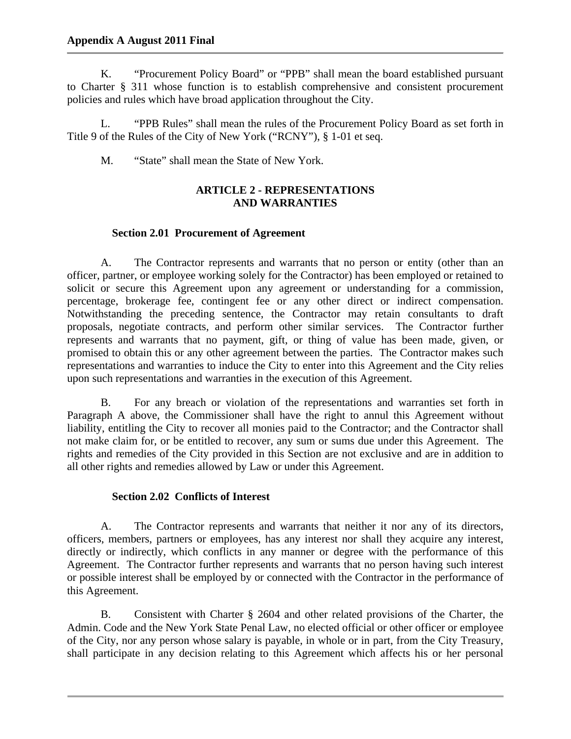K. "Procurement Policy Board" or "PPB" shall mean the board established pursuant to Charter § 311 whose function is to establish comprehensive and consistent procurement policies and rules which have broad application throughout the City.

L. "PPB Rules" shall mean the rules of the Procurement Policy Board as set forth in Title 9 of the Rules of the City of New York ("RCNY"), § 1-01 et seq.

M. "State" shall mean the State of New York.

## ARTICLE 2 - REPRESENTATIONS AND WARRANTIES

### Section 2.01 Procurement of Agreement

A. The Contractor represents and warrants that no person or entity (other than an officer, partner, or employee working solely for the Contractor) has been employed or retained to solicit or secure this Agreement upon any agreement or understanding for a commission, percentage, brokerage fee, contingent fee or any other direct or indirect compensation. Notwithstanding the preceding sentence, the Contractor may retain consultants to draft proposals, negotiate contracts, and perform other similar services. The Contractor further represents and warrants that no payment, gift, or thing of value has been made, given, or promised to obtain this or any other agreement between the parties. The Contractor makes such representations and warranties to induce the City to enter into this Agreement and the City relies upon such representations and warranties in the execution of this Agreement.

B. For any breach or violation of the representations and warranties set forth in Paragraph A above, the Commissioner shall have the right to annul this Agreement without liability, entitling the City to recover all monies paid to the Contractor; and the Contractor shall not make claim for, or be entitled to recover, any sum or sums due under this Agreement. The rights and remedies of the City provided in this Section are not exclusive and are in addition to all other rights and remedies allowed by Law or under this Agreement.

### Section 2.02 Conflicts of Interest

A. The Contractor represents and warrants that neither it nor any of its directors, officers, members, partners or employees, has any interest nor shall they acquire any interest, directly or indirectly, which conflicts in any manner or degree with the performance of this Agreement. The Contractor further represents and warrants that no person having such interest or possible interest shall be employed by or connected with the Contractor in the performance of this Agreement.

B. Consistent with Charter § 2604 and other related provisions of the Charter, the Admin. Code and the New York State Penal Law, no elected official or other officer or employee of the City, nor any person whose salary is payable, in whole or in part, from the City Treasury, shall participate in any decision relating to this Agreement which affects his or her personal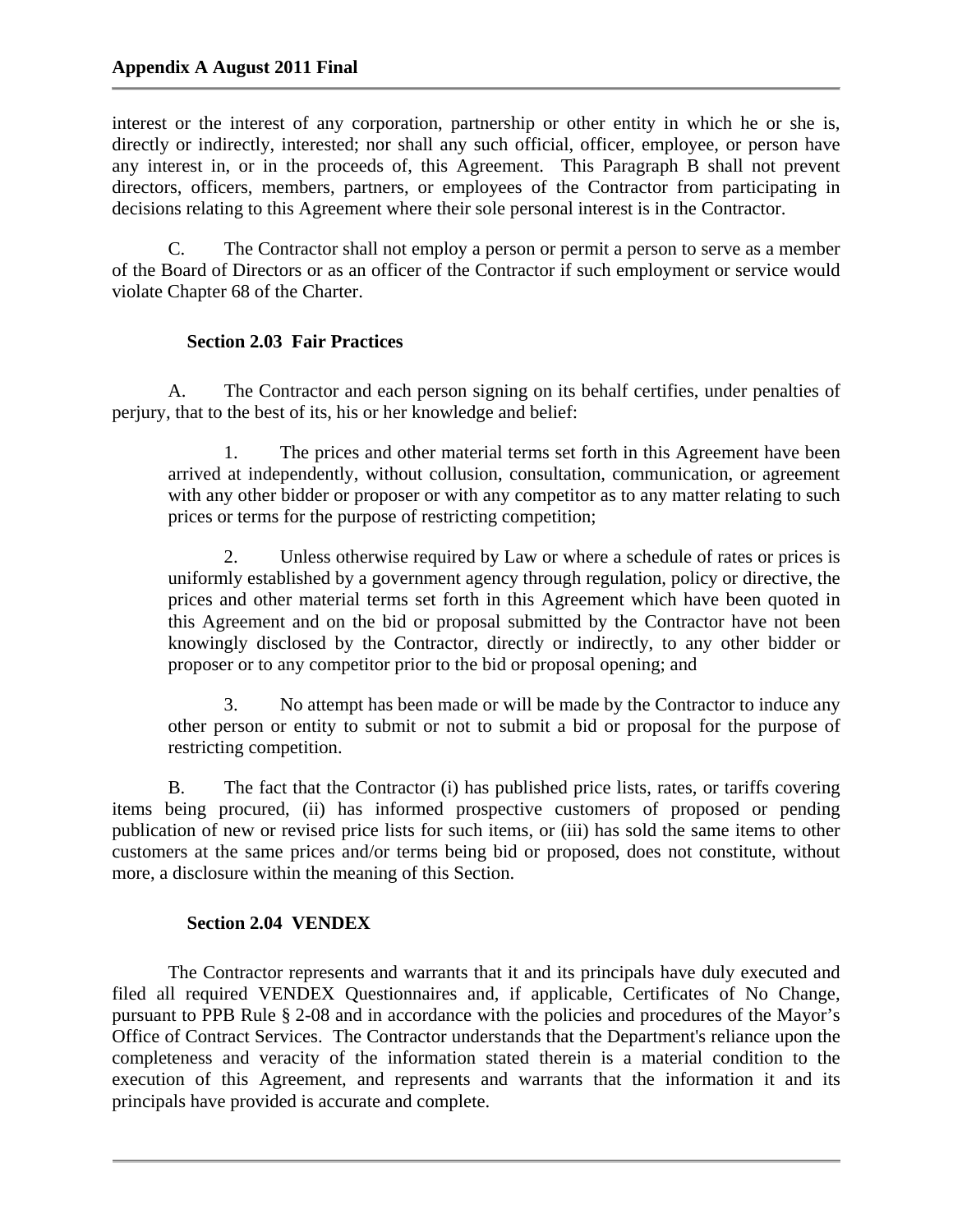interest or the interest of any corporation, partnership or other entity in which he or she is, directly or indirectly, interested; nor shall any such official, officer, employee, or person have any interest in, or in the proceeds of, this Agreement. This Paragraph B shall not prevent directors, officers, members, partners, or employees of the Contractor from participating in decisions relating to this Agreement where their sole personal interest is in the Contractor.

C. The Contractor shall not employ a person or permit a person to serve as a member of the Board of Directors or as an officer of the Contractor if such employment or service would violate Chapter 68 of the Charter.

**Section 2.03 Fair Practices**

A. The Contractor and each person signing on its behalf certifies, under penalties of perjury, that to the best of its, his or her knowledge and belief:

1. The prices and other material terms set forth in this Agreement have been arrived at independently, without collusion, consultation, communication, or agreement with any other bidder or proposer or with any competitor as to any matter relating to such prices or terms for the purpose of restricting competition;

2. Unless otherwise required by Law or where a schedule of rates or prices is uniformly established by a government agency through regulation, policy or directive, the prices and other material terms set forth in this Agreement which have been quoted in this Agreement and on the bid or proposal submitted by the Contractor have not been knowingly disclosed by the Contractor, directly or indirectly, to any other bidder or proposer or to any competitor prior to the bid or proposal opening; and

3. No attempt has been made or will be made by the Contractor to induce any other person or entity to submit or not to submit a bid or proposal for the purpose of restricting competition.

B. The fact that the Contractor (i) has published price lists, rates, or tariffs covering items being procured, (ii) has informed prospective customers of proposed or pending publication of new or revised price lists for such items, or (iii) has sold the same items to other customers at the same prices and/or terms being bid or proposed, does not constitute, without more, a disclosure within the meaning of this Section.

**Section 2.04 VENDEX**

The Contractor represents and warrants that it and its principals have duly executed and filed all required VENDEX Questionnaires and, if applicable, Certificates of No Change, pursuant to PPB Rule § 2-08 and in accordance with the policies and procedures of the Mayor's Office of Contract Services. The Contractor understands that the Department's reliance upon the completeness and veracity of the information stated therein is a material condition to the execution of this Agreement, and represents and warrants that the information it and its principals have provided is accurate and complete.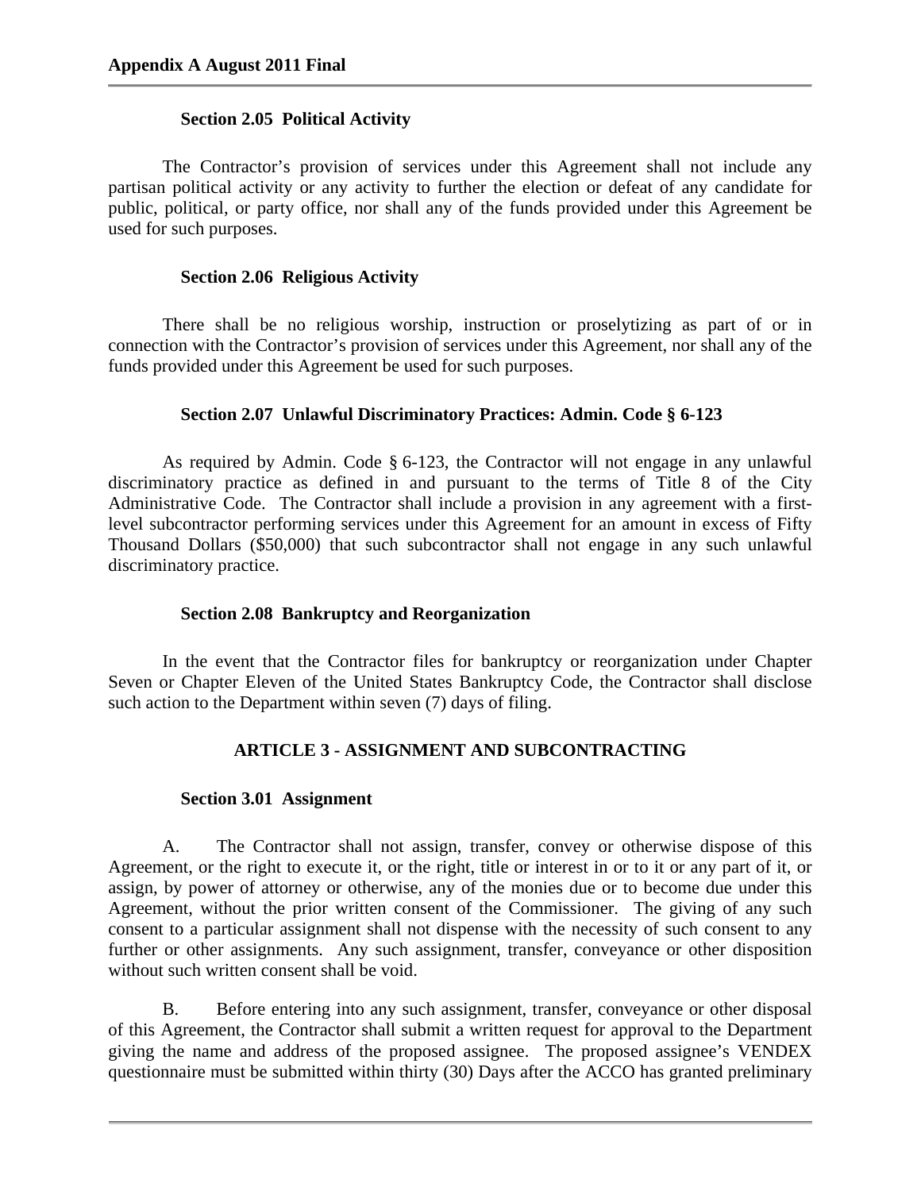#### Section 2.05 Political Activity

The Contractor's provision of services under this Agreement shall not include any partisan political activity or any activity to further the election or defeat of any candidate for public, political, or party office, nor shall any of the funds provided under this Agreement be used for such purposes.

#### Section 2.06 Religious Activity

There shall be no religious worship, instruction or proselytizing as part of or in connection with the Contractor's provision of services under this Agreement, nor shall any of the funds provided under this Agreement be used for such purposes.

#### Section 2.07 Unlawful Discriminatory Practices: Admin. Code § 6-123

As required by Admin. Code § 6-123, the Contractor will not engage in any unlawful discriminatory practice as defined in and pursuant to the terms of Title 8 of the City Administrative Code. The Contractor shall include a provision in any agreement with a first-level subcontractor performing services under this Agreement for an amount in excess of Fifty Thousand Dollars ($50,000) that such subcontractor shall not engage in any such unlawful discriminatory practice.

#### Section 2.08 Bankruptcy and Reorganization

In the event that the Contractor files for bankruptcy or reorganization under Chapter Seven or Chapter Eleven of the United States Bankruptcy Code, the Contractor shall disclose such action to the Department within seven (7) days of filing.

### ARTICLE 3 - ASSIGNMENT AND SUBCONTRACTING

#### Section 3.01 Assignment

A. The Contractor shall not assign, transfer, convey or otherwise dispose of this Agreement, or the right to execute it, or the right, title or interest in or to it or any part of it, or assign, by power of attorney or otherwise, any of the monies due or to become due under this Agreement, without the prior written consent of the Commissioner. The giving of any such consent to a particular assignment shall not dispense with the necessity of such consent to any further or other assignments. Any such assignment, transfer, conveyance or other disposition without such written consent shall be void.

B. Before entering into any such assignment, transfer, conveyance or other disposal of this Agreement, the Contractor shall submit a written request for approval to the Department giving the name and address of the proposed assignee. The proposed assignee's VENDEX questionnaire must be submitted within thirty (30) Days after the ACCO has granted preliminary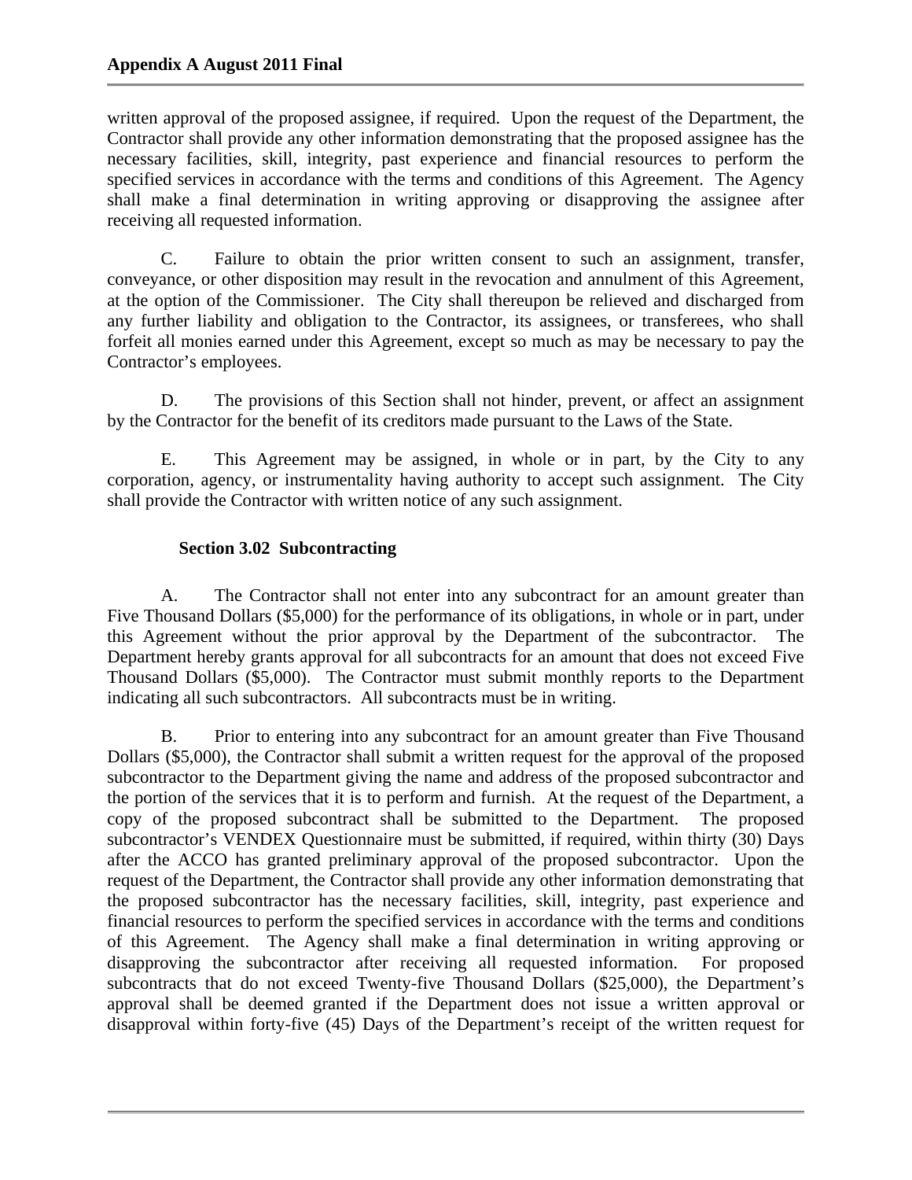written approval of the proposed assignee, if required. Upon the request of the Department, the Contractor shall provide any other information demonstrating that the proposed assignee has the necessary facilities, skill, integrity, past experience and financial resources to perform the specified services in accordance with the terms and conditions of this Agreement. The Agency shall make a final determination in writing approving or disapproving the assignee after receiving all requested information.

C. Failure to obtain the prior written consent to such an assignment, transfer, conveyance, or other disposition may result in the revocation and annulment of this Agreement, at the option of the Commissioner. The City shall thereupon be relieved and discharged from any further liability and obligation to the Contractor, its assignees, or transferees, who shall forfeit all monies earned under this Agreement, except so much as may be necessary to pay the Contractor's employees.

D. The provisions of this Section shall not hinder, prevent, or affect an assignment by the Contractor for the benefit of its creditors made pursuant to the Laws of the State.

E. This Agreement may be assigned, in whole or in part, by the City to any corporation, agency, or instrumentality having authority to accept such assignment. The City shall provide the Contractor with written notice of any such assignment.

### Section 3.02 Subcontracting

A. The Contractor shall not enter into any subcontract for an amount greater than Five Thousand Dollars ($5,000) for the performance of its obligations, in whole or in part, under this Agreement without the prior approval by the Department of the subcontractor. The Department hereby grants approval for all subcontracts for an amount that does not exceed Five Thousand Dollars ($5,000). The Contractor must submit monthly reports to the Department indicating all such subcontractors. All subcontracts must be in writing.

B. Prior to entering into any subcontract for an amount greater than Five Thousand Dollars ($5,000), the Contractor shall submit a written request for the approval of the proposed subcontractor to the Department giving the name and address of the proposed subcontractor and the portion of the services that it is to perform and furnish. At the request of the Department, a copy of the proposed subcontract shall be submitted to the Department. The proposed subcontractor's VENDEX Questionnaire must be submitted, if required, within thirty (30) Days after the ACCO has granted preliminary approval of the proposed subcontractor. Upon the request of the Department, the Contractor shall provide any other information demonstrating that the proposed subcontractor has the necessary facilities, skill, integrity, past experience and financial resources to perform the specified services in accordance with the terms and conditions of this Agreement. The Agency shall make a final determination in writing approving or disapproving the subcontractor after receiving all requested information. For proposed subcontracts that do not exceed Twenty-five Thousand Dollars ($25,000), the Department's approval shall be deemed granted if the Department does not issue a written approval or disapproval within forty-five (45) Days of the Department's receipt of the written request for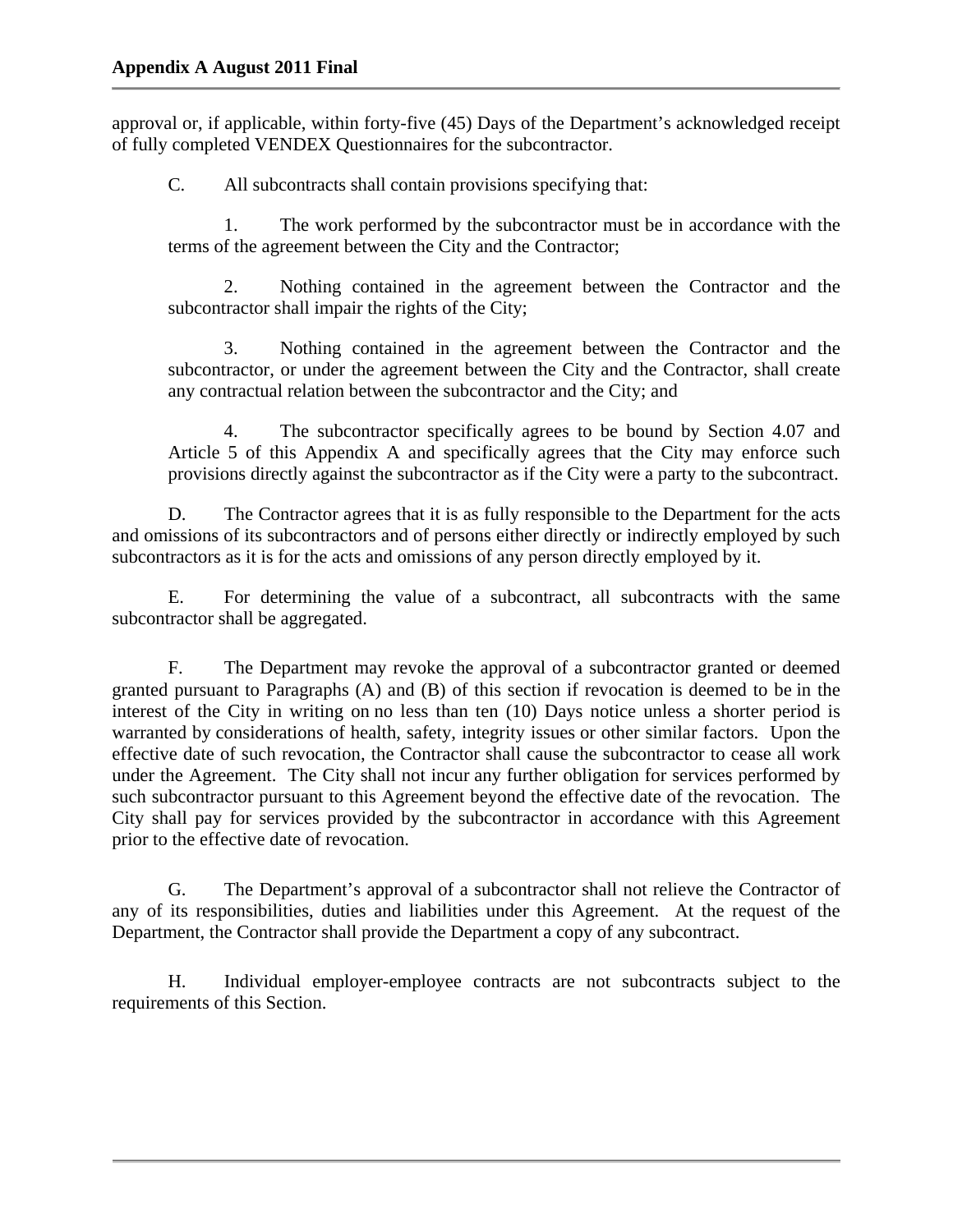approval or, if applicable, within forty-five (45) Days of the Department's acknowledged receipt of fully completed VENDEX Questionnaires for the subcontractor.

C. All subcontracts shall contain provisions specifying that:

1. The work performed by the subcontractor must be in accordance with the terms of the agreement between the City and the Contractor;

2. Nothing contained in the agreement between the Contractor and the subcontractor shall impair the rights of the City;

3. Nothing contained in the agreement between the Contractor and the subcontractor, or under the agreement between the City and the Contractor, shall create any contractual relation between the subcontractor and the City; and

4. The subcontractor specifically agrees to be bound by Section 4.07 and Article 5 of this Appendix A and specifically agrees that the City may enforce such provisions directly against the subcontractor as if the City were a party to the subcontract.

D. The Contractor agrees that it is as fully responsible to the Department for the acts and omissions of its subcontractors and of persons either directly or indirectly employed by such subcontractors as it is for the acts and omissions of any person directly employed by it.

E. For determining the value of a subcontract, all subcontracts with the same subcontractor shall be aggregated.

F. The Department may revoke the approval of a subcontractor granted or deemed granted pursuant to Paragraphs (A) and (B) of this section if revocation is deemed to be in the interest of the City in writing on no less than ten (10) Days notice unless a shorter period is warranted by considerations of health, safety, integrity issues or other similar factors. Upon the effective date of such revocation, the Contractor shall cause the subcontractor to cease all work under the Agreement. The City shall not incur any further obligation for services performed by such subcontractor pursuant to this Agreement beyond the effective date of the revocation. The City shall pay for services provided by the subcontractor in accordance with this Agreement prior to the effective date of revocation.

G. The Department's approval of a subcontractor shall not relieve the Contractor of any of its responsibilities, duties and liabilities under this Agreement. At the request of the Department, the Contractor shall provide the Department a copy of any subcontract.

H. Individual employer-employee contracts are not subcontracts subject to the requirements of this Section.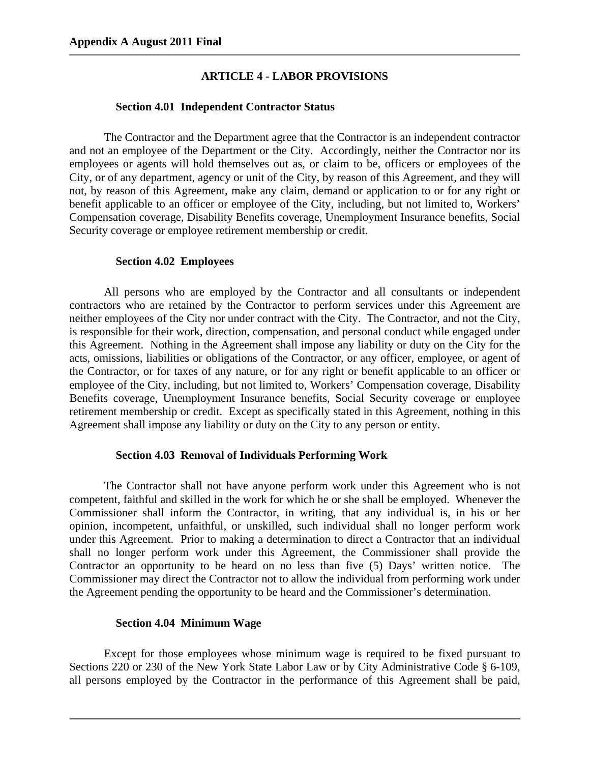## ARTICLE 4 - LABOR PROVISIONS

### Section 4.01 Independent Contractor Status

The Contractor and the Department agree that the Contractor is an independent contractor and not an employee of the Department or the City. Accordingly, neither the Contractor nor its employees or agents will hold themselves out as, or claim to be, officers or employees of the City, or of any department, agency or unit of the City, by reason of this Agreement, and they will not, by reason of this Agreement, make any claim, demand or application to or for any right or benefit applicable to an officer or employee of the City, including, but not limited to, Workers' Compensation coverage, Disability Benefits coverage, Unemployment Insurance benefits, Social Security coverage or employee retirement membership or credit.

### Section 4.02 Employees

All persons who are employed by the Contractor and all consultants or independent contractors who are retained by the Contractor to perform services under this Agreement are neither employees of the City nor under contract with the City. The Contractor, and not the City, is responsible for their work, direction, compensation, and personal conduct while engaged under this Agreement. Nothing in the Agreement shall impose any liability or duty on the City for the acts, omissions, liabilities or obligations of the Contractor, or any officer, employee, or agent of the Contractor, or for taxes of any nature, or for any right or benefit applicable to an officer or employee of the City, including, but not limited to, Workers' Compensation coverage, Disability Benefits coverage, Unemployment Insurance benefits, Social Security coverage or employee retirement membership or credit. Except as specifically stated in this Agreement, nothing in this Agreement shall impose any liability or duty on the City to any person or entity.

### Section 4.03 Removal of Individuals Performing Work

The Contractor shall not have anyone perform work under this Agreement who is not competent, faithful and skilled in the work for which he or she shall be employed. Whenever the Commissioner shall inform the Contractor, in writing, that any individual is, in his or her opinion, incompetent, unfaithful, or unskilled, such individual shall no longer perform work under this Agreement. Prior to making a determination to direct a Contractor that an individual shall no longer perform work under this Agreement, the Commissioner shall provide the Contractor an opportunity to be heard on no less than five (5) Days' written notice. The Commissioner may direct the Contractor not to allow the individual from performing work under the Agreement pending the opportunity to be heard and the Commissioner's determination.

### Section 4.04 Minimum Wage

Except for those employees whose minimum wage is required to be fixed pursuant to Sections 220 or 230 of the New York State Labor Law or by City Administrative Code § 6-109, all persons employed by the Contractor in the performance of this Agreement shall be paid,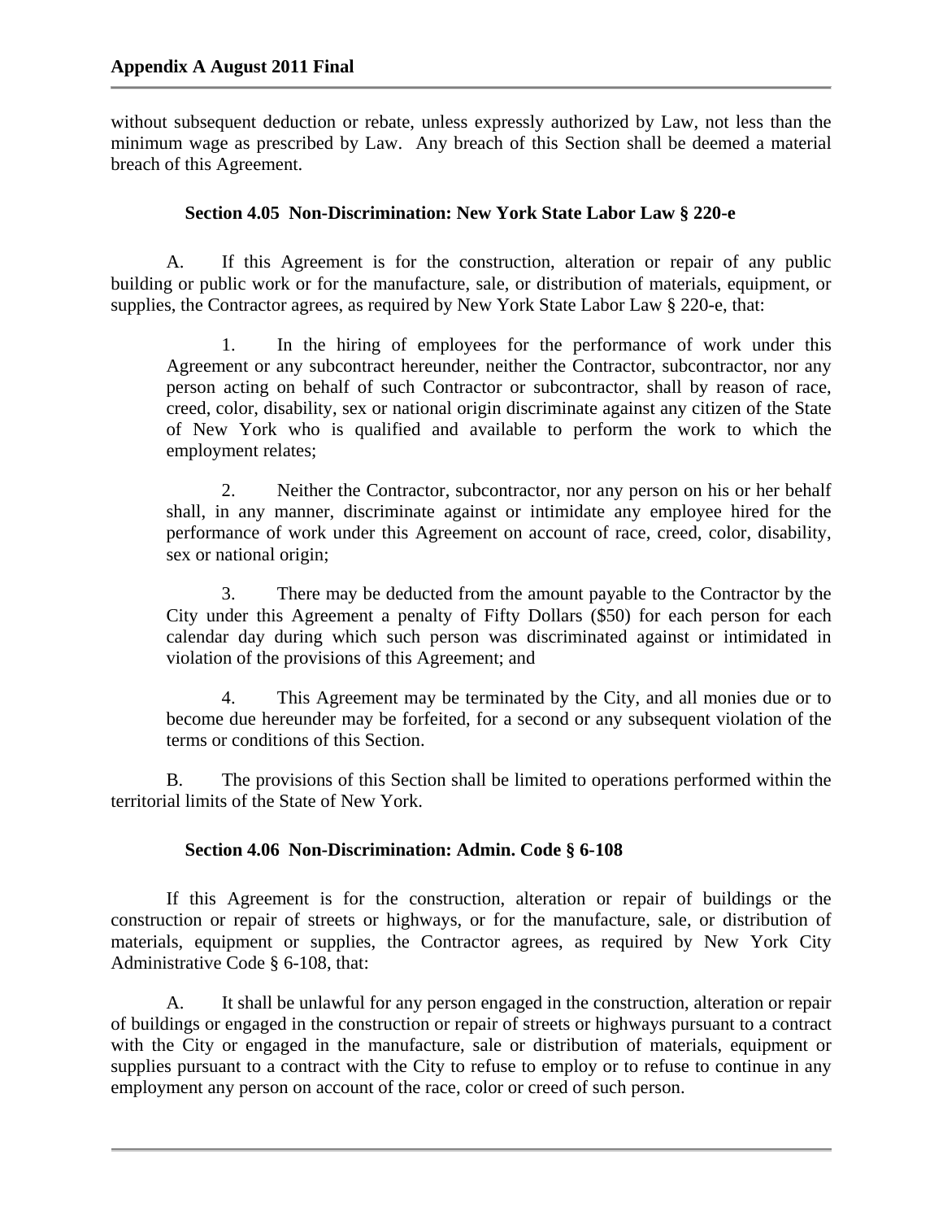without subsequent deduction or rebate, unless expressly authorized by Law, not less than the minimum wage as prescribed by Law. Any breach of this Section shall be deemed a material breach of this Agreement.

### Section 4.05 Non-Discrimination: New York State Labor Law § 220-e

A. If this Agreement is for the construction, alteration or repair of any public building or public work or for the manufacture, sale, or distribution of materials, equipment, or supplies, the Contractor agrees, as required by New York State Labor Law § 220-e, that:

1. In the hiring of employees for the performance of work under this Agreement or any subcontract hereunder, neither the Contractor, subcontractor, nor any person acting on behalf of such Contractor or subcontractor, shall by reason of race, creed, color, disability, sex or national origin discriminate against any citizen of the State of New York who is qualified and available to perform the work to which the employment relates;

2. Neither the Contractor, subcontractor, nor any person on his or her behalf shall, in any manner, discriminate against or intimidate any employee hired for the performance of work under this Agreement on account of race, creed, color, disability, sex or national origin;

3. There may be deducted from the amount payable to the Contractor by the City under this Agreement a penalty of Fifty Dollars ($50) for each person for each calendar day during which such person was discriminated against or intimidated in violation of the provisions of this Agreement; and

4. This Agreement may be terminated by the City, and all monies due or to become due hereunder may be forfeited, for a second or any subsequent violation of the terms or conditions of this Section.

B. The provisions of this Section shall be limited to operations performed within the territorial limits of the State of New York.

### Section 4.06 Non-Discrimination: Admin. Code § 6-108

If this Agreement is for the construction, alteration or repair of buildings or the construction or repair of streets or highways, or for the manufacture, sale, or distribution of materials, equipment or supplies, the Contractor agrees, as required by New York City Administrative Code § 6-108, that:

A. It shall be unlawful for any person engaged in the construction, alteration or repair of buildings or engaged in the construction or repair of streets or highways pursuant to a contract with the City or engaged in the manufacture, sale or distribution of materials, equipment or supplies pursuant to a contract with the City to refuse to employ or to refuse to continue in any employment any person on account of the race, color or creed of such person.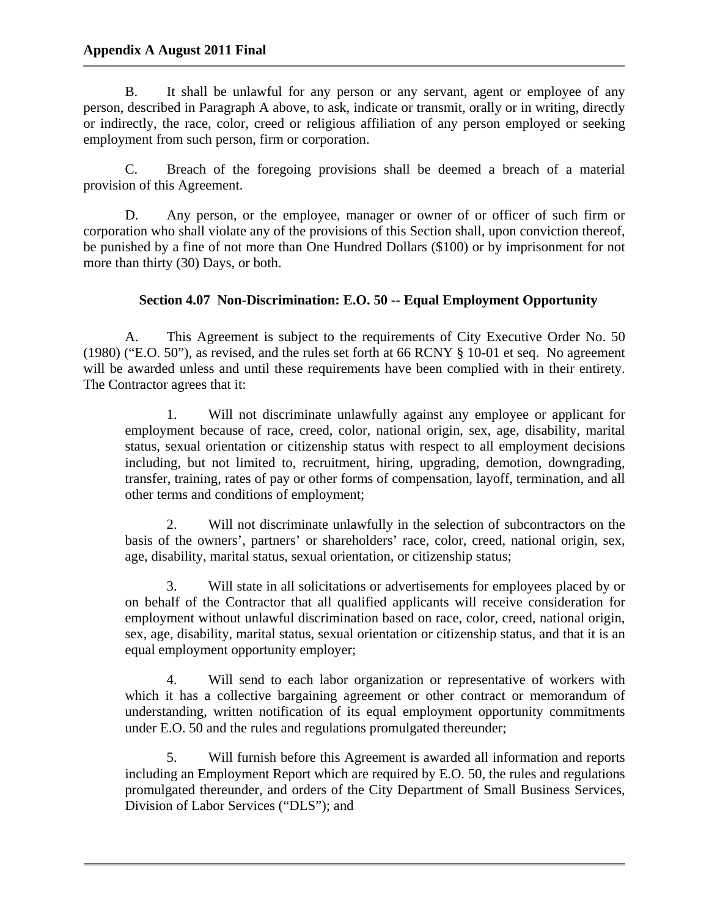B. It shall be unlawful for any person or any servant, agent or employee of any person, described in Paragraph A above, to ask, indicate or transmit, orally or in writing, directly or indirectly, the race, color, creed or religious affiliation of any person employed or seeking employment from such person, firm or corporation.

C. Breach of the foregoing provisions shall be deemed a breach of a material provision of this Agreement.

D. Any person, or the employee, manager or owner of or officer of such firm or corporation who shall violate any of the provisions of this Section shall, upon conviction thereof, be punished by a fine of not more than One Hundred Dollars ($100) or by imprisonment for not more than thirty (30) Days, or both.

### Section 4.07 Non-Discrimination: E.O. 50 -- Equal Employment Opportunity

A. This Agreement is subject to the requirements of City Executive Order No. 50 (1980) ("E.O. 50"), as revised, and the rules set forth at 66 RCNY § 10-01 et seq. No agreement will be awarded unless and until these requirements have been complied with in their entirety. The Contractor agrees that it:

1. Will not discriminate unlawfully against any employee or applicant for employment because of race, creed, color, national origin, sex, age, disability, marital status, sexual orientation or citizenship status with respect to all employment decisions including, but not limited to, recruitment, hiring, upgrading, demotion, downgrading, transfer, training, rates of pay or other forms of compensation, layoff, termination, and all other terms and conditions of employment;

2. Will not discriminate unlawfully in the selection of subcontractors on the basis of the owners', partners' or shareholders' race, color, creed, national origin, sex, age, disability, marital status, sexual orientation, or citizenship status;

3. Will state in all solicitations or advertisements for employees placed by or on behalf of the Contractor that all qualified applicants will receive consideration for employment without unlawful discrimination based on race, color, creed, national origin, sex, age, disability, marital status, sexual orientation or citizenship status, and that it is an equal employment opportunity employer;

4. Will send to each labor organization or representative of workers with which it has a collective bargaining agreement or other contract or memorandum of understanding, written notification of its equal employment opportunity commitments under E.O. 50 and the rules and regulations promulgated thereunder;

5. Will furnish before this Agreement is awarded all information and reports including an Employment Report which are required by E.O. 50, the rules and regulations promulgated thereunder, and orders of the City Department of Small Business Services, Division of Labor Services ("DLS"); and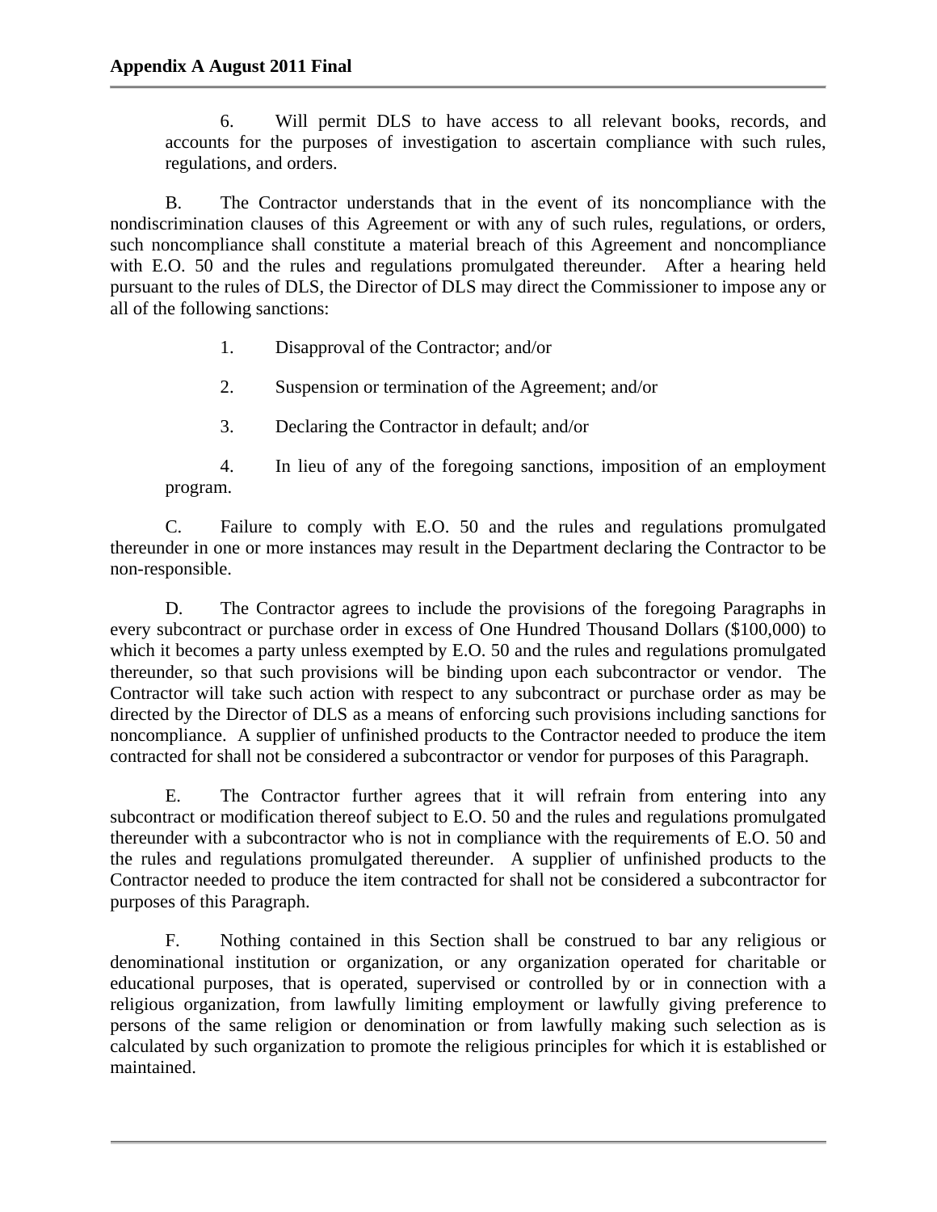6. Will permit DLS to have access to all relevant books, records, and accounts for the purposes of investigation to ascertain compliance with such rules, regulations, and orders.

B. The Contractor understands that in the event of its noncompliance with the nondiscrimination clauses of this Agreement or with any of such rules, regulations, or orders, such noncompliance shall constitute a material breach of this Agreement and noncompliance with E.O. 50 and the rules and regulations promulgated thereunder. After a hearing held pursuant to the rules of DLS, the Director of DLS may direct the Commissioner to impose any or all of the following sanctions:

1. Disapproval of the Contractor; and/or

2. Suspension or termination of the Agreement; and/or

3. Declaring the Contractor in default; and/or

4. In lieu of any of the foregoing sanctions, imposition of an employment program.

C. Failure to comply with E.O. 50 and the rules and regulations promulgated thereunder in one or more instances may result in the Department declaring the Contractor to be non-responsible.

D. The Contractor agrees to include the provisions of the foregoing Paragraphs in every subcontract or purchase order in excess of One Hundred Thousand Dollars ($100,000) to which it becomes a party unless exempted by E.O. 50 and the rules and regulations promulgated thereunder, so that such provisions will be binding upon each subcontractor or vendor. The Contractor will take such action with respect to any subcontract or purchase order as may be directed by the Director of DLS as a means of enforcing such provisions including sanctions for noncompliance. A supplier of unfinished products to the Contractor needed to produce the item contracted for shall not be considered a subcontractor or vendor for purposes of this Paragraph.

E. The Contractor further agrees that it will refrain from entering into any subcontract or modification thereof subject to E.O. 50 and the rules and regulations promulgated thereunder with a subcontractor who is not in compliance with the requirements of E.O. 50 and the rules and regulations promulgated thereunder. A supplier of unfinished products to the Contractor needed to produce the item contracted for shall not be considered a subcontractor for purposes of this Paragraph.

F. Nothing contained in this Section shall be construed to bar any religious or denominational institution or organization, or any organization operated for charitable or educational purposes, that is operated, supervised or controlled by or in connection with a religious organization, from lawfully limiting employment or lawfully giving preference to persons of the same religion or denomination or from lawfully making such selection as is calculated by such organization to promote the religious principles for which it is established or maintained.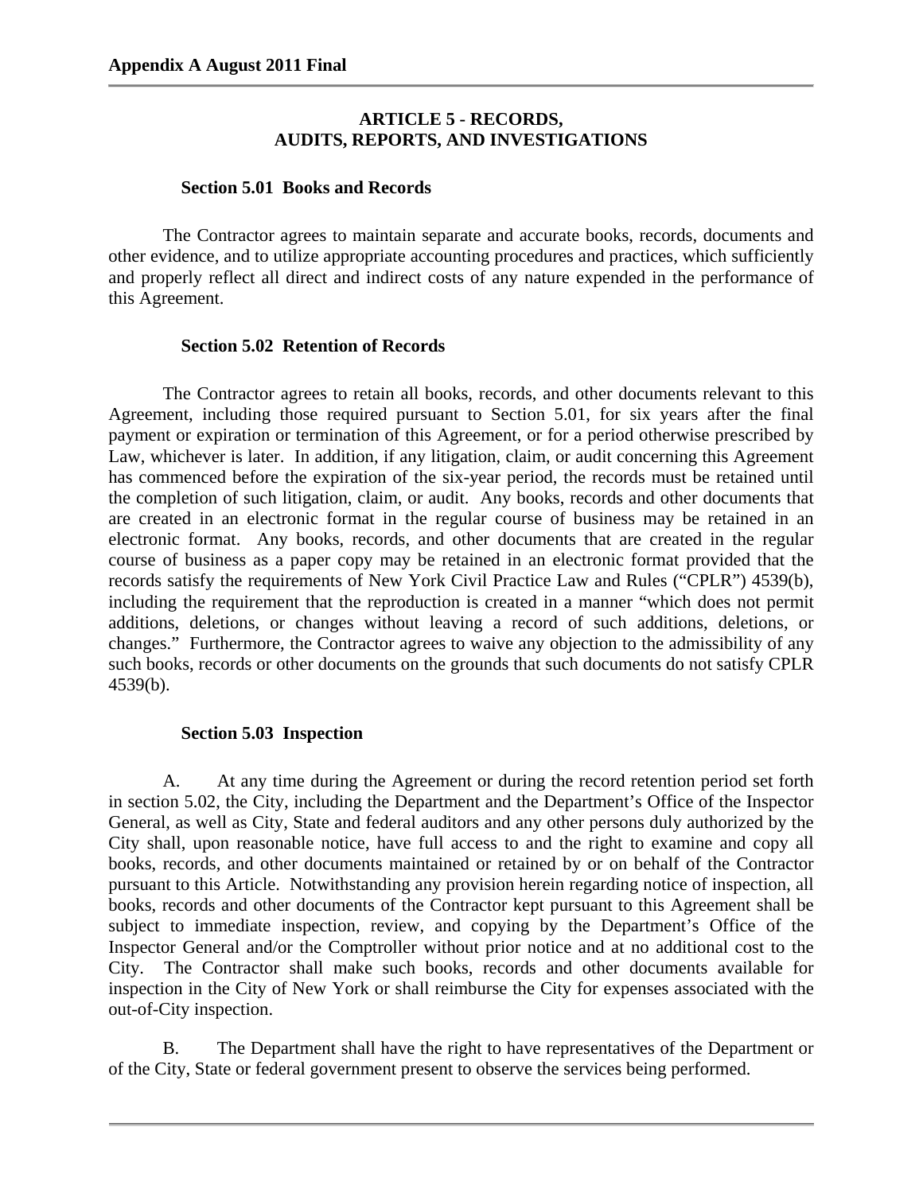## ARTICLE 5 - RECORDS, AUDITS, REPORTS, AND INVESTIGATIONS

### Section 5.01 Books and Records

The Contractor agrees to maintain separate and accurate books, records, documents and other evidence, and to utilize appropriate accounting procedures and practices, which sufficiently and properly reflect all direct and indirect costs of any nature expended in the performance of this Agreement.

### Section 5.02 Retention of Records

The Contractor agrees to retain all books, records, and other documents relevant to this Agreement, including those required pursuant to Section 5.01, for six years after the final payment or expiration or termination of this Agreement, or for a period otherwise prescribed by Law, whichever is later. In addition, if any litigation, claim, or audit concerning this Agreement has commenced before the expiration of the six-year period, the records must be retained until the completion of such litigation, claim, or audit. Any books, records and other documents that are created in an electronic format in the regular course of business may be retained in an electronic format. Any books, records, and other documents that are created in the regular course of business as a paper copy may be retained in an electronic format provided that the records satisfy the requirements of New York Civil Practice Law and Rules ("CPLR") 4539(b), including the requirement that the reproduction is created in a manner "which does not permit additions, deletions, or changes without leaving a record of such additions, deletions, or changes." Furthermore, the Contractor agrees to waive any objection to the admissibility of any such books, records or other documents on the grounds that such documents do not satisfy CPLR 4539(b).

### Section 5.03 Inspection

A. At any time during the Agreement or during the record retention period set forth in section 5.02, the City, including the Department and the Department's Office of the Inspector General, as well as City, State and federal auditors and any other persons duly authorized by the City shall, upon reasonable notice, have full access to and the right to examine and copy all books, records, and other documents maintained or retained by or on behalf of the Contractor pursuant to this Article. Notwithstanding any provision herein regarding notice of inspection, all books, records and other documents of the Contractor kept pursuant to this Agreement shall be subject to immediate inspection, review, and copying by the Department's Office of the Inspector General and/or the Comptroller without prior notice and at no additional cost to the City. The Contractor shall make such books, records and other documents available for inspection in the City of New York or shall reimburse the City for expenses associated with the out-of-City inspection.

B. The Department shall have the right to have representatives of the Department or of the City, State or federal government present to observe the services being performed.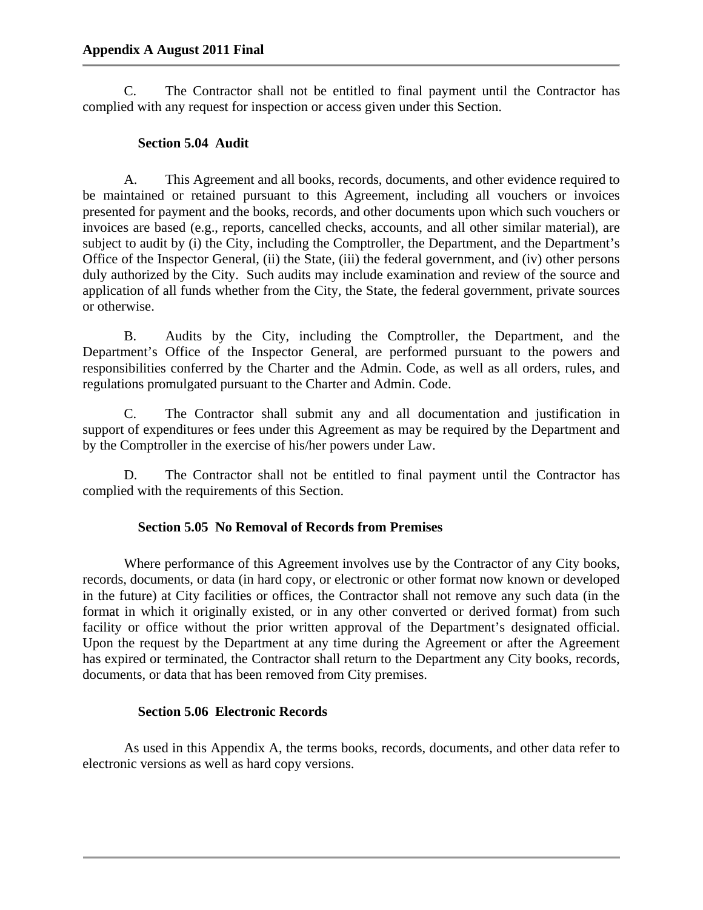C. The Contractor shall not be entitled to final payment until the Contractor has complied with any request for inspection or access given under this Section.

### Section 5.04 Audit

A. This Agreement and all books, records, documents, and other evidence required to be maintained or retained pursuant to this Agreement, including all vouchers or invoices presented for payment and the books, records, and other documents upon which such vouchers or invoices are based (e.g., reports, cancelled checks, accounts, and all other similar material), are subject to audit by (i) the City, including the Comptroller, the Department, and the Department's Office of the Inspector General, (ii) the State, (iii) the federal government, and (iv) other persons duly authorized by the City. Such audits may include examination and review of the source and application of all funds whether from the City, the State, the federal government, private sources or otherwise.

B. Audits by the City, including the Comptroller, the Department, and the Department's Office of the Inspector General, are performed pursuant to the powers and responsibilities conferred by the Charter and the Admin. Code, as well as all orders, rules, and regulations promulgated pursuant to the Charter and Admin. Code.

C. The Contractor shall submit any and all documentation and justification in support of expenditures or fees under this Agreement as may be required by the Department and by the Comptroller in the exercise of his/her powers under Law.

D. The Contractor shall not be entitled to final payment until the Contractor has complied with the requirements of this Section.

### Section 5.05 No Removal of Records from Premises

Where performance of this Agreement involves use by the Contractor of any City books, records, documents, or data (in hard copy, or electronic or other format now known or developed in the future) at City facilities or offices, the Contractor shall not remove any such data (in the format in which it originally existed, or in any other converted or derived format) from such facility or office without the prior written approval of the Department's designated official. Upon the request by the Department at any time during the Agreement or after the Agreement has expired or terminated, the Contractor shall return to the Department any City books, records, documents, or data that has been removed from City premises.

### Section 5.06 Electronic Records

As used in this Appendix A, the terms books, records, documents, and other data refer to electronic versions as well as hard copy versions.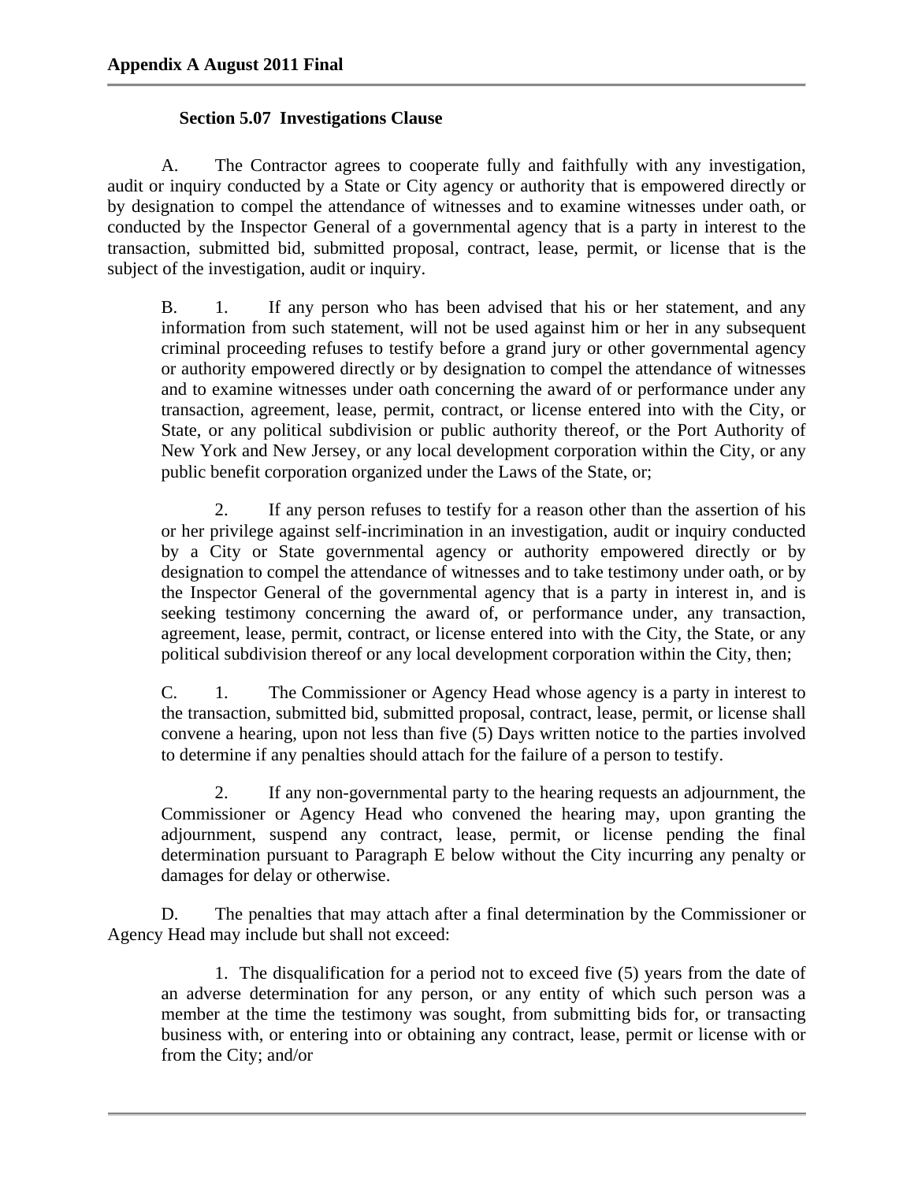### Section 5.07 Investigations Clause

A. The Contractor agrees to cooperate fully and faithfully with any investigation, audit or inquiry conducted by a State or City agency or authority that is empowered directly or by designation to compel the attendance of witnesses and to examine witnesses under oath, or conducted by the Inspector General of a governmental agency that is a party in interest to the transaction, submitted bid, submitted proposal, contract, lease, permit, or license that is the subject of the investigation, audit or inquiry.

B. 1. If any person who has been advised that his or her statement, and any information from such statement, will not be used against him or her in any subsequent criminal proceeding refuses to testify before a grand jury or other governmental agency or authority empowered directly or by designation to compel the attendance of witnesses and to examine witnesses under oath concerning the award of or performance under any transaction, agreement, lease, permit, contract, or license entered into with the City, or State, or any political subdivision or public authority thereof, or the Port Authority of New York and New Jersey, or any local development corporation within the City, or any public benefit corporation organized under the Laws of the State, or;

2. If any person refuses to testify for a reason other than the assertion of his or her privilege against self-incrimination in an investigation, audit or inquiry conducted by a City or State governmental agency or authority empowered directly or by designation to compel the attendance of witnesses and to take testimony under oath, or by the Inspector General of the governmental agency that is a party in interest in, and is seeking testimony concerning the award of, or performance under, any transaction, agreement, lease, permit, contract, or license entered into with the City, the State, or any political subdivision thereof or any local development corporation within the City, then;

C. 1. The Commissioner or Agency Head whose agency is a party in interest to the transaction, submitted bid, submitted proposal, contract, lease, permit, or license shall convene a hearing, upon not less than five (5) Days written notice to the parties involved to determine if any penalties should attach for the failure of a person to testify.

2. If any non-governmental party to the hearing requests an adjournment, the Commissioner or Agency Head who convened the hearing may, upon granting the adjournment, suspend any contract, lease, permit, or license pending the final determination pursuant to Paragraph E below without the City incurring any penalty or damages for delay or otherwise.

D. The penalties that may attach after a final determination by the Commissioner or Agency Head may include but shall not exceed:

1. The disqualification for a period not to exceed five (5) years from the date of an adverse determination for any person, or any entity of which such person was a member at the time the testimony was sought, from submitting bids for, or transacting business with, or entering into or obtaining any contract, lease, permit or license with or from the City; and/or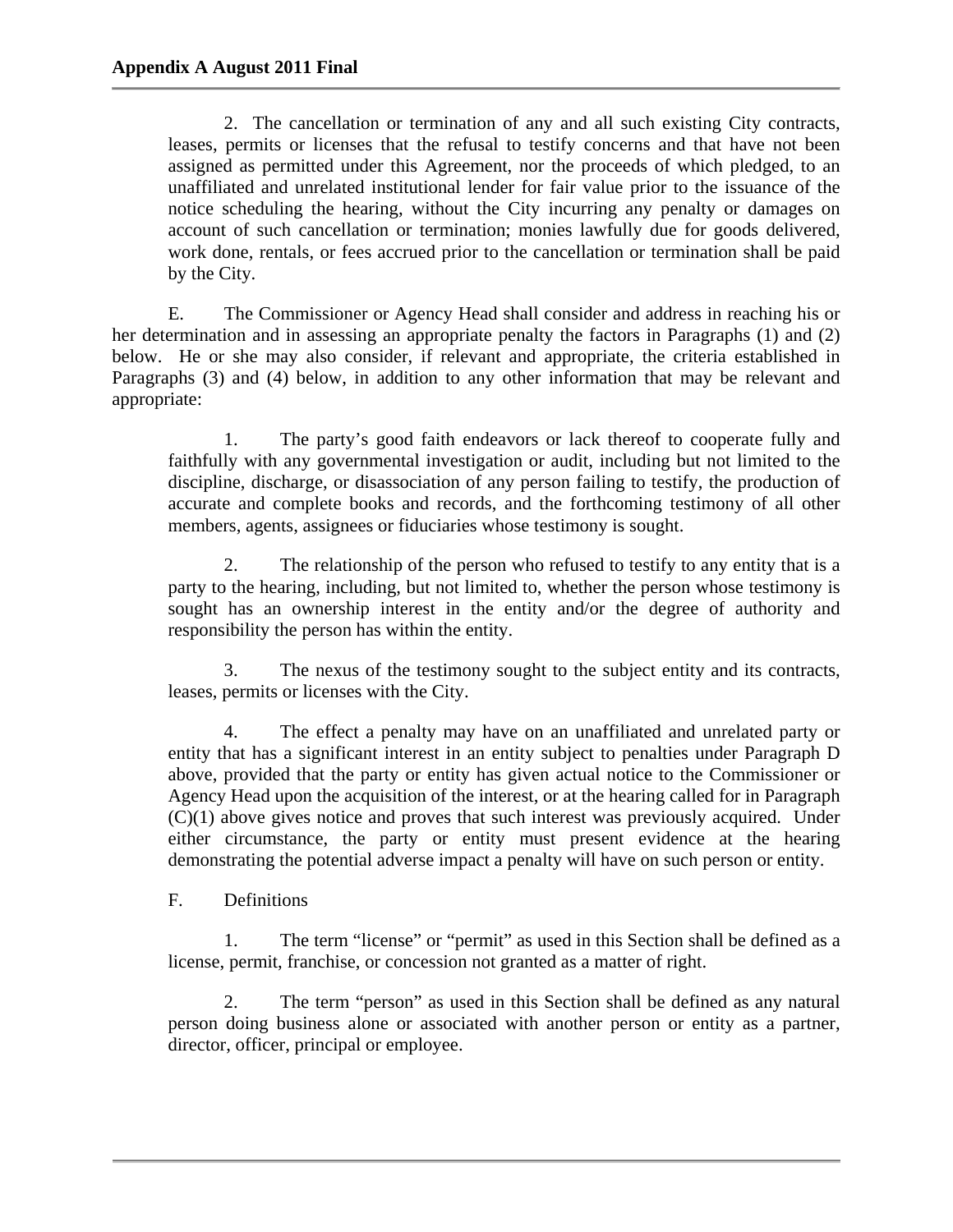2. The cancellation or termination of any and all such existing City contracts, leases, permits or licenses that the refusal to testify concerns and that have not been assigned as permitted under this Agreement, nor the proceeds of which pledged, to an unaffiliated and unrelated institutional lender for fair value prior to the issuance of the notice scheduling the hearing, without the City incurring any penalty or damages on account of such cancellation or termination; monies lawfully due for goods delivered, work done, rentals, or fees accrued prior to the cancellation or termination shall be paid by the City.

E. The Commissioner or Agency Head shall consider and address in reaching his or her determination and in assessing an appropriate penalty the factors in Paragraphs (1) and (2) below. He or she may also consider, if relevant and appropriate, the criteria established in Paragraphs (3) and (4) below, in addition to any other information that may be relevant and appropriate:

1. The party's good faith endeavors or lack thereof to cooperate fully and faithfully with any governmental investigation or audit, including but not limited to the discipline, discharge, or disassociation of any person failing to testify, the production of accurate and complete books and records, and the forthcoming testimony of all other members, agents, assignees or fiduciaries whose testimony is sought.

2. The relationship of the person who refused to testify to any entity that is a party to the hearing, including, but not limited to, whether the person whose testimony is sought has an ownership interest in the entity and/or the degree of authority and responsibility the person has within the entity.

3. The nexus of the testimony sought to the subject entity and its contracts, leases, permits or licenses with the City.

4. The effect a penalty may have on an unaffiliated and unrelated party or entity that has a significant interest in an entity subject to penalties under Paragraph D above, provided that the party or entity has given actual notice to the Commissioner or Agency Head upon the acquisition of the interest, or at the hearing called for in Paragraph (C)(1) above gives notice and proves that such interest was previously acquired. Under either circumstance, the party or entity must present evidence at the hearing demonstrating the potential adverse impact a penalty will have on such person or entity.

F. Definitions

1. The term "license" or "permit" as used in this Section shall be defined as a license, permit, franchise, or concession not granted as a matter of right.

2. The term "person" as used in this Section shall be defined as any natural person doing business alone or associated with another person or entity as a partner, director, officer, principal or employee.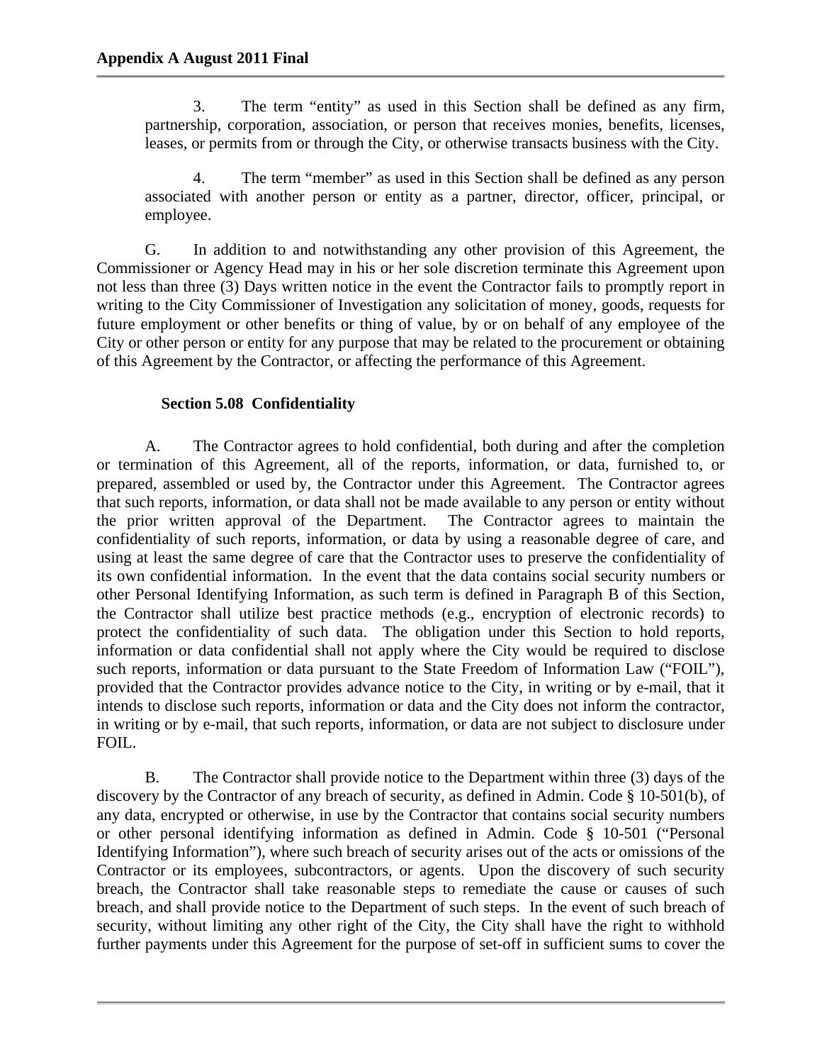3. The term "entity" as used in this Section shall be defined as any firm, partnership, corporation, association, or person that receives monies, benefits, licenses, leases, or permits from or through the City, or otherwise transacts business with the City.

4. The term "member" as used in this Section shall be defined as any person associated with another person or entity as a partner, director, officer, principal, or employee.

G. In addition to and notwithstanding any other provision of this Agreement, the Commissioner or Agency Head may in his or her sole discretion terminate this Agreement upon not less than three (3) Days written notice in the event the Contractor fails to promptly report in writing to the City Commissioner of Investigation any solicitation of money, goods, requests for future employment or other benefits or thing of value, by or on behalf of any employee of the City or other person or entity for any purpose that may be related to the procurement or obtaining of this Agreement by the Contractor, or affecting the performance of this Agreement.

### Section 5.08 Confidentiality

A. The Contractor agrees to hold confidential, both during and after the completion or termination of this Agreement, all of the reports, information, or data, furnished to, or prepared, assembled or used by, the Contractor under this Agreement. The Contractor agrees that such reports, information, or data shall not be made available to any person or entity without the prior written approval of the Department. The Contractor agrees to maintain the confidentiality of such reports, information, or data by using a reasonable degree of care, and using at least the same degree of care that the Contractor uses to preserve the confidentiality of its own confidential information. In the event that the data contains social security numbers or other Personal Identifying Information, as such term is defined in Paragraph B of this Section, the Contractor shall utilize best practice methods (e.g., encryption of electronic records) to protect the confidentiality of such data. The obligation under this Section to hold reports, information or data confidential shall not apply where the City would be required to disclose such reports, information or data pursuant to the State Freedom of Information Law ("FOIL"), provided that the Contractor provides advance notice to the City, in writing or by e-mail, that it intends to disclose such reports, information or data and the City does not inform the contractor, in writing or by e-mail, that such reports, information, or data are not subject to disclosure under FOIL.

B. The Contractor shall provide notice to the Department within three (3) days of the discovery by the Contractor of any breach of security, as defined in Admin. Code § 10-501(b), of any data, encrypted or otherwise, in use by the Contractor that contains social security numbers or other personal identifying information as defined in Admin. Code § 10-501 ("Personal Identifying Information"), where such breach of security arises out of the acts or omissions of the Contractor or its employees, subcontractors, or agents. Upon the discovery of such security breach, the Contractor shall take reasonable steps to remediate the cause or causes of such breach, and shall provide notice to the Department of such steps. In the event of such breach of security, without limiting any other right of the City, the City shall have the right to withhold further payments under this Agreement for the purpose of set-off in sufficient sums to cover the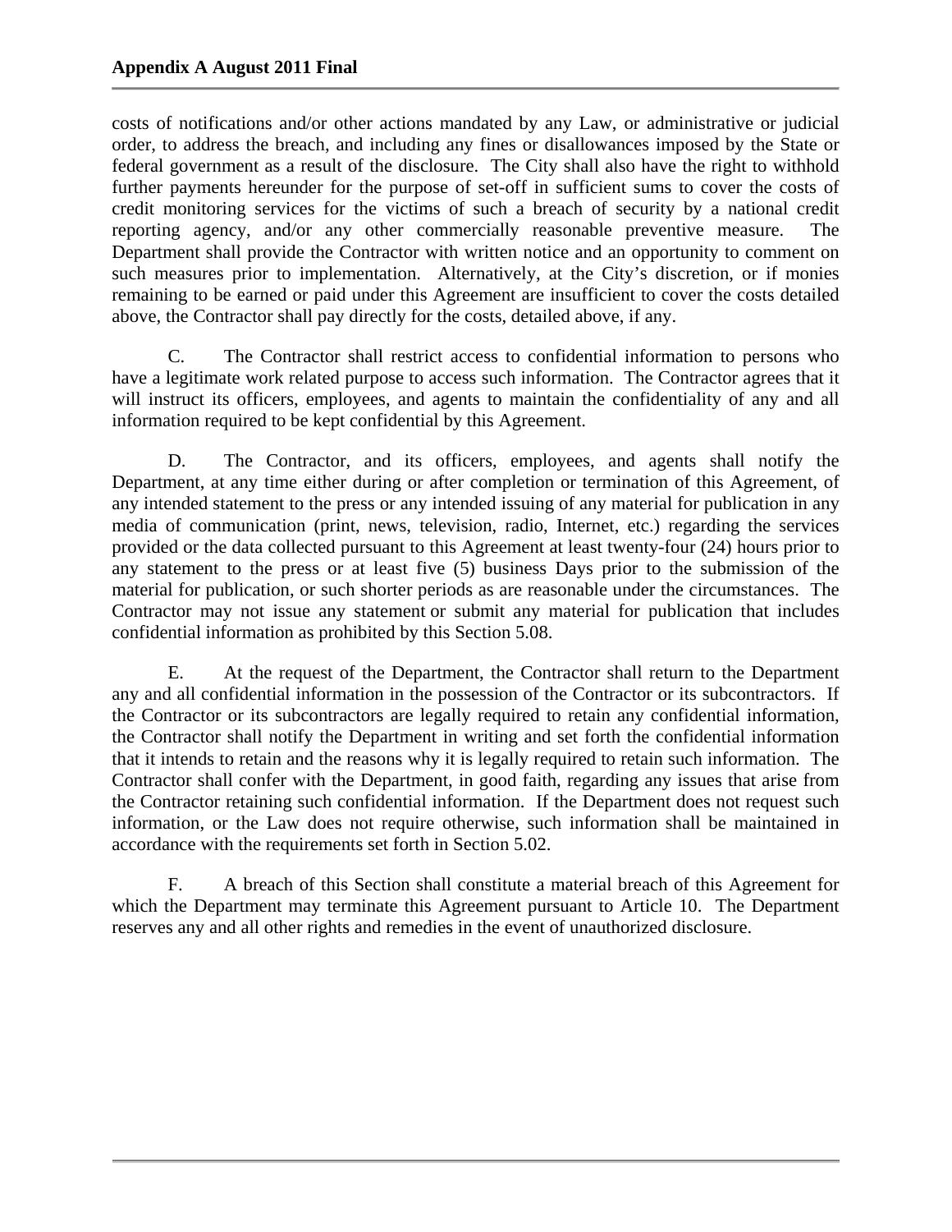costs of notifications and/or other actions mandated by any Law, or administrative or judicial order, to address the breach, and including any fines or disallowances imposed by the State or federal government as a result of the disclosure. The City shall also have the right to withhold further payments hereunder for the purpose of set-off in sufficient sums to cover the costs of credit monitoring services for the victims of such a breach of security by a national credit reporting agency, and/or any other commercially reasonable preventive measure. The Department shall provide the Contractor with written notice and an opportunity to comment on such measures prior to implementation. Alternatively, at the City's discretion, or if monies remaining to be earned or paid under this Agreement are insufficient to cover the costs detailed above, the Contractor shall pay directly for the costs, detailed above, if any.

C. The Contractor shall restrict access to confidential information to persons who have a legitimate work related purpose to access such information. The Contractor agrees that it will instruct its officers, employees, and agents to maintain the confidentiality of any and all information required to be kept confidential by this Agreement.

D. The Contractor, and its officers, employees, and agents shall notify the Department, at any time either during or after completion or termination of this Agreement, of any intended statement to the press or any intended issuing of any material for publication in any media of communication (print, news, television, radio, Internet, etc.) regarding the services provided or the data collected pursuant to this Agreement at least twenty-four (24) hours prior to any statement to the press or at least five (5) business Days prior to the submission of the material for publication, or such shorter periods as are reasonable under the circumstances. The Contractor may not issue any statement or submit any material for publication that includes confidential information as prohibited by this Section 5.08.

E. At the request of the Department, the Contractor shall return to the Department any and all confidential information in the possession of the Contractor or its subcontractors. If the Contractor or its subcontractors are legally required to retain any confidential information, the Contractor shall notify the Department in writing and set forth the confidential information that it intends to retain and the reasons why it is legally required to retain such information. The Contractor shall confer with the Department, in good faith, regarding any issues that arise from the Contractor retaining such confidential information. If the Department does not request such information, or the Law does not require otherwise, such information shall be maintained in accordance with the requirements set forth in Section 5.02.

F. A breach of this Section shall constitute a material breach of this Agreement for which the Department may terminate this Agreement pursuant to Article 10. The Department reserves any and all other rights and remedies in the event of unauthorized disclosure.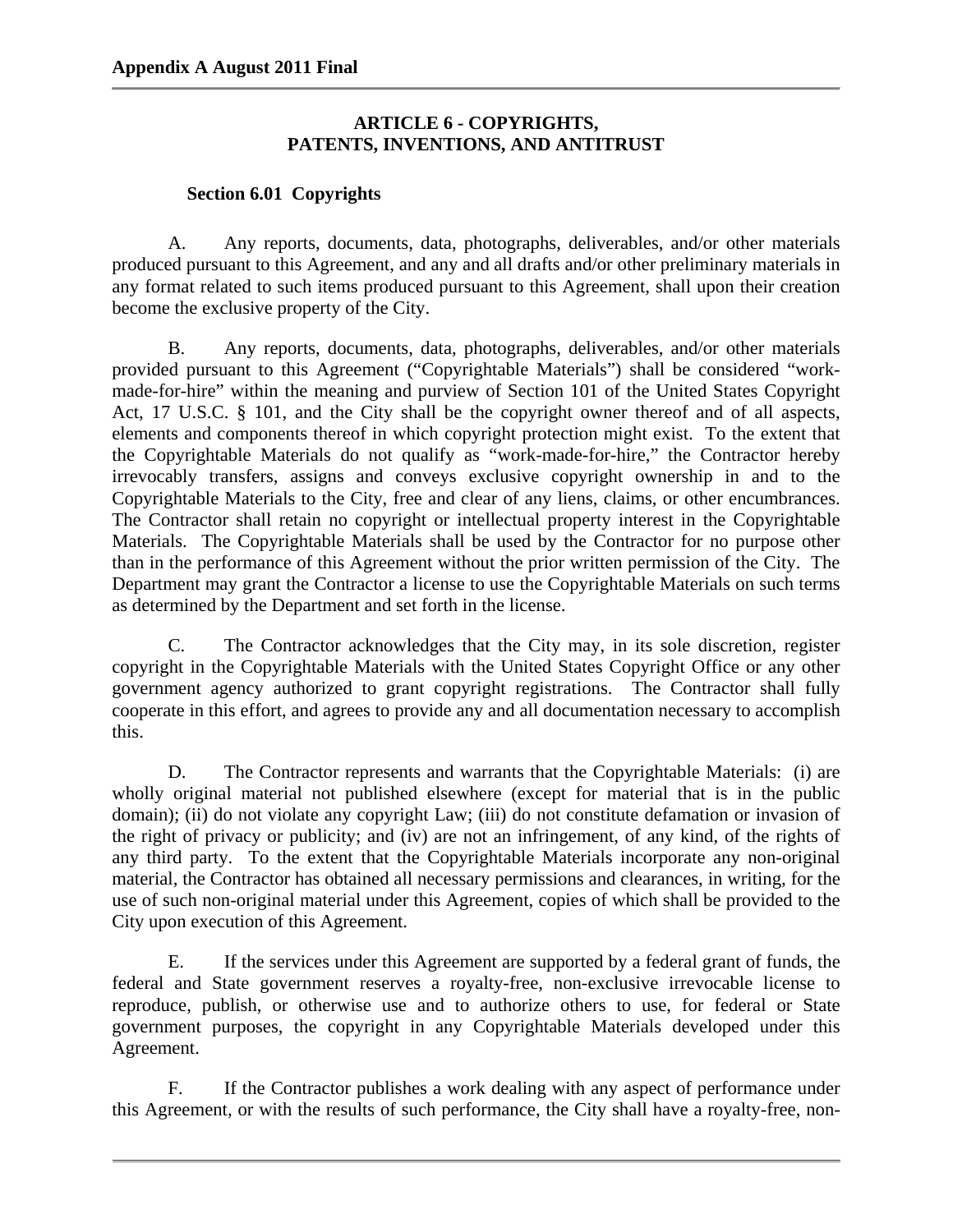## ARTICLE 6 - COPYRIGHTS, PATENTS, INVENTIONS, AND ANTITRUST

### Section 6.01 Copyrights

A. Any reports, documents, data, photographs, deliverables, and/or other materials produced pursuant to this Agreement, and any and all drafts and/or other preliminary materials in any format related to such items produced pursuant to this Agreement, shall upon their creation become the exclusive property of the City.

B. Any reports, documents, data, photographs, deliverables, and/or other materials provided pursuant to this Agreement ("Copyrightable Materials") shall be considered "work-made-for-hire" within the meaning and purview of Section 101 of the United States Copyright Act, 17 U.S.C. § 101, and the City shall be the copyright owner thereof and of all aspects, elements and components thereof in which copyright protection might exist. To the extent that the Copyrightable Materials do not qualify as "work-made-for-hire," the Contractor hereby irrevocably transfers, assigns and conveys exclusive copyright ownership in and to the Copyrightable Materials to the City, free and clear of any liens, claims, or other encumbrances. The Contractor shall retain no copyright or intellectual property interest in the Copyrightable Materials. The Copyrightable Materials shall be used by the Contractor for no purpose other than in the performance of this Agreement without the prior written permission of the City. The Department may grant the Contractor a license to use the Copyrightable Materials on such terms as determined by the Department and set forth in the license.

C. The Contractor acknowledges that the City may, in its sole discretion, register copyright in the Copyrightable Materials with the United States Copyright Office or any other government agency authorized to grant copyright registrations. The Contractor shall fully cooperate in this effort, and agrees to provide any and all documentation necessary to accomplish this.

D. The Contractor represents and warrants that the Copyrightable Materials: (i) are wholly original material not published elsewhere (except for material that is in the public domain); (ii) do not violate any copyright Law; (iii) do not constitute defamation or invasion of the right of privacy or publicity; and (iv) are not an infringement, of any kind, of the rights of any third party. To the extent that the Copyrightable Materials incorporate any non-original material, the Contractor has obtained all necessary permissions and clearances, in writing, for the use of such non-original material under this Agreement, copies of which shall be provided to the City upon execution of this Agreement.

E. If the services under this Agreement are supported by a federal grant of funds, the federal and State government reserves a royalty-free, non-exclusive irrevocable license to reproduce, publish, or otherwise use and to authorize others to use, for federal or State government purposes, the copyright in any Copyrightable Materials developed under this Agreement.

F. If the Contractor publishes a work dealing with any aspect of performance under this Agreement, or with the results of such performance, the City shall have a royalty-free, non-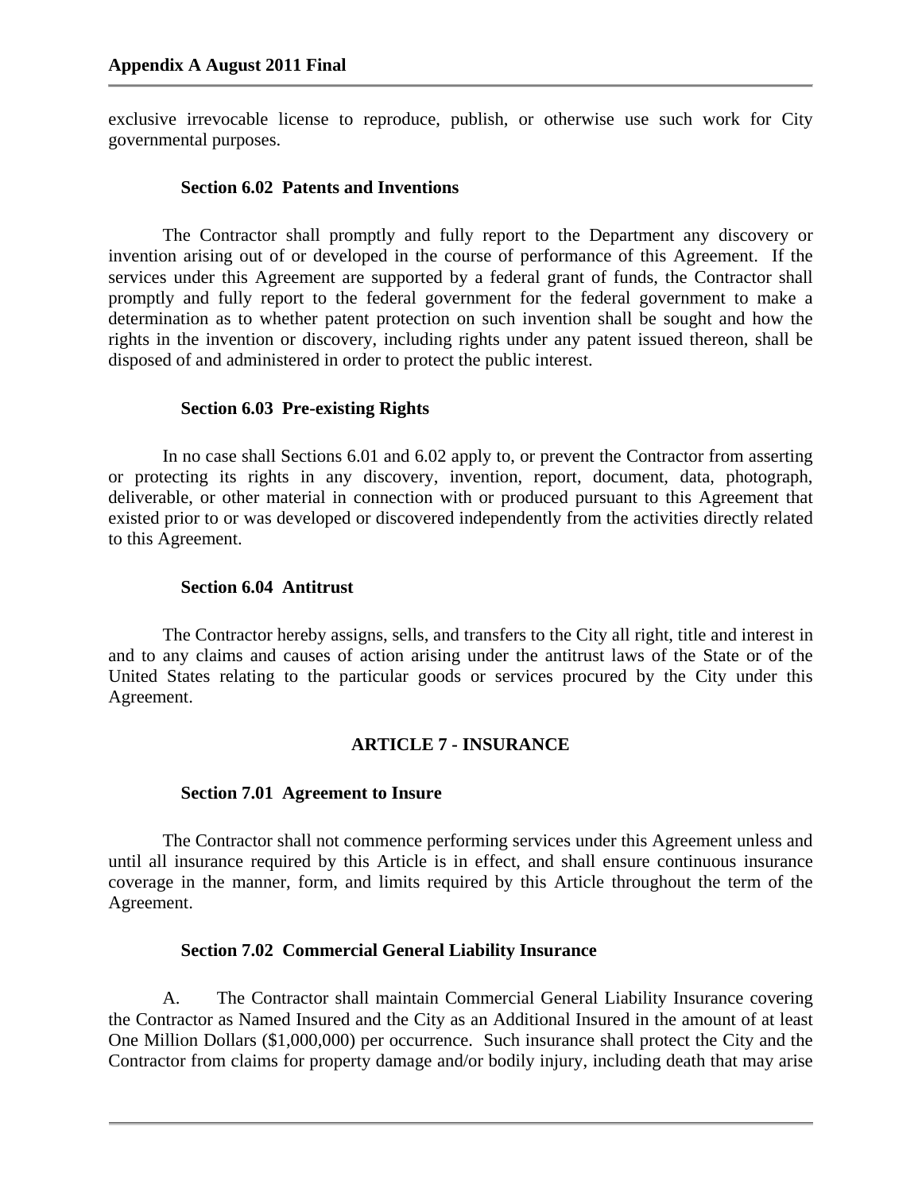exclusive irrevocable license to reproduce, publish, or otherwise use such work for City governmental purposes.

### Section 6.02 Patents and Inventions

The Contractor shall promptly and fully report to the Department any discovery or invention arising out of or developed in the course of performance of this Agreement. If the services under this Agreement are supported by a federal grant of funds, the Contractor shall promptly and fully report to the federal government for the federal government to make a determination as to whether patent protection on such invention shall be sought and how the rights in the invention or discovery, including rights under any patent issued thereon, shall be disposed of and administered in order to protect the public interest.

### Section 6.03 Pre-existing Rights

In no case shall Sections 6.01 and 6.02 apply to, or prevent the Contractor from asserting or protecting its rights in any discovery, invention, report, document, data, photograph, deliverable, or other material in connection with or produced pursuant to this Agreement that existed prior to or was developed or discovered independently from the activities directly related to this Agreement.

### Section 6.04 Antitrust

The Contractor hereby assigns, sells, and transfers to the City all right, title and interest in and to any claims and causes of action arising under the antitrust laws of the State or of the United States relating to the particular goods or services procured by the City under this Agreement.

## ARTICLE 7 - INSURANCE

### Section 7.01 Agreement to Insure

The Contractor shall not commence performing services under this Agreement unless and until all insurance required by this Article is in effect, and shall ensure continuous insurance coverage in the manner, form, and limits required by this Article throughout the term of the Agreement.

### Section 7.02 Commercial General Liability Insurance

A. The Contractor shall maintain Commercial General Liability Insurance covering the Contractor as Named Insured and the City as an Additional Insured in the amount of at least One Million Dollars ($1,000,000) per occurrence. Such insurance shall protect the City and the Contractor from claims for property damage and/or bodily injury, including death that may arise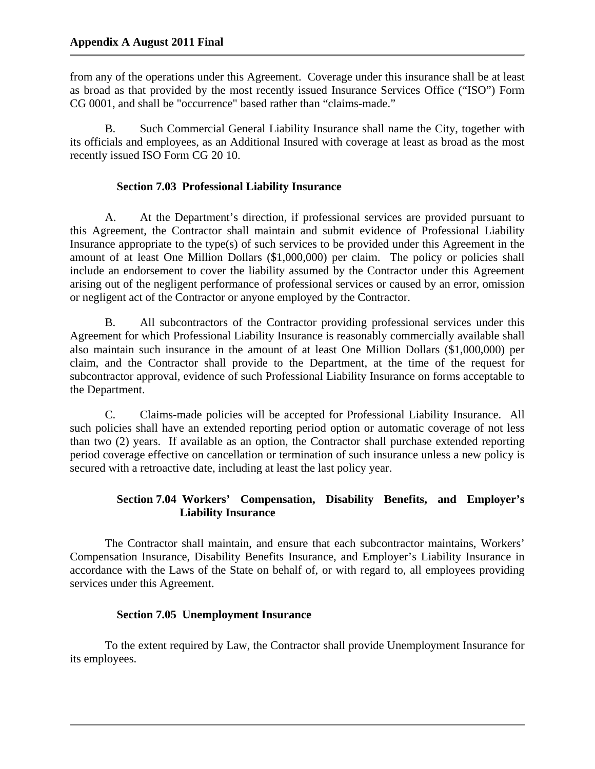from any of the operations under this Agreement. Coverage under this insurance shall be at least as broad as that provided by the most recently issued Insurance Services Office ("ISO") Form CG 0001, and shall be "occurrence" based rather than "claims-made."

B. Such Commercial General Liability Insurance shall name the City, together with its officials and employees, as an Additional Insured with coverage at least as broad as the most recently issued ISO Form CG 20 10.

### Section 7.03 Professional Liability Insurance

A. At the Department's direction, if professional services are provided pursuant to this Agreement, the Contractor shall maintain and submit evidence of Professional Liability Insurance appropriate to the type(s) of such services to be provided under this Agreement in the amount of at least One Million Dollars ($1,000,000) per claim. The policy or policies shall include an endorsement to cover the liability assumed by the Contractor under this Agreement arising out of the negligent performance of professional services or caused by an error, omission or negligent act of the Contractor or anyone employed by the Contractor.

B. All subcontractors of the Contractor providing professional services under this Agreement for which Professional Liability Insurance is reasonably commercially available shall also maintain such insurance in the amount of at least One Million Dollars ($1,000,000) per claim, and the Contractor shall provide to the Department, at the time of the request for subcontractor approval, evidence of such Professional Liability Insurance on forms acceptable to the Department.

C. Claims-made policies will be accepted for Professional Liability Insurance. All such policies shall have an extended reporting period option or automatic coverage of not less than two (2) years. If available as an option, the Contractor shall purchase extended reporting period coverage effective on cancellation or termination of such insurance unless a new policy is secured with a retroactive date, including at least the last policy year.

### Section 7.04 Workers' Compensation, Disability Benefits, and Employer's Liability Insurance

The Contractor shall maintain, and ensure that each subcontractor maintains, Workers' Compensation Insurance, Disability Benefits Insurance, and Employer's Liability Insurance in accordance with the Laws of the State on behalf of, or with regard to, all employees providing services under this Agreement.

### Section 7.05 Unemployment Insurance

To the extent required by Law, the Contractor shall provide Unemployment Insurance for its employees.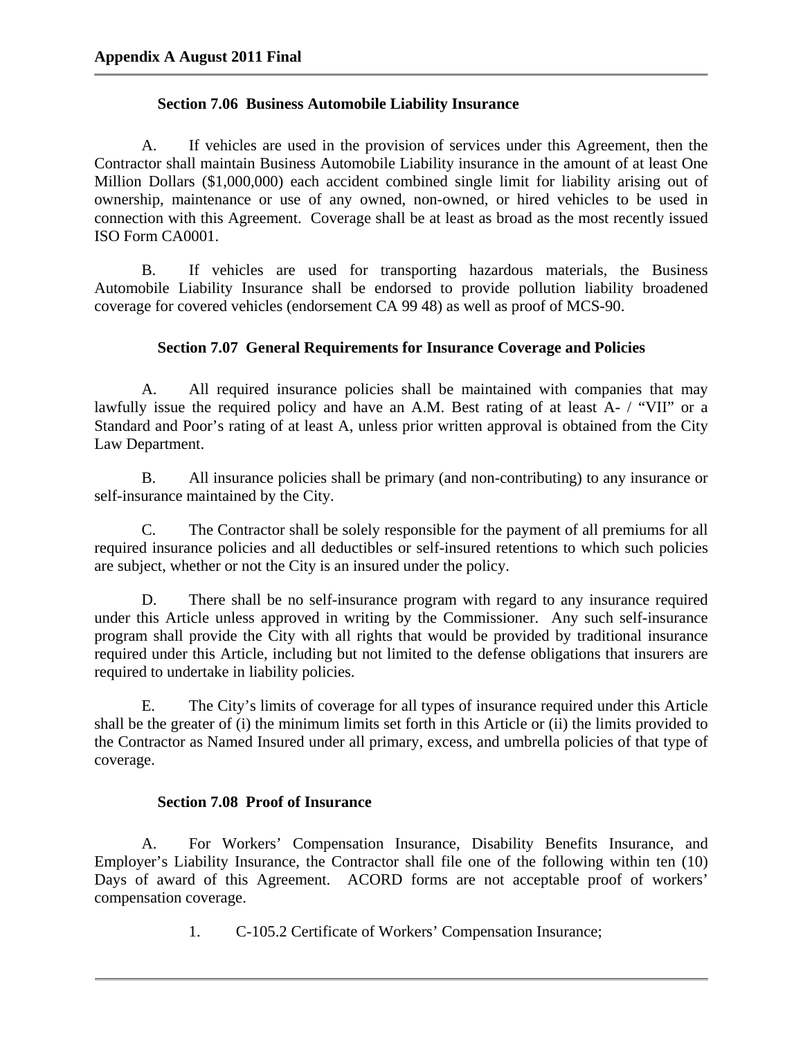### Section 7.06 Business Automobile Liability Insurance

A. If vehicles are used in the provision of services under this Agreement, then the Contractor shall maintain Business Automobile Liability insurance in the amount of at least One Million Dollars ($1,000,000) each accident combined single limit for liability arising out of ownership, maintenance or use of any owned, non-owned, or hired vehicles to be used in connection with this Agreement. Coverage shall be at least as broad as the most recently issued ISO Form CA0001.

B. If vehicles are used for transporting hazardous materials, the Business Automobile Liability Insurance shall be endorsed to provide pollution liability broadened coverage for covered vehicles (endorsement CA 99 48) as well as proof of MCS-90.

### Section 7.07 General Requirements for Insurance Coverage and Policies

A. All required insurance policies shall be maintained with companies that may lawfully issue the required policy and have an A.M. Best rating of at least A- / "VII" or a Standard and Poor's rating of at least A, unless prior written approval is obtained from the City Law Department.

B. All insurance policies shall be primary (and non-contributing) to any insurance or self-insurance maintained by the City.

C. The Contractor shall be solely responsible for the payment of all premiums for all required insurance policies and all deductibles or self-insured retentions to which such policies are subject, whether or not the City is an insured under the policy.

D. There shall be no self-insurance program with regard to any insurance required under this Article unless approved in writing by the Commissioner. Any such self-insurance program shall provide the City with all rights that would be provided by traditional insurance required under this Article, including but not limited to the defense obligations that insurers are required to undertake in liability policies.

E. The City's limits of coverage for all types of insurance required under this Article shall be the greater of (i) the minimum limits set forth in this Article or (ii) the limits provided to the Contractor as Named Insured under all primary, excess, and umbrella policies of that type of coverage.

### Section 7.08 Proof of Insurance

A. For Workers' Compensation Insurance, Disability Benefits Insurance, and Employer's Liability Insurance, the Contractor shall file one of the following within ten (10) Days of award of this Agreement. ACORD forms are not acceptable proof of workers' compensation coverage.

1. C-105.2 Certificate of Workers' Compensation Insurance;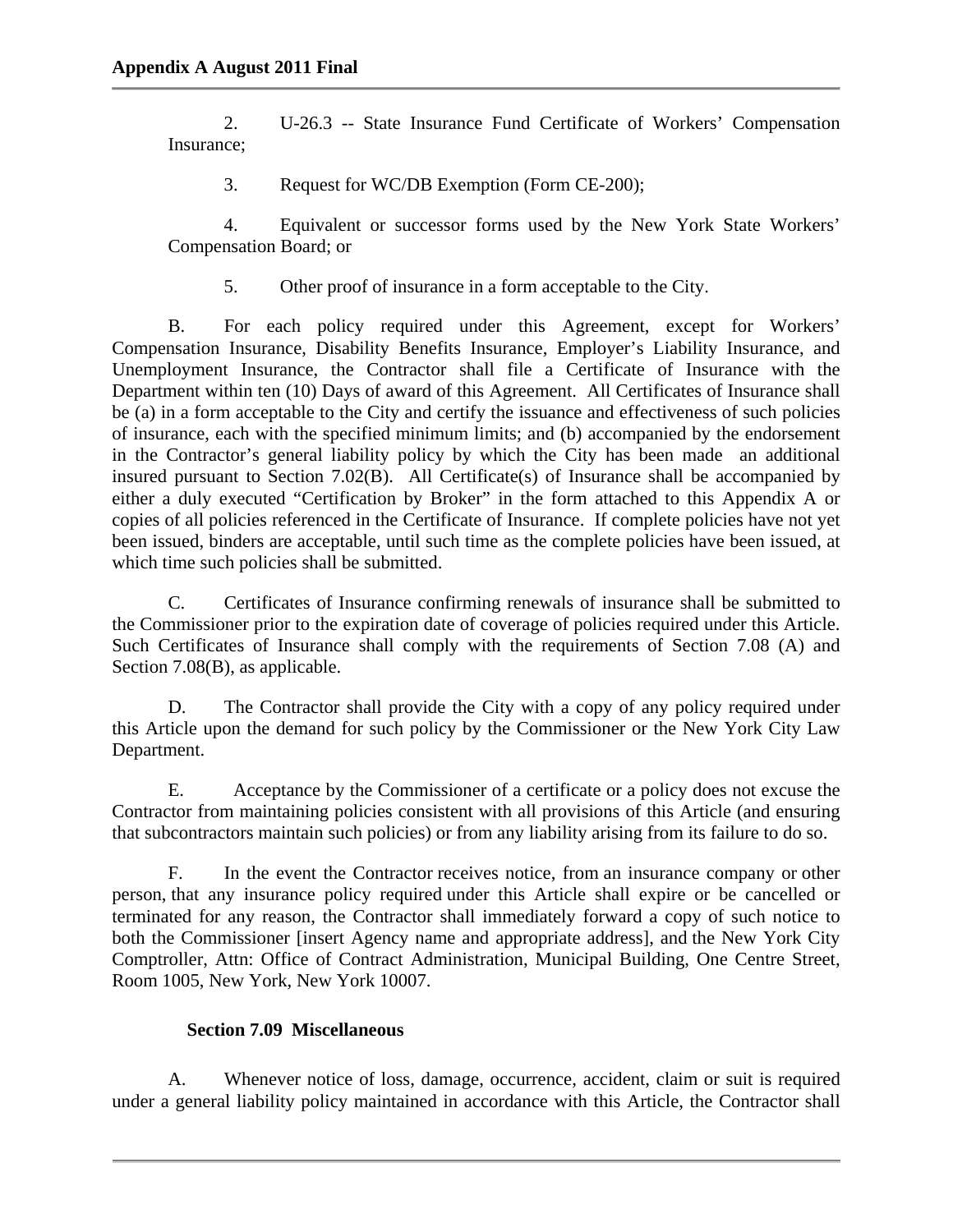2. U-26.3 -- State Insurance Fund Certificate of Workers' Compensation Insurance;

3. Request for WC/DB Exemption (Form CE-200);

4. Equivalent or successor forms used by the New York State Workers' Compensation Board; or

5. Other proof of insurance in a form acceptable to the City.

B. For each policy required under this Agreement, except for Workers' Compensation Insurance, Disability Benefits Insurance, Employer's Liability Insurance, and Unemployment Insurance, the Contractor shall file a Certificate of Insurance with the Department within ten (10) Days of award of this Agreement. All Certificates of Insurance shall be (a) in a form acceptable to the City and certify the issuance and effectiveness of such policies of insurance, each with the specified minimum limits; and (b) accompanied by the endorsement in the Contractor's general liability policy by which the City has been made an additional insured pursuant to Section 7.02(B). All Certificate(s) of Insurance shall be accompanied by either a duly executed "Certification by Broker" in the form attached to this Appendix A or copies of all policies referenced in the Certificate of Insurance. If complete policies have not yet been issued, binders are acceptable, until such time as the complete policies have been issued, at which time such policies shall be submitted.

C. Certificates of Insurance confirming renewals of insurance shall be submitted to the Commissioner prior to the expiration date of coverage of policies required under this Article. Such Certificates of Insurance shall comply with the requirements of Section 7.08 (A) and Section 7.08(B), as applicable.

D. The Contractor shall provide the City with a copy of any policy required under this Article upon the demand for such policy by the Commissioner or the New York City Law Department.

E. Acceptance by the Commissioner of a certificate or a policy does not excuse the Contractor from maintaining policies consistent with all provisions of this Article (and ensuring that subcontractors maintain such policies) or from any liability arising from its failure to do so.

F. In the event the Contractor receives notice, from an insurance company or other person, that any insurance policy required under this Article shall expire or be cancelled or terminated for any reason, the Contractor shall immediately forward a copy of such notice to both the Commissioner [insert Agency name and appropriate address], and the New York City Comptroller, Attn: Office of Contract Administration, Municipal Building, One Centre Street, Room 1005, New York, New York 10007.

### Section 7.09 Miscellaneous

A. Whenever notice of loss, damage, occurrence, accident, claim or suit is required under a general liability policy maintained in accordance with this Article, the Contractor shall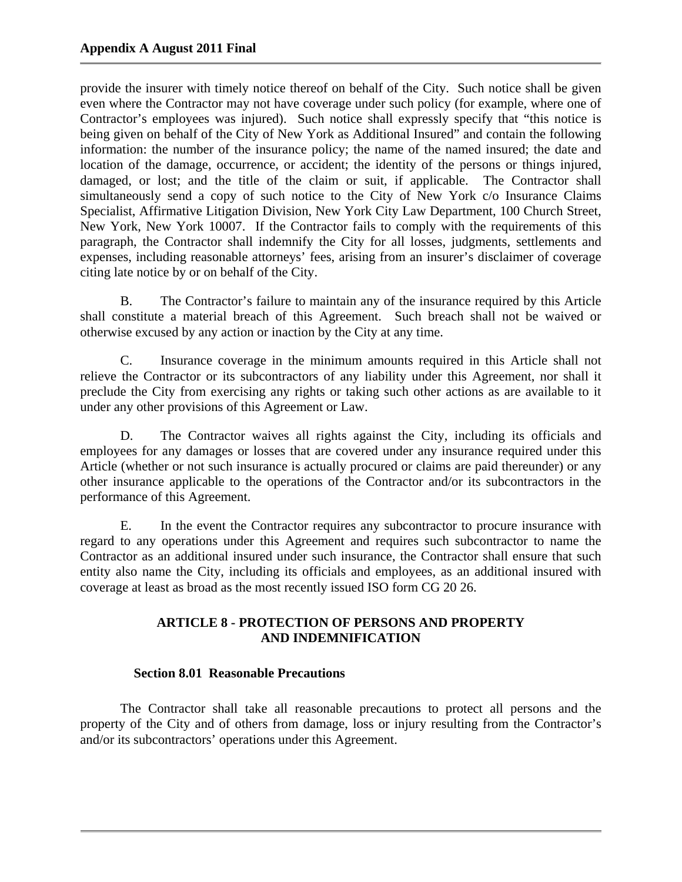provide the insurer with timely notice thereof on behalf of the City. Such notice shall be given even where the Contractor may not have coverage under such policy (for example, where one of Contractor's employees was injured). Such notice shall expressly specify that "this notice is being given on behalf of the City of New York as Additional Insured" and contain the following information: the number of the insurance policy; the name of the named insured; the date and location of the damage, occurrence, or accident; the identity of the persons or things injured, damaged, or lost; and the title of the claim or suit, if applicable. The Contractor shall simultaneously send a copy of such notice to the City of New York c/o Insurance Claims Specialist, Affirmative Litigation Division, New York City Law Department, 100 Church Street, New York, New York 10007. If the Contractor fails to comply with the requirements of this paragraph, the Contractor shall indemnify the City for all losses, judgments, settlements and expenses, including reasonable attorneys' fees, arising from an insurer's disclaimer of coverage citing late notice by or on behalf of the City.

B. The Contractor's failure to maintain any of the insurance required by this Article shall constitute a material breach of this Agreement. Such breach shall not be waived or otherwise excused by any action or inaction by the City at any time.

C. Insurance coverage in the minimum amounts required in this Article shall not relieve the Contractor or its subcontractors of any liability under this Agreement, nor shall it preclude the City from exercising any rights or taking such other actions as are available to it under any other provisions of this Agreement or Law.

D. The Contractor waives all rights against the City, including its officials and employees for any damages or losses that are covered under any insurance required under this Article (whether or not such insurance is actually procured or claims are paid thereunder) or any other insurance applicable to the operations of the Contractor and/or its subcontractors in the performance of this Agreement.

E. In the event the Contractor requires any subcontractor to procure insurance with regard to any operations under this Agreement and requires such subcontractor to name the Contractor as an additional insured under such insurance, the Contractor shall ensure that such entity also name the City, including its officials and employees, as an additional insured with coverage at least as broad as the most recently issued ISO form CG 20 26.

## ARTICLE 8 - PROTECTION OF PERSONS AND PROPERTY AND INDEMNIFICATION

### Section 8.01 Reasonable Precautions

The Contractor shall take all reasonable precautions to protect all persons and the property of the City and of others from damage, loss or injury resulting from the Contractor's and/or its subcontractors' operations under this Agreement.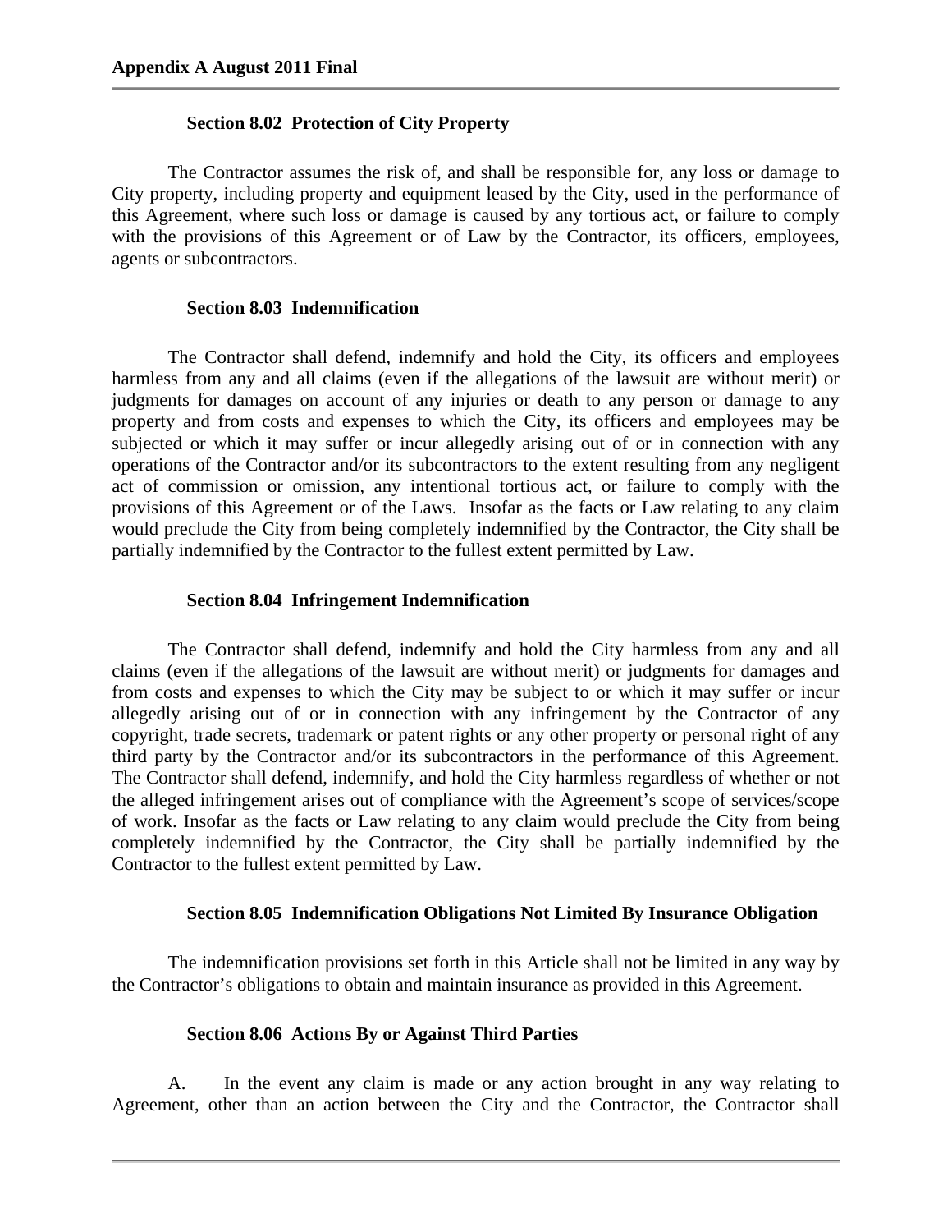### Section 8.02 Protection of City Property

The Contractor assumes the risk of, and shall be responsible for, any loss or damage to City property, including property and equipment leased by the City, used in the performance of this Agreement, where such loss or damage is caused by any tortious act, or failure to comply with the provisions of this Agreement or of Law by the Contractor, its officers, employees, agents or subcontractors.

### Section 8.03 Indemnification

The Contractor shall defend, indemnify and hold the City, its officers and employees harmless from any and all claims (even if the allegations of the lawsuit are without merit) or judgments for damages on account of any injuries or death to any person or damage to any property and from costs and expenses to which the City, its officers and employees may be subjected or which it may suffer or incur allegedly arising out of or in connection with any operations of the Contractor and/or its subcontractors to the extent resulting from any negligent act of commission or omission, any intentional tortious act, or failure to comply with the provisions of this Agreement or of the Laws. Insofar as the facts or Law relating to any claim would preclude the City from being completely indemnified by the Contractor, the City shall be partially indemnified by the Contractor to the fullest extent permitted by Law.

### Section 8.04 Infringement Indemnification

The Contractor shall defend, indemnify and hold the City harmless from any and all claims (even if the allegations of the lawsuit are without merit) or judgments for damages and from costs and expenses to which the City may be subject to or which it may suffer or incur allegedly arising out of or in connection with any infringement by the Contractor of any copyright, trade secrets, trademark or patent rights or any other property or personal right of any third party by the Contractor and/or its subcontractors in the performance of this Agreement. The Contractor shall defend, indemnify, and hold the City harmless regardless of whether or not the alleged infringement arises out of compliance with the Agreement's scope of services/scope of work. Insofar as the facts or Law relating to any claim would preclude the City from being completely indemnified by the Contractor, the City shall be partially indemnified by the Contractor to the fullest extent permitted by Law.

### Section 8.05 Indemnification Obligations Not Limited By Insurance Obligation

The indemnification provisions set forth in this Article shall not be limited in any way by the Contractor's obligations to obtain and maintain insurance as provided in this Agreement.

### Section 8.06 Actions By or Against Third Parties

A. In the event any claim is made or any action brought in any way relating to Agreement, other than an action between the City and the Contractor, the Contractor shall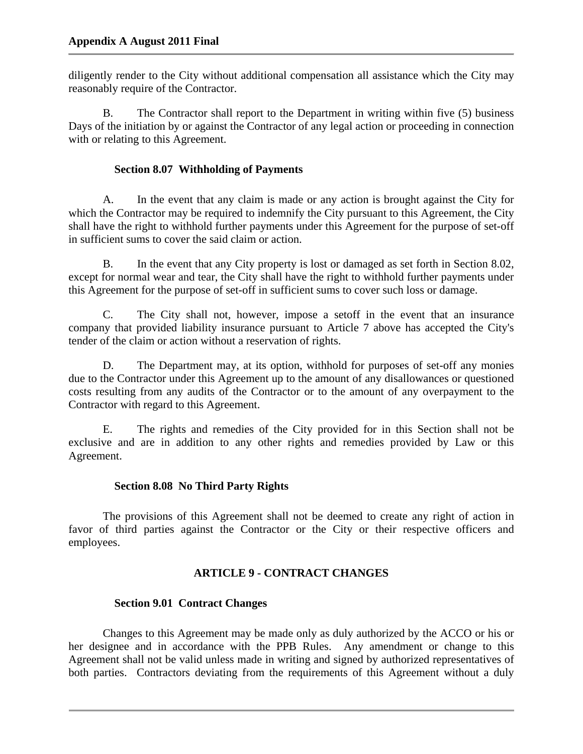diligently render to the City without additional compensation all assistance which the City may reasonably require of the Contractor.

B. The Contractor shall report to the Department in writing within five (5) business Days of the initiation by or against the Contractor of any legal action or proceeding in connection with or relating to this Agreement.

**Section 8.07 Withholding of Payments**

A. In the event that any claim is made or any action is brought against the City for which the Contractor may be required to indemnify the City pursuant to this Agreement, the City shall have the right to withhold further payments under this Agreement for the purpose of set-off in sufficient sums to cover the said claim or action.

B. In the event that any City property is lost or damaged as set forth in Section 8.02, except for normal wear and tear, the City shall have the right to withhold further payments under this Agreement for the purpose of set-off in sufficient sums to cover such loss or damage.

C. The City shall not, however, impose a setoff in the event that an insurance company that provided liability insurance pursuant to Article 7 above has accepted the City's tender of the claim or action without a reservation of rights.

D. The Department may, at its option, withhold for purposes of set-off any monies due to the Contractor under this Agreement up to the amount of any disallowances or questioned costs resulting from any audits of the Contractor or to the amount of any overpayment to the Contractor with regard to this Agreement.

E. The rights and remedies of the City provided for in this Section shall not be exclusive and are in addition to any other rights and remedies provided by Law or this Agreement.

**Section 8.08 No Third Party Rights**

The provisions of this Agreement shall not be deemed to create any right of action in favor of third parties against the Contractor or the City or their respective officers and employees.

## ARTICLE 9 - CONTRACT CHANGES

**Section 9.01 Contract Changes**

Changes to this Agreement may be made only as duly authorized by the ACCO or his or her designee and in accordance with the PPB Rules. Any amendment or change to this Agreement shall not be valid unless made in writing and signed by authorized representatives of both parties. Contractors deviating from the requirements of this Agreement without a duly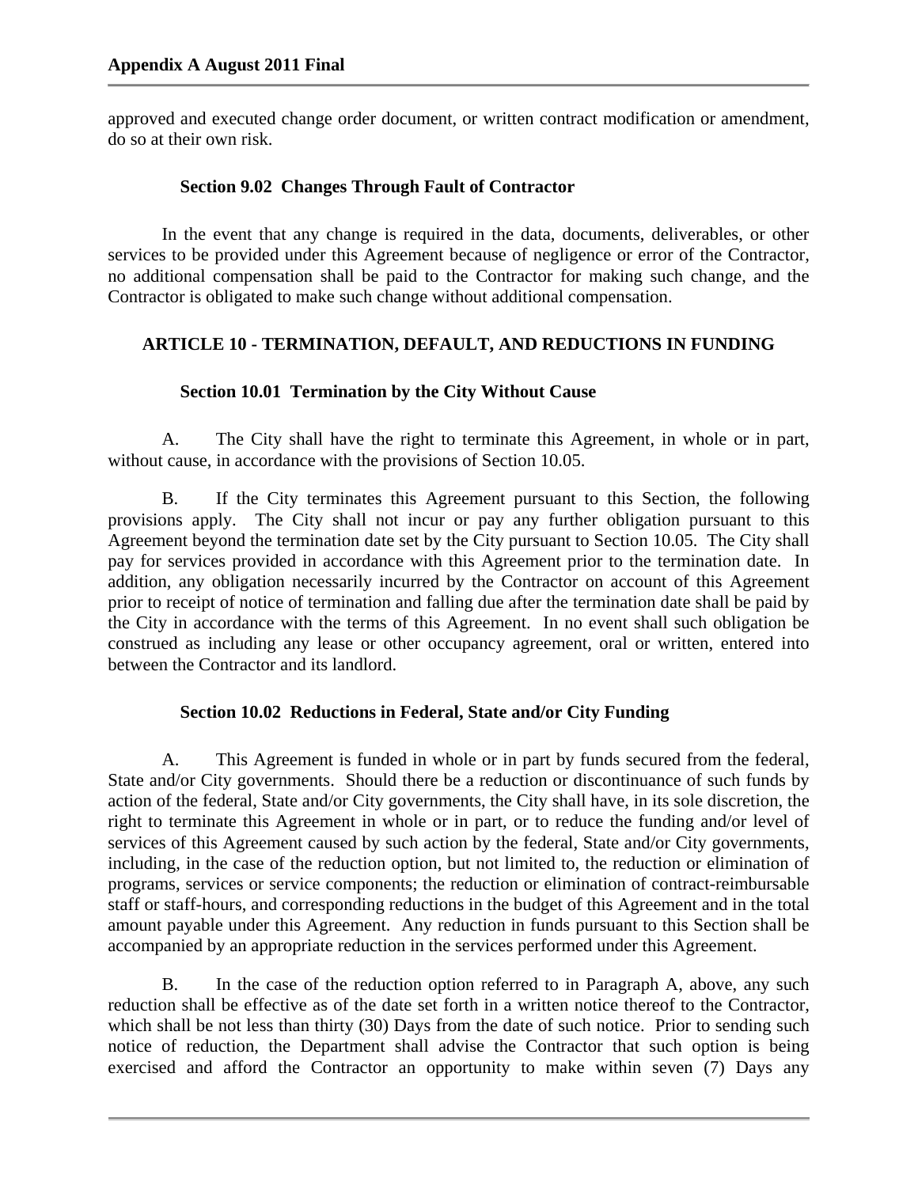approved and executed change order document, or written contract modification or amendment, do so at their own risk.

### Section 9.02 Changes Through Fault of Contractor

In the event that any change is required in the data, documents, deliverables, or other services to be provided under this Agreement because of negligence or error of the Contractor, no additional compensation shall be paid to the Contractor for making such change, and the Contractor is obligated to make such change without additional compensation.

## ARTICLE 10 - TERMINATION, DEFAULT, AND REDUCTIONS IN FUNDING

### Section 10.01 Termination by the City Without Cause

A. The City shall have the right to terminate this Agreement, in whole or in part, without cause, in accordance with the provisions of Section 10.05.

B. If the City terminates this Agreement pursuant to this Section, the following provisions apply. The City shall not incur or pay any further obligation pursuant to this Agreement beyond the termination date set by the City pursuant to Section 10.05. The City shall pay for services provided in accordance with this Agreement prior to the termination date. In addition, any obligation necessarily incurred by the Contractor on account of this Agreement prior to receipt of notice of termination and falling due after the termination date shall be paid by the City in accordance with the terms of this Agreement. In no event shall such obligation be construed as including any lease or other occupancy agreement, oral or written, entered into between the Contractor and its landlord.

### Section 10.02 Reductions in Federal, State and/or City Funding

A. This Agreement is funded in whole or in part by funds secured from the federal, State and/or City governments. Should there be a reduction or discontinuance of such funds by action of the federal, State and/or City governments, the City shall have, in its sole discretion, the right to terminate this Agreement in whole or in part, or to reduce the funding and/or level of services of this Agreement caused by such action by the federal, State and/or City governments, including, in the case of the reduction option, but not limited to, the reduction or elimination of programs, services or service components; the reduction or elimination of contract-reimbursable staff or staff-hours, and corresponding reductions in the budget of this Agreement and in the total amount payable under this Agreement. Any reduction in funds pursuant to this Section shall be accompanied by an appropriate reduction in the services performed under this Agreement.

B. In the case of the reduction option referred to in Paragraph A, above, any such reduction shall be effective as of the date set forth in a written notice thereof to the Contractor, which shall be not less than thirty (30) Days from the date of such notice. Prior to sending such notice of reduction, the Department shall advise the Contractor that such option is being exercised and afford the Contractor an opportunity to make within seven (7) Days any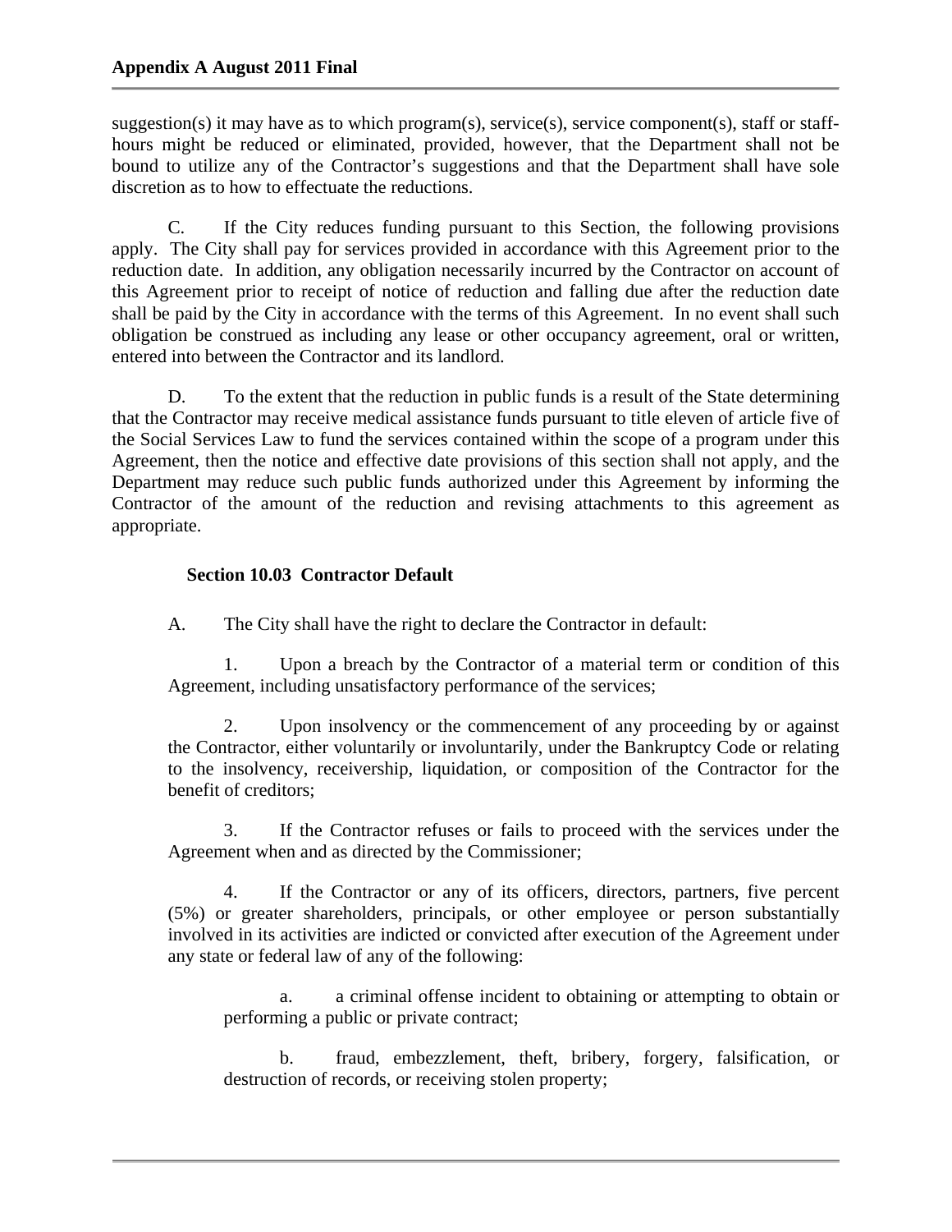suggestion(s) it may have as to which program(s), service(s), service component(s), staff or staff-hours might be reduced or eliminated, provided, however, that the Department shall not be bound to utilize any of the Contractor's suggestions and that the Department shall have sole discretion as to how to effectuate the reductions.

C. If the City reduces funding pursuant to this Section, the following provisions apply. The City shall pay for services provided in accordance with this Agreement prior to the reduction date. In addition, any obligation necessarily incurred by the Contractor on account of this Agreement prior to receipt of notice of reduction and falling due after the reduction date shall be paid by the City in accordance with the terms of this Agreement. In no event shall such obligation be construed as including any lease or other occupancy agreement, oral or written, entered into between the Contractor and its landlord.

D. To the extent that the reduction in public funds is a result of the State determining that the Contractor may receive medical assistance funds pursuant to title eleven of article five of the Social Services Law to fund the services contained within the scope of a program under this Agreement, then the notice and effective date provisions of this section shall not apply, and the Department may reduce such public funds authorized under this Agreement by informing the Contractor of the amount of the reduction and revising attachments to this agreement as appropriate.

### Section 10.03 Contractor Default

A. The City shall have the right to declare the Contractor in default:

1. Upon a breach by the Contractor of a material term or condition of this Agreement, including unsatisfactory performance of the services;

2. Upon insolvency or the commencement of any proceeding by or against the Contractor, either voluntarily or involuntarily, under the Bankruptcy Code or relating to the insolvency, receivership, liquidation, or composition of the Contractor for the benefit of creditors;

3. If the Contractor refuses or fails to proceed with the services under the Agreement when and as directed by the Commissioner;

4. If the Contractor or any of its officers, directors, partners, five percent (5%) or greater shareholders, principals, or other employee or person substantially involved in its activities are indicted or convicted after execution of the Agreement under any state or federal law of any of the following:

   a. a criminal offense incident to obtaining or attempting to obtain or performing a public or private contract;

   b. fraud, embezzlement, theft, bribery, forgery, falsification, or destruction of records, or receiving stolen property;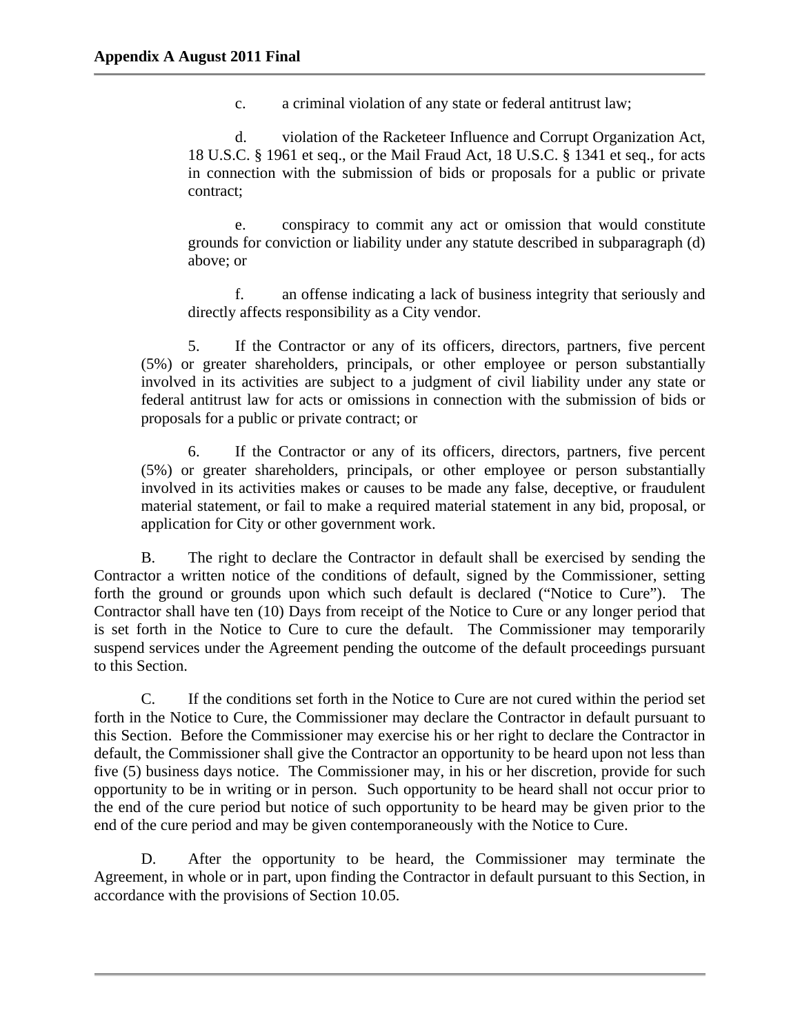c. a criminal violation of any state or federal antitrust law;

d. violation of the Racketeer Influence and Corrupt Organization Act, 18 U.S.C. § 1961 et seq., or the Mail Fraud Act, 18 U.S.C. § 1341 et seq., for acts in connection with the submission of bids or proposals for a public or private contract;

e. conspiracy to commit any act or omission that would constitute grounds for conviction or liability under any statute described in subparagraph (d) above; or

f. an offense indicating a lack of business integrity that seriously and directly affects responsibility as a City vendor.

5. If the Contractor or any of its officers, directors, partners, five percent (5%) or greater shareholders, principals, or other employee or person substantially involved in its activities are subject to a judgment of civil liability under any state or federal antitrust law for acts or omissions in connection with the submission of bids or proposals for a public or private contract; or

6. If the Contractor or any of its officers, directors, partners, five percent (5%) or greater shareholders, principals, or other employee or person substantially involved in its activities makes or causes to be made any false, deceptive, or fraudulent material statement, or fail to make a required material statement in any bid, proposal, or application for City or other government work.

B. The right to declare the Contractor in default shall be exercised by sending the Contractor a written notice of the conditions of default, signed by the Commissioner, setting forth the ground or grounds upon which such default is declared ("Notice to Cure"). The Contractor shall have ten (10) Days from receipt of the Notice to Cure or any longer period that is set forth in the Notice to Cure to cure the default. The Commissioner may temporarily suspend services under the Agreement pending the outcome of the default proceedings pursuant to this Section.

C. If the conditions set forth in the Notice to Cure are not cured within the period set forth in the Notice to Cure, the Commissioner may declare the Contractor in default pursuant to this Section. Before the Commissioner may exercise his or her right to declare the Contractor in default, the Commissioner shall give the Contractor an opportunity to be heard upon not less than five (5) business days notice. The Commissioner may, in his or her discretion, provide for such opportunity to be in writing or in person. Such opportunity to be heard shall not occur prior to the end of the cure period but notice of such opportunity to be heard may be given prior to the end of the cure period and may be given contemporaneously with the Notice to Cure.

D. After the opportunity to be heard, the Commissioner may terminate the Agreement, in whole or in part, upon finding the Contractor in default pursuant to this Section, in accordance with the provisions of Section 10.05.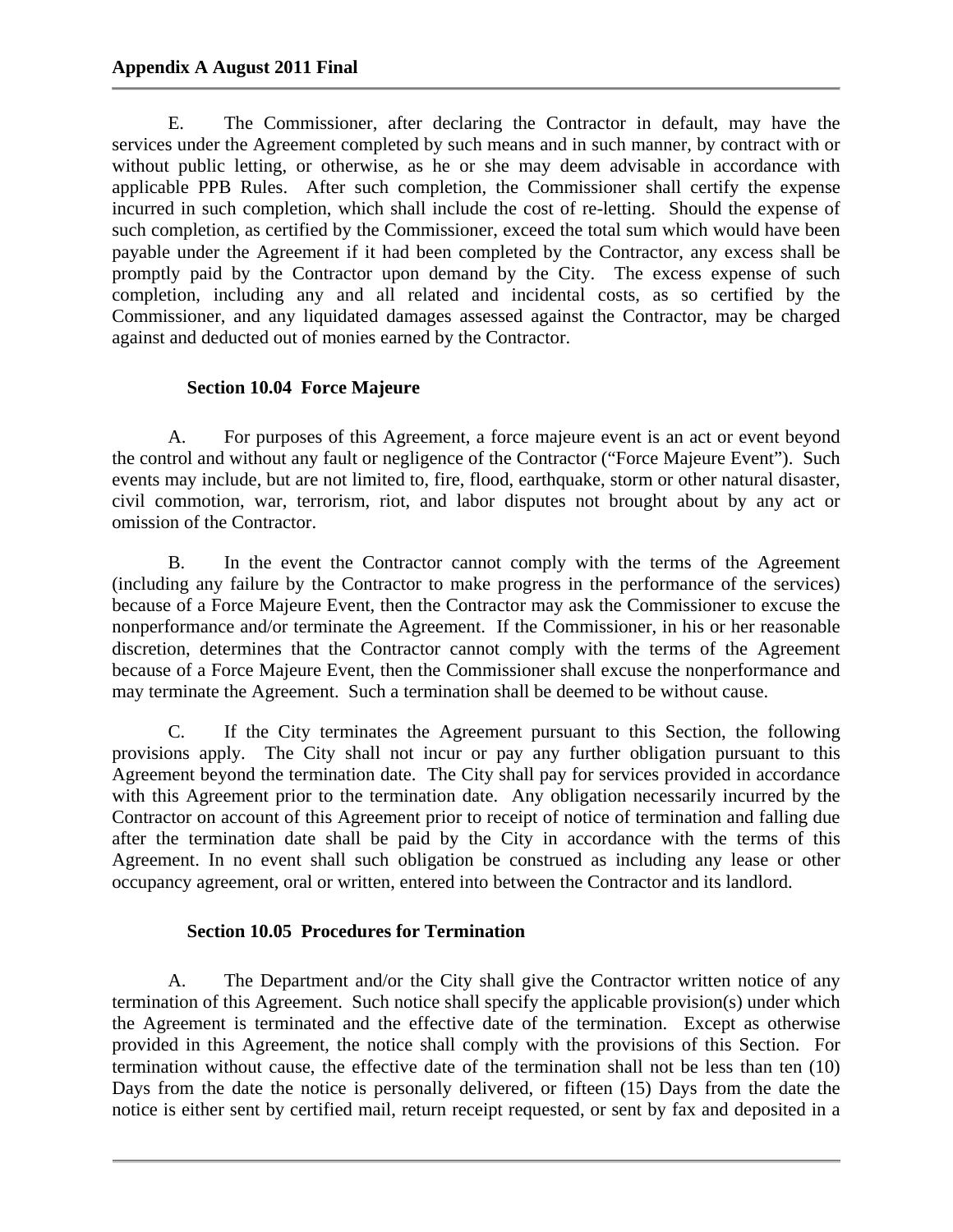E. The Commissioner, after declaring the Contractor in default, may have the services under the Agreement completed by such means and in such manner, by contract with or without public letting, or otherwise, as he or she may deem advisable in accordance with applicable PPB Rules. After such completion, the Commissioner shall certify the expense incurred in such completion, which shall include the cost of re-letting. Should the expense of such completion, as certified by the Commissioner, exceed the total sum which would have been payable under the Agreement if it had been completed by the Contractor, any excess shall be promptly paid by the Contractor upon demand by the City. The excess expense of such completion, including any and all related and incidental costs, as so certified by the Commissioner, and any liquidated damages assessed against the Contractor, may be charged against and deducted out of monies earned by the Contractor.

**Section 10.04 Force Majeure**

A. For purposes of this Agreement, a force majeure event is an act or event beyond the control and without any fault or negligence of the Contractor ("Force Majeure Event"). Such events may include, but are not limited to, fire, flood, earthquake, storm or other natural disaster, civil commotion, war, terrorism, riot, and labor disputes not brought about by any act or omission of the Contractor.

B. In the event the Contractor cannot comply with the terms of the Agreement (including any failure by the Contractor to make progress in the performance of the services) because of a Force Majeure Event, then the Contractor may ask the Commissioner to excuse the nonperformance and/or terminate the Agreement. If the Commissioner, in his or her reasonable discretion, determines that the Contractor cannot comply with the terms of the Agreement because of a Force Majeure Event, then the Commissioner shall excuse the nonperformance and may terminate the Agreement. Such a termination shall be deemed to be without cause.

C. If the City terminates the Agreement pursuant to this Section, the following provisions apply. The City shall not incur or pay any further obligation pursuant to this Agreement beyond the termination date. The City shall pay for services provided in accordance with this Agreement prior to the termination date. Any obligation necessarily incurred by the Contractor on account of this Agreement prior to receipt of notice of termination and falling due after the termination date shall be paid by the City in accordance with the terms of this Agreement. In no event shall such obligation be construed as including any lease or other occupancy agreement, oral or written, entered into between the Contractor and its landlord.

**Section 10.05 Procedures for Termination**

A. The Department and/or the City shall give the Contractor written notice of any termination of this Agreement. Such notice shall specify the applicable provision(s) under which the Agreement is terminated and the effective date of the termination. Except as otherwise provided in this Agreement, the notice shall comply with the provisions of this Section. For termination without cause, the effective date of the termination shall not be less than ten (10) Days from the date the notice is personally delivered, or fifteen (15) Days from the date the notice is either sent by certified mail, return receipt requested, or sent by fax and deposited in a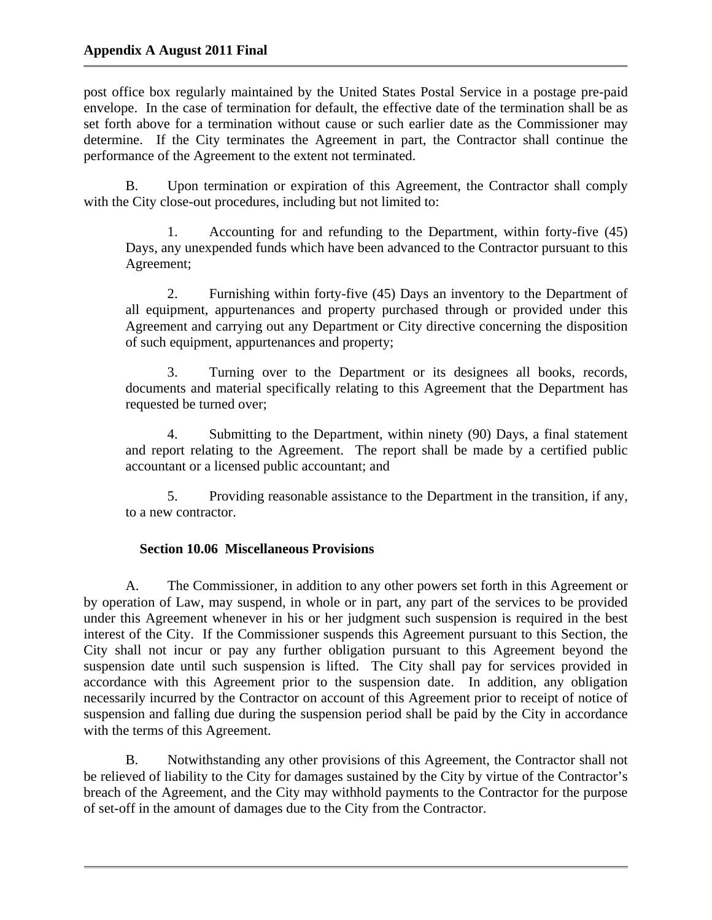post office box regularly maintained by the United States Postal Service in a postage pre-paid envelope. In the case of termination for default, the effective date of the termination shall be as set forth above for a termination without cause or such earlier date as the Commissioner may determine. If the City terminates the Agreement in part, the Contractor shall continue the performance of the Agreement to the extent not terminated.

B. Upon termination or expiration of this Agreement, the Contractor shall comply with the City close-out procedures, including but not limited to:

1. Accounting for and refunding to the Department, within forty-five (45) Days, any unexpended funds which have been advanced to the Contractor pursuant to this Agreement;

2. Furnishing within forty-five (45) Days an inventory to the Department of all equipment, appurtenances and property purchased through or provided under this Agreement and carrying out any Department or City directive concerning the disposition of such equipment, appurtenances and property;

3. Turning over to the Department or its designees all books, records, documents and material specifically relating to this Agreement that the Department has requested be turned over;

4. Submitting to the Department, within ninety (90) Days, a final statement and report relating to the Agreement. The report shall be made by a certified public accountant or a licensed public accountant; and

5. Providing reasonable assistance to the Department in the transition, if any, to a new contractor.

### Section 10.06 Miscellaneous Provisions

A. The Commissioner, in addition to any other powers set forth in this Agreement or by operation of Law, may suspend, in whole or in part, any part of the services to be provided under this Agreement whenever in his or her judgment such suspension is required in the best interest of the City. If the Commissioner suspends this Agreement pursuant to this Section, the City shall not incur or pay any further obligation pursuant to this Agreement beyond the suspension date until such suspension is lifted. The City shall pay for services provided in accordance with this Agreement prior to the suspension date. In addition, any obligation necessarily incurred by the Contractor on account of this Agreement prior to receipt of notice of suspension and falling due during the suspension period shall be paid by the City in accordance with the terms of this Agreement.

B. Notwithstanding any other provisions of this Agreement, the Contractor shall not be relieved of liability to the City for damages sustained by the City by virtue of the Contractor's breach of the Agreement, and the City may withhold payments to the Contractor for the purpose of set-off in the amount of damages due to the City from the Contractor.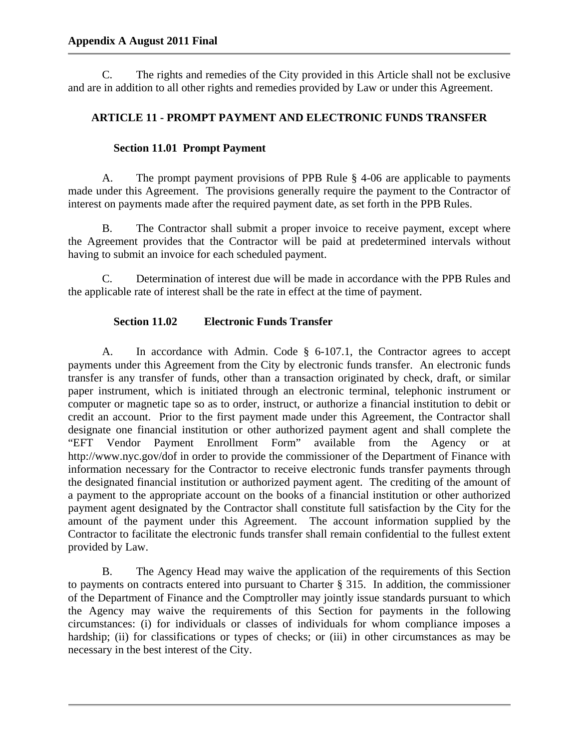C. The rights and remedies of the City provided in this Article shall not be exclusive and are in addition to all other rights and remedies provided by Law or under this Agreement.

## ARTICLE 11 - PROMPT PAYMENT AND ELECTRONIC FUNDS TRANSFER

### Section 11.01 Prompt Payment

A. The prompt payment provisions of PPB Rule § 4-06 are applicable to payments made under this Agreement. The provisions generally require the payment to the Contractor of interest on payments made after the required payment date, as set forth in the PPB Rules.

B. The Contractor shall submit a proper invoice to receive payment, except where the Agreement provides that the Contractor will be paid at predetermined intervals without having to submit an invoice for each scheduled payment.

C. Determination of interest due will be made in accordance with the PPB Rules and the applicable rate of interest shall be the rate in effect at the time of payment.

### Section 11.02 Electronic Funds Transfer

A. In accordance with Admin. Code § 6-107.1, the Contractor agrees to accept payments under this Agreement from the City by electronic funds transfer. An electronic funds transfer is any transfer of funds, other than a transaction originated by check, draft, or similar paper instrument, which is initiated through an electronic terminal, telephonic instrument or computer or magnetic tape so as to order, instruct, or authorize a financial institution to debit or credit an account. Prior to the first payment made under this Agreement, the Contractor shall designate one financial institution or other authorized payment agent and shall complete the "EFT Vendor Payment Enrollment Form" available from the Agency or at http://www.nyc.gov/dof in order to provide the commissioner of the Department of Finance with information necessary for the Contractor to receive electronic funds transfer payments through the designated financial institution or authorized payment agent. The crediting of the amount of a payment to the appropriate account on the books of a financial institution or other authorized payment agent designated by the Contractor shall constitute full satisfaction by the City for the amount of the payment under this Agreement. The account information supplied by the Contractor to facilitate the electronic funds transfer shall remain confidential to the fullest extent provided by Law.

B. The Agency Head may waive the application of the requirements of this Section to payments on contracts entered into pursuant to Charter § 315. In addition, the commissioner of the Department of Finance and the Comptroller may jointly issue standards pursuant to which the Agency may waive the requirements of this Section for payments in the following circumstances: (i) for individuals or classes of individuals for whom compliance imposes a hardship; (ii) for classifications or types of checks; or (iii) in other circumstances as may be necessary in the best interest of the City.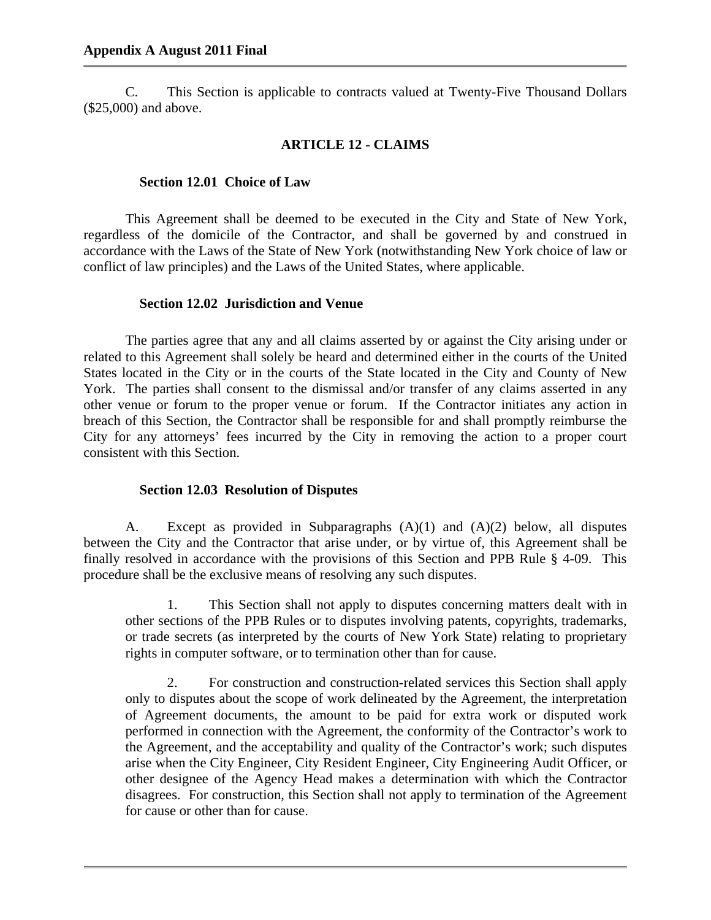C. This Section is applicable to contracts valued at Twenty-Five Thousand Dollars ($25,000) and above.

## ARTICLE 12 - CLAIMS

### Section 12.01 Choice of Law

This Agreement shall be deemed to be executed in the City and State of New York, regardless of the domicile of the Contractor, and shall be governed by and construed in accordance with the Laws of the State of New York (notwithstanding New York choice of law or conflict of law principles) and the Laws of the United States, where applicable.

### Section 12.02 Jurisdiction and Venue

The parties agree that any and all claims asserted by or against the City arising under or related to this Agreement shall solely be heard and determined either in the courts of the United States located in the City or in the courts of the State located in the City and County of New York. The parties shall consent to the dismissal and/or transfer of any claims asserted in any other venue or forum to the proper venue or forum. If the Contractor initiates any action in breach of this Section, the Contractor shall be responsible for and shall promptly reimburse the City for any attorneys' fees incurred by the City in removing the action to a proper court consistent with this Section.

### Section 12.03 Resolution of Disputes

A. Except as provided in Subparagraphs (A)(1) and (A)(2) below, all disputes between the City and the Contractor that arise under, or by virtue of, this Agreement shall be finally resolved in accordance with the provisions of this Section and PPB Rule § 4-09. This procedure shall be the exclusive means of resolving any such disputes.

1. This Section shall not apply to disputes concerning matters dealt with in other sections of the PPB Rules or to disputes involving patents, copyrights, trademarks, or trade secrets (as interpreted by the courts of New York State) relating to proprietary rights in computer software, or to termination other than for cause.

2. For construction and construction-related services this Section shall apply only to disputes about the scope of work delineated by the Agreement, the interpretation of Agreement documents, the amount to be paid for extra work or disputed work performed in connection with the Agreement, the conformity of the Contractor's work to the Agreement, and the acceptability and quality of the Contractor's work; such disputes arise when the City Engineer, City Resident Engineer, City Engineering Audit Officer, or other designee of the Agency Head makes a determination with which the Contractor disagrees. For construction, this Section shall not apply to termination of the Agreement for cause or other than for cause.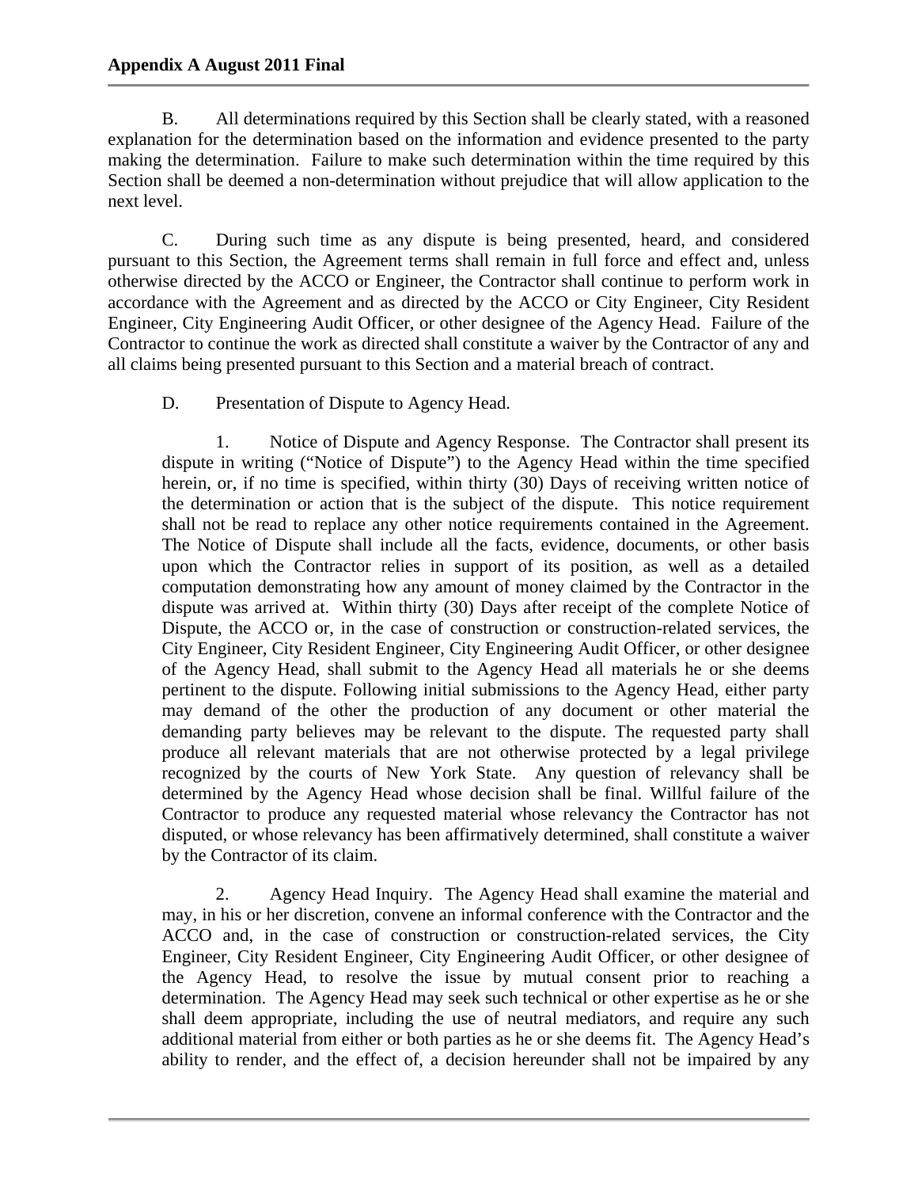B. All determinations required by this Section shall be clearly stated, with a reasoned explanation for the determination based on the information and evidence presented to the party making the determination. Failure to make such determination within the time required by this Section shall be deemed a non-determination without prejudice that will allow application to the next level.

C. During such time as any dispute is being presented, heard, and considered pursuant to this Section, the Agreement terms shall remain in full force and effect and, unless otherwise directed by the ACCO or Engineer, the Contractor shall continue to perform work in accordance with the Agreement and as directed by the ACCO or City Engineer, City Resident Engineer, City Engineering Audit Officer, or other designee of the Agency Head. Failure of the Contractor to continue the work as directed shall constitute a waiver by the Contractor of any and all claims being presented pursuant to this Section and a material breach of contract.

D. Presentation of Dispute to Agency Head.

1. Notice of Dispute and Agency Response. The Contractor shall present its dispute in writing ("Notice of Dispute") to the Agency Head within the time specified herein, or, if no time is specified, within thirty (30) Days of receiving written notice of the determination or action that is the subject of the dispute. This notice requirement shall not be read to replace any other notice requirements contained in the Agreement. The Notice of Dispute shall include all the facts, evidence, documents, or other basis upon which the Contractor relies in support of its position, as well as a detailed computation demonstrating how any amount of money claimed by the Contractor in the dispute was arrived at. Within thirty (30) Days after receipt of the complete Notice of Dispute, the ACCO or, in the case of construction or construction-related services, the City Engineer, City Resident Engineer, City Engineering Audit Officer, or other designee of the Agency Head, shall submit to the Agency Head all materials he or she deems pertinent to the dispute. Following initial submissions to the Agency Head, either party may demand of the other the production of any document or other material the demanding party believes may be relevant to the dispute. The requested party shall produce all relevant materials that are not otherwise protected by a legal privilege recognized by the courts of New York State. Any question of relevancy shall be determined by the Agency Head whose decision shall be final. Willful failure of the Contractor to produce any requested material whose relevancy the Contractor has not disputed, or whose relevancy has been affirmatively determined, shall constitute a waiver by the Contractor of its claim.

2. Agency Head Inquiry. The Agency Head shall examine the material and may, in his or her discretion, convene an informal conference with the Contractor and the ACCO and, in the case of construction or construction-related services, the City Engineer, City Resident Engineer, City Engineering Audit Officer, or other designee of the Agency Head, to resolve the issue by mutual consent prior to reaching a determination. The Agency Head may seek such technical or other expertise as he or she shall deem appropriate, including the use of neutral mediators, and require any such additional material from either or both parties as he or she deems fit. The Agency Head's ability to render, and the effect of, a decision hereunder shall not be impaired by any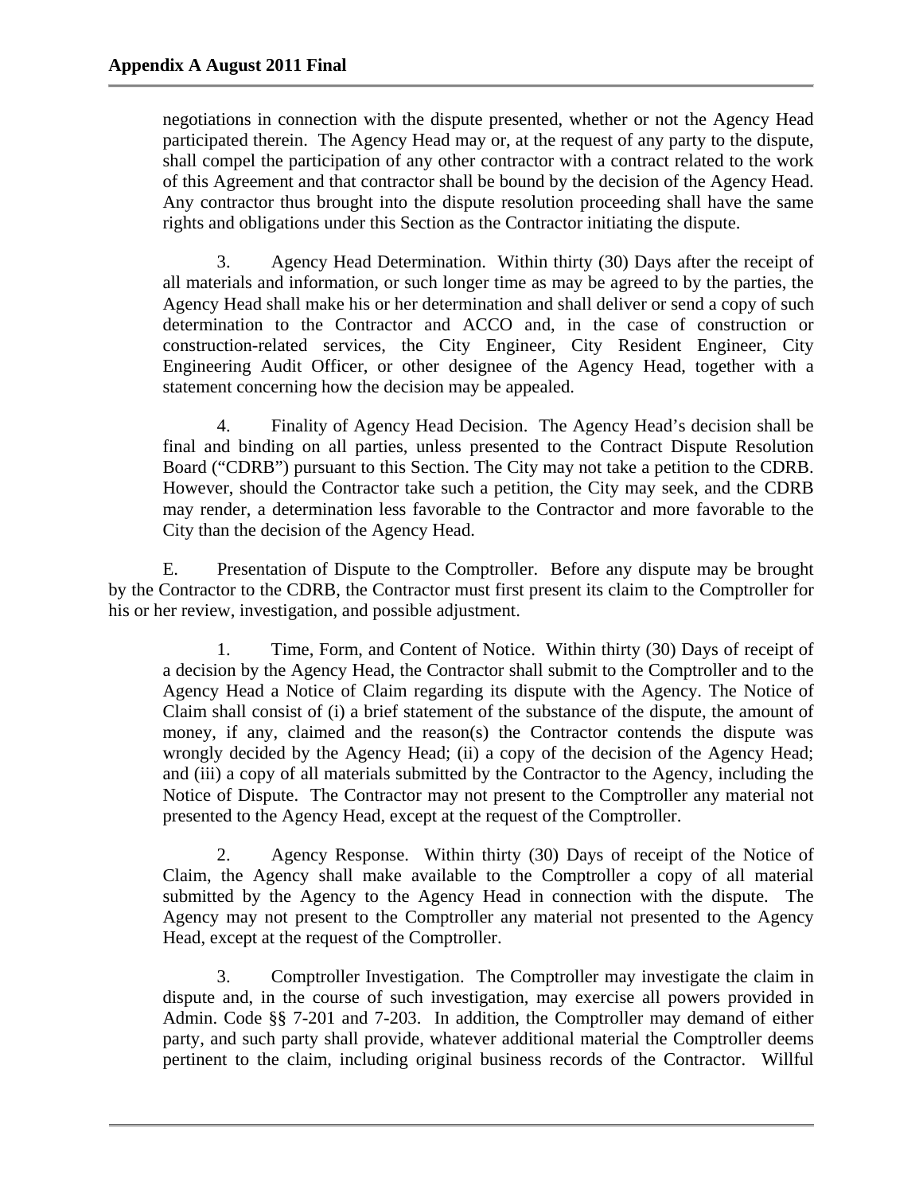negotiations in connection with the dispute presented, whether or not the Agency Head participated therein. The Agency Head may or, at the request of any party to the dispute, shall compel the participation of any other contractor with a contract related to the work of this Agreement and that contractor shall be bound by the decision of the Agency Head. Any contractor thus brought into the dispute resolution proceeding shall have the same rights and obligations under this Section as the Contractor initiating the dispute.

3. Agency Head Determination. Within thirty (30) Days after the receipt of all materials and information, or such longer time as may be agreed to by the parties, the Agency Head shall make his or her determination and shall deliver or send a copy of such determination to the Contractor and ACCO and, in the case of construction or construction-related services, the City Engineer, City Resident Engineer, City Engineering Audit Officer, or other designee of the Agency Head, together with a statement concerning how the decision may be appealed.

4. Finality of Agency Head Decision. The Agency Head's decision shall be final and binding on all parties, unless presented to the Contract Dispute Resolution Board ("CDRB") pursuant to this Section. The City may not take a petition to the CDRB. However, should the Contractor take such a petition, the City may seek, and the CDRB may render, a determination less favorable to the Contractor and more favorable to the City than the decision of the Agency Head.

E. Presentation of Dispute to the Comptroller. Before any dispute may be brought by the Contractor to the CDRB, the Contractor must first present its claim to the Comptroller for his or her review, investigation, and possible adjustment.

1. Time, Form, and Content of Notice. Within thirty (30) Days of receipt of a decision by the Agency Head, the Contractor shall submit to the Comptroller and to the Agency Head a Notice of Claim regarding its dispute with the Agency. The Notice of Claim shall consist of (i) a brief statement of the substance of the dispute, the amount of money, if any, claimed and the reason(s) the Contractor contends the dispute was wrongly decided by the Agency Head; (ii) a copy of the decision of the Agency Head; and (iii) a copy of all materials submitted by the Contractor to the Agency, including the Notice of Dispute. The Contractor may not present to the Comptroller any material not presented to the Agency Head, except at the request of the Comptroller.

2. Agency Response. Within thirty (30) Days of receipt of the Notice of Claim, the Agency shall make available to the Comptroller a copy of all material submitted by the Agency to the Agency Head in connection with the dispute. The Agency may not present to the Comptroller any material not presented to the Agency Head, except at the request of the Comptroller.

3. Comptroller Investigation. The Comptroller may investigate the claim in dispute and, in the course of such investigation, may exercise all powers provided in Admin. Code §§ 7-201 and 7-203. In addition, the Comptroller may demand of either party, and such party shall provide, whatever additional material the Comptroller deems pertinent to the claim, including original business records of the Contractor. Willful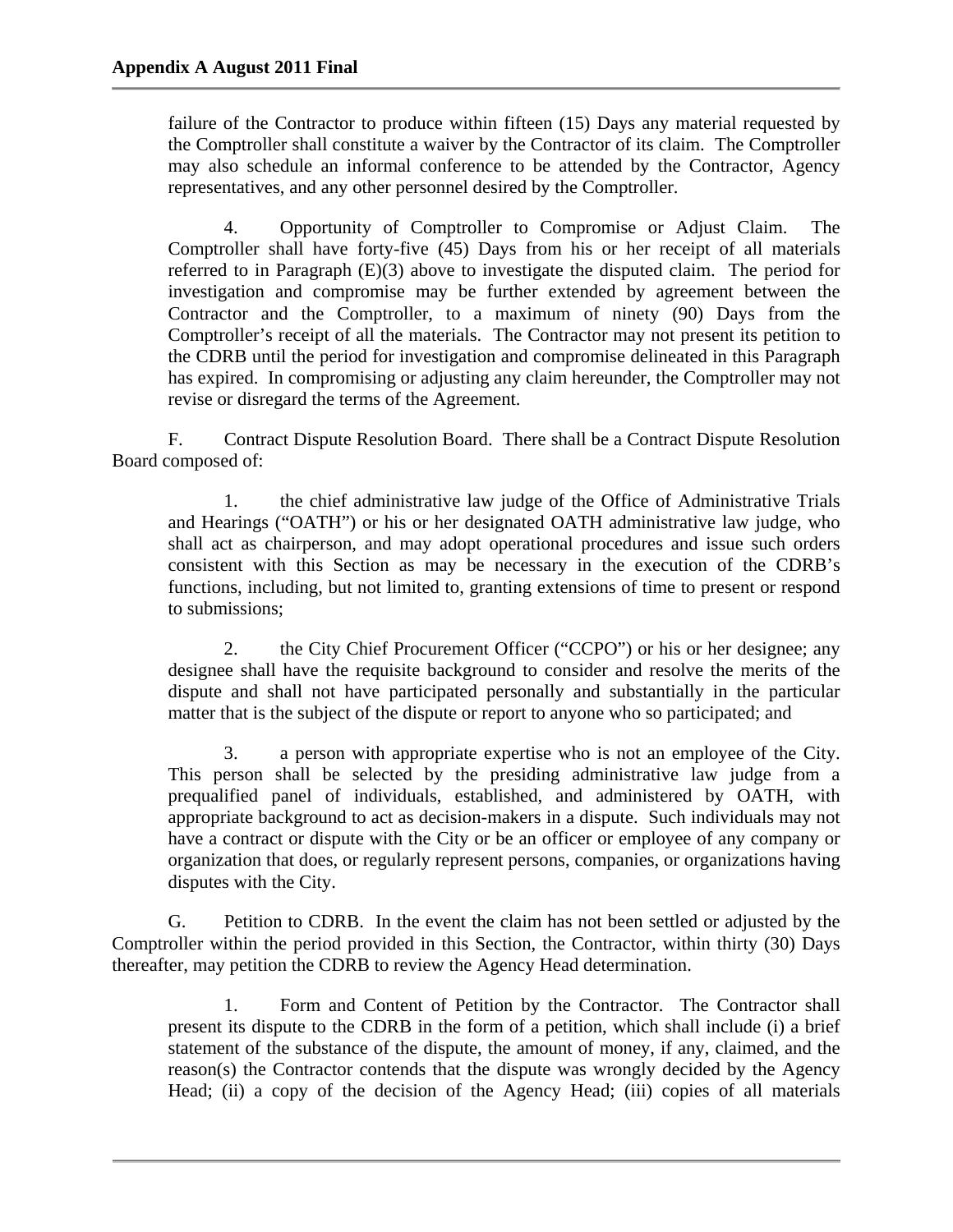failure of the Contractor to produce within fifteen (15) Days any material requested by the Comptroller shall constitute a waiver by the Contractor of its claim. The Comptroller may also schedule an informal conference to be attended by the Contractor, Agency representatives, and any other personnel desired by the Comptroller.

4. Opportunity of Comptroller to Compromise or Adjust Claim. The Comptroller shall have forty-five (45) Days from his or her receipt of all materials referred to in Paragraph (E)(3) above to investigate the disputed claim. The period for investigation and compromise may be further extended by agreement between the Contractor and the Comptroller, to a maximum of ninety (90) Days from the Comptroller's receipt of all the materials. The Contractor may not present its petition to the CDRB until the period for investigation and compromise delineated in this Paragraph has expired. In compromising or adjusting any claim hereunder, the Comptroller may not revise or disregard the terms of the Agreement.

F. Contract Dispute Resolution Board. There shall be a Contract Dispute Resolution Board composed of:

1. the chief administrative law judge of the Office of Administrative Trials and Hearings ("OATH") or his or her designated OATH administrative law judge, who shall act as chairperson, and may adopt operational procedures and issue such orders consistent with this Section as may be necessary in the execution of the CDRB's functions, including, but not limited to, granting extensions of time to present or respond to submissions;

2. the City Chief Procurement Officer ("CCPO") or his or her designee; any designee shall have the requisite background to consider and resolve the merits of the dispute and shall not have participated personally and substantially in the particular matter that is the subject of the dispute or report to anyone who so participated; and

3. a person with appropriate expertise who is not an employee of the City. This person shall be selected by the presiding administrative law judge from a prequalified panel of individuals, established, and administered by OATH, with appropriate background to act as decision-makers in a dispute. Such individuals may not have a contract or dispute with the City or be an officer or employee of any company or organization that does, or regularly represent persons, companies, or organizations having disputes with the City.

G. Petition to CDRB. In the event the claim has not been settled or adjusted by the Comptroller within the period provided in this Section, the Contractor, within thirty (30) Days thereafter, may petition the CDRB to review the Agency Head determination.

1. Form and Content of Petition by the Contractor. The Contractor shall present its dispute to the CDRB in the form of a petition, which shall include (i) a brief statement of the substance of the dispute, the amount of money, if any, claimed, and the reason(s) the Contractor contends that the dispute was wrongly decided by the Agency Head; (ii) a copy of the decision of the Agency Head; (iii) copies of all materials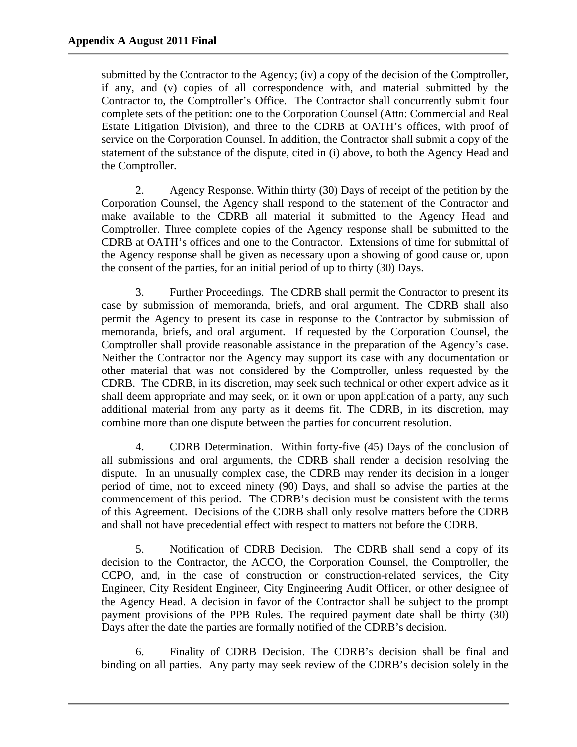submitted by the Contractor to the Agency; (iv) a copy of the decision of the Comptroller, if any, and (v) copies of all correspondence with, and material submitted by the Contractor to, the Comptroller's Office. The Contractor shall concurrently submit four complete sets of the petition: one to the Corporation Counsel (Attn: Commercial and Real Estate Litigation Division), and three to the CDRB at OATH's offices, with proof of service on the Corporation Counsel. In addition, the Contractor shall submit a copy of the statement of the substance of the dispute, cited in (i) above, to both the Agency Head and the Comptroller.

2. Agency Response. Within thirty (30) Days of receipt of the petition by the Corporation Counsel, the Agency shall respond to the statement of the Contractor and make available to the CDRB all material it submitted to the Agency Head and Comptroller. Three complete copies of the Agency response shall be submitted to the CDRB at OATH's offices and one to the Contractor. Extensions of time for submittal of the Agency response shall be given as necessary upon a showing of good cause or, upon the consent of the parties, for an initial period of up to thirty (30) Days.

3. Further Proceedings. The CDRB shall permit the Contractor to present its case by submission of memoranda, briefs, and oral argument. The CDRB shall also permit the Agency to present its case in response to the Contractor by submission of memoranda, briefs, and oral argument. If requested by the Corporation Counsel, the Comptroller shall provide reasonable assistance in the preparation of the Agency's case. Neither the Contractor nor the Agency may support its case with any documentation or other material that was not considered by the Comptroller, unless requested by the CDRB. The CDRB, in its discretion, may seek such technical or other expert advice as it shall deem appropriate and may seek, on it own or upon application of a party, any such additional material from any party as it deems fit. The CDRB, in its discretion, may combine more than one dispute between the parties for concurrent resolution.

4. CDRB Determination. Within forty-five (45) Days of the conclusion of all submissions and oral arguments, the CDRB shall render a decision resolving the dispute. In an unusually complex case, the CDRB may render its decision in a longer period of time, not to exceed ninety (90) Days, and shall so advise the parties at the commencement of this period. The CDRB's decision must be consistent with the terms of this Agreement. Decisions of the CDRB shall only resolve matters before the CDRB and shall not have precedential effect with respect to matters not before the CDRB.

5. Notification of CDRB Decision. The CDRB shall send a copy of its decision to the Contractor, the ACCO, the Corporation Counsel, the Comptroller, the CCPO, and, in the case of construction or construction-related services, the City Engineer, City Resident Engineer, City Engineering Audit Officer, or other designee of the Agency Head. A decision in favor of the Contractor shall be subject to the prompt payment provisions of the PPB Rules. The required payment date shall be thirty (30) Days after the date the parties are formally notified of the CDRB's decision.

6. Finality of CDRB Decision. The CDRB's decision shall be final and binding on all parties. Any party may seek review of the CDRB's decision solely in the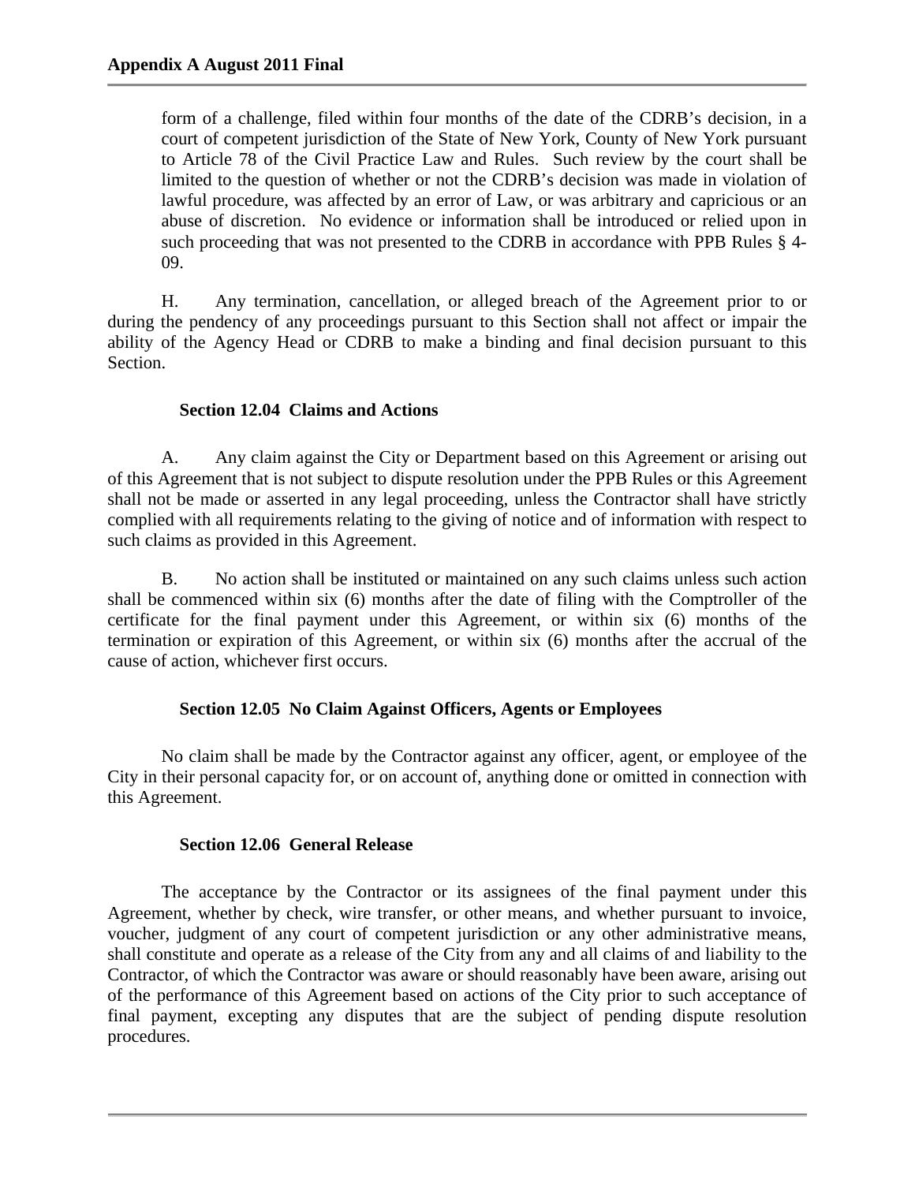form of a challenge, filed within four months of the date of the CDRB's decision, in a court of competent jurisdiction of the State of New York, County of New York pursuant to Article 78 of the Civil Practice Law and Rules. Such review by the court shall be limited to the question of whether or not the CDRB's decision was made in violation of lawful procedure, was affected by an error of Law, or was arbitrary and capricious or an abuse of discretion. No evidence or information shall be introduced or relied upon in such proceeding that was not presented to the CDRB in accordance with PPB Rules § 4-09.

H. Any termination, cancellation, or alleged breach of the Agreement prior to or during the pendency of any proceedings pursuant to this Section shall not affect or impair the ability of the Agency Head or CDRB to make a binding and final decision pursuant to this Section.

**Section 12.04 Claims and Actions**

A. Any claim against the City or Department based on this Agreement or arising out of this Agreement that is not subject to dispute resolution under the PPB Rules or this Agreement shall not be made or asserted in any legal proceeding, unless the Contractor shall have strictly complied with all requirements relating to the giving of notice and of information with respect to such claims as provided in this Agreement.

B. No action shall be instituted or maintained on any such claims unless such action shall be commenced within six (6) months after the date of filing with the Comptroller of the certificate for the final payment under this Agreement, or within six (6) months of the termination or expiration of this Agreement, or within six (6) months after the accrual of the cause of action, whichever first occurs.

**Section 12.05 No Claim Against Officers, Agents or Employees**

No claim shall be made by the Contractor against any officer, agent, or employee of the City in their personal capacity for, or on account of, anything done or omitted in connection with this Agreement.

**Section 12.06 General Release**

The acceptance by the Contractor or its assignees of the final payment under this Agreement, whether by check, wire transfer, or other means, and whether pursuant to invoice, voucher, judgment of any court of competent jurisdiction or any other administrative means, shall constitute and operate as a release of the City from any and all claims of and liability to the Contractor, of which the Contractor was aware or should reasonably have been aware, arising out of the performance of this Agreement based on actions of the City prior to such acceptance of final payment, excepting any disputes that are the subject of pending dispute resolution procedures.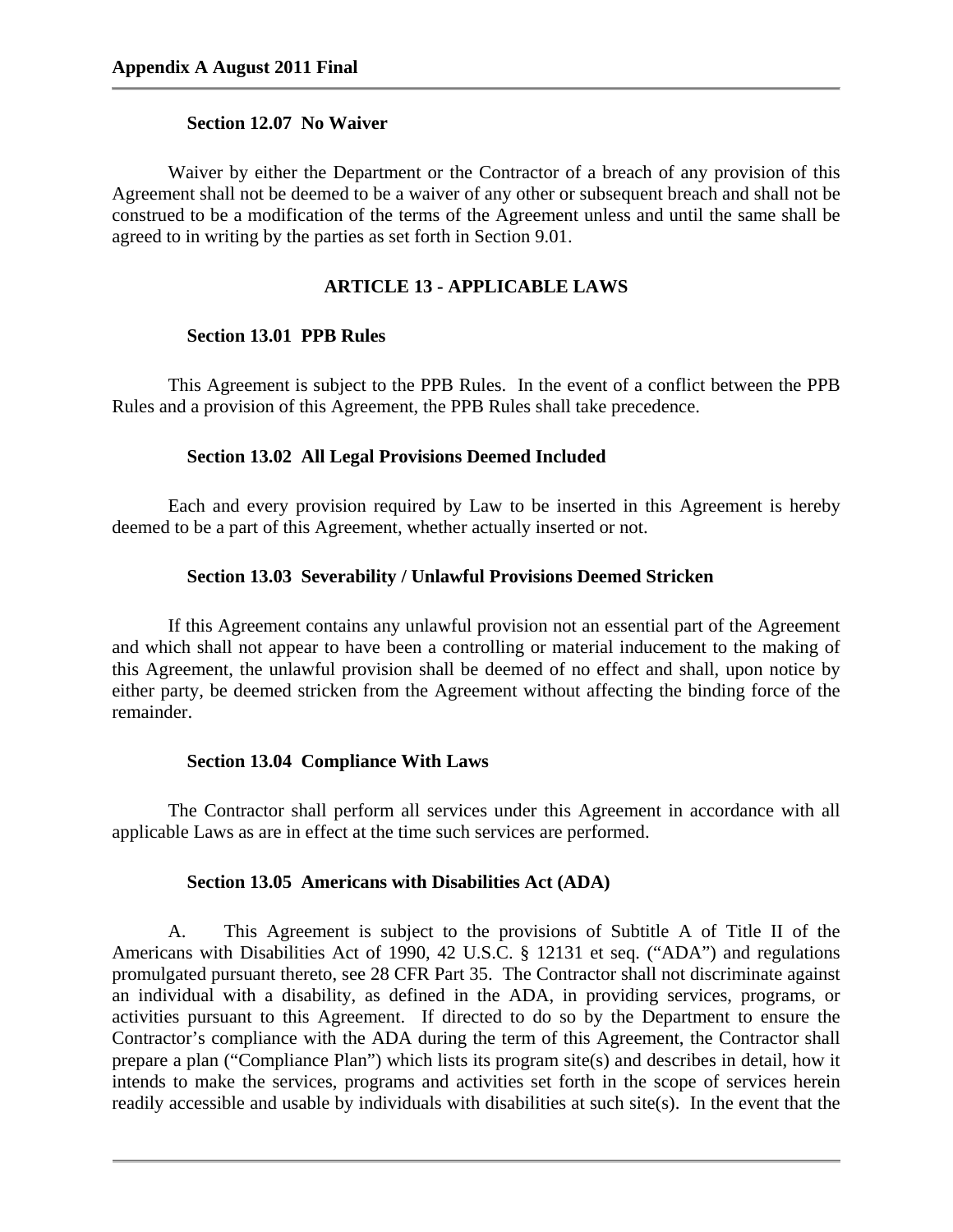### Section 12.07 No Waiver

Waiver by either the Department or the Contractor of a breach of any provision of this Agreement shall not be deemed to be a waiver of any other or subsequent breach and shall not be construed to be a modification of the terms of the Agreement unless and until the same shall be agreed to in writing by the parties as set forth in Section 9.01.

## ARTICLE 13 - APPLICABLE LAWS

### Section 13.01 PPB Rules

This Agreement is subject to the PPB Rules. In the event of a conflict between the PPB Rules and a provision of this Agreement, the PPB Rules shall take precedence.

### Section 13.02 All Legal Provisions Deemed Included

Each and every provision required by Law to be inserted in this Agreement is hereby deemed to be a part of this Agreement, whether actually inserted or not.

### Section 13.03 Severability / Unlawful Provisions Deemed Stricken

If this Agreement contains any unlawful provision not an essential part of the Agreement and which shall not appear to have been a controlling or material inducement to the making of this Agreement, the unlawful provision shall be deemed of no effect and shall, upon notice by either party, be deemed stricken from the Agreement without affecting the binding force of the remainder.

### Section 13.04 Compliance With Laws

The Contractor shall perform all services under this Agreement in accordance with all applicable Laws as are in effect at the time such services are performed.

### Section 13.05 Americans with Disabilities Act (ADA)

A. This Agreement is subject to the provisions of Subtitle A of Title II of the Americans with Disabilities Act of 1990, 42 U.S.C. § 12131 et seq. ("ADA") and regulations promulgated pursuant thereto, see 28 CFR Part 35. The Contractor shall not discriminate against an individual with a disability, as defined in the ADA, in providing services, programs, or activities pursuant to this Agreement. If directed to do so by the Department to ensure the Contractor's compliance with the ADA during the term of this Agreement, the Contractor shall prepare a plan ("Compliance Plan") which lists its program site(s) and describes in detail, how it intends to make the services, programs and activities set forth in the scope of services herein readily accessible and usable by individuals with disabilities at such site(s). In the event that the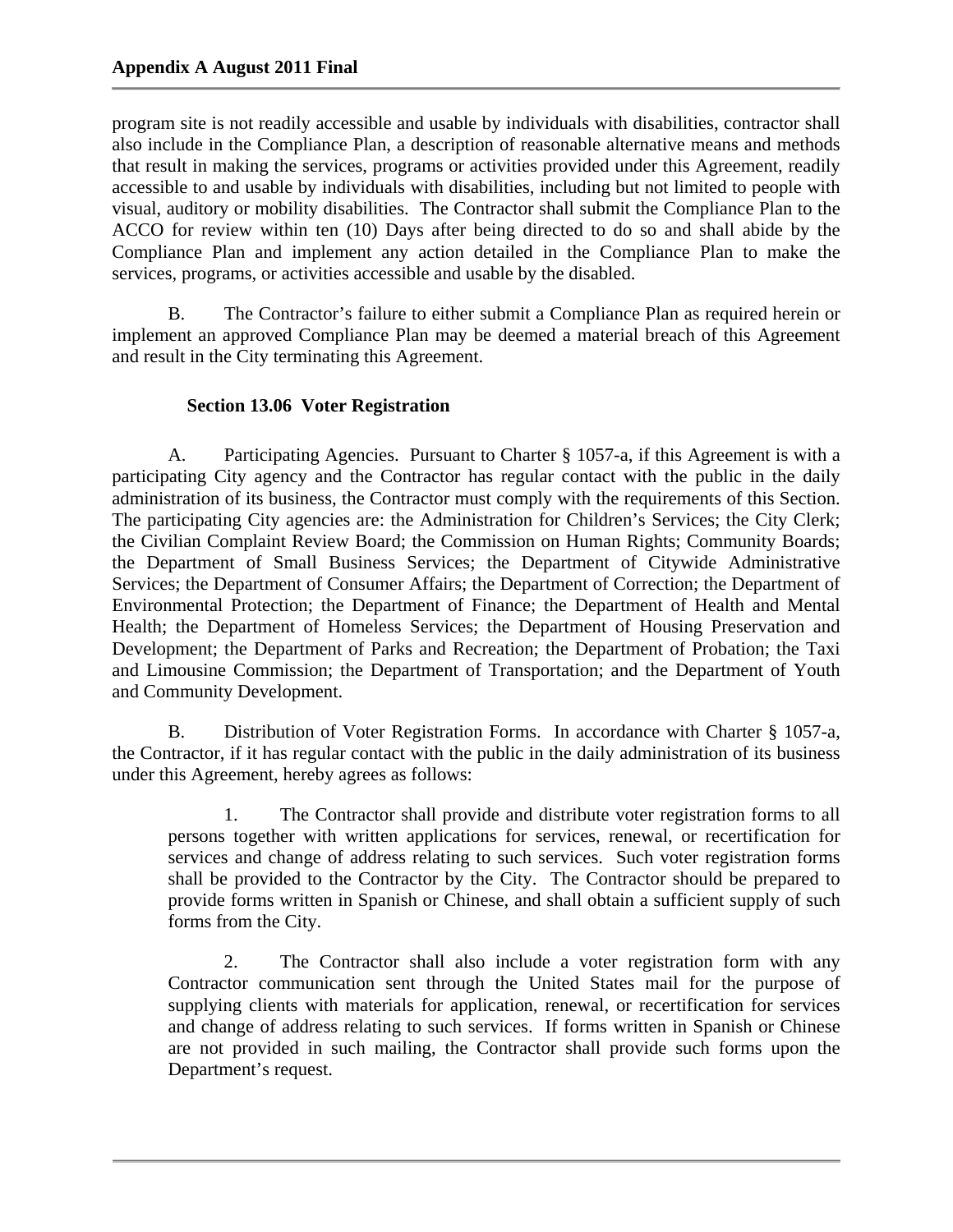program site is not readily accessible and usable by individuals with disabilities, contractor shall also include in the Compliance Plan, a description of reasonable alternative means and methods that result in making the services, programs or activities provided under this Agreement, readily accessible to and usable by individuals with disabilities, including but not limited to people with visual, auditory or mobility disabilities. The Contractor shall submit the Compliance Plan to the ACCO for review within ten (10) Days after being directed to do so and shall abide by the Compliance Plan and implement any action detailed in the Compliance Plan to make the services, programs, or activities accessible and usable by the disabled.

B. The Contractor's failure to either submit a Compliance Plan as required herein or implement an approved Compliance Plan may be deemed a material breach of this Agreement and result in the City terminating this Agreement.

**Section 13.06 Voter Registration**

A. Participating Agencies. Pursuant to Charter § 1057-a, if this Agreement is with a participating City agency and the Contractor has regular contact with the public in the daily administration of its business, the Contractor must comply with the requirements of this Section. The participating City agencies are: the Administration for Children's Services; the City Clerk; the Civilian Complaint Review Board; the Commission on Human Rights; Community Boards; the Department of Small Business Services; the Department of Citywide Administrative Services; the Department of Consumer Affairs; the Department of Correction; the Department of Environmental Protection; the Department of Finance; the Department of Health and Mental Health; the Department of Homeless Services; the Department of Housing Preservation and Development; the Department of Parks and Recreation; the Department of Probation; the Taxi and Limousine Commission; the Department of Transportation; and the Department of Youth and Community Development.

B. Distribution of Voter Registration Forms. In accordance with Charter § 1057-a, the Contractor, if it has regular contact with the public in the daily administration of its business under this Agreement, hereby agrees as follows:

1. The Contractor shall provide and distribute voter registration forms to all persons together with written applications for services, renewal, or recertification for services and change of address relating to such services. Such voter registration forms shall be provided to the Contractor by the City. The Contractor should be prepared to provide forms written in Spanish or Chinese, and shall obtain a sufficient supply of such forms from the City.

2. The Contractor shall also include a voter registration form with any Contractor communication sent through the United States mail for the purpose of supplying clients with materials for application, renewal, or recertification for services and change of address relating to such services. If forms written in Spanish or Chinese are not provided in such mailing, the Contractor shall provide such forms upon the Department's request.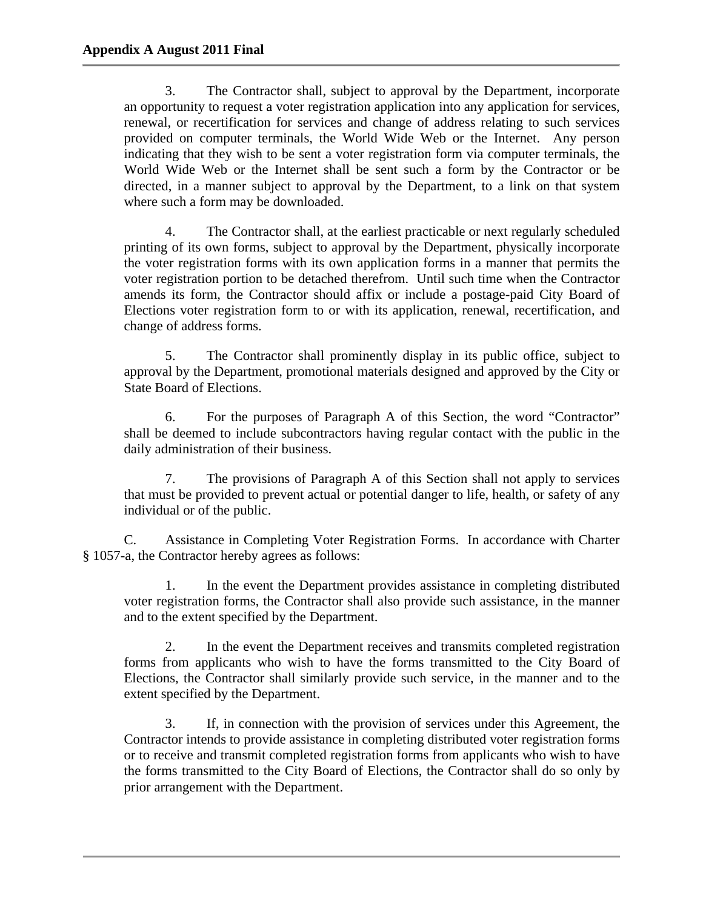3. The Contractor shall, subject to approval by the Department, incorporate an opportunity to request a voter registration application into any application for services, renewal, or recertification for services and change of address relating to such services provided on computer terminals, the World Wide Web or the Internet. Any person indicating that they wish to be sent a voter registration form via computer terminals, the World Wide Web or the Internet shall be sent such a form by the Contractor or be directed, in a manner subject to approval by the Department, to a link on that system where such a form may be downloaded.

4. The Contractor shall, at the earliest practicable or next regularly scheduled printing of its own forms, subject to approval by the Department, physically incorporate the voter registration forms with its own application forms in a manner that permits the voter registration portion to be detached therefrom. Until such time when the Contractor amends its form, the Contractor should affix or include a postage-paid City Board of Elections voter registration form to or with its application, renewal, recertification, and change of address forms.

5. The Contractor shall prominently display in its public office, subject to approval by the Department, promotional materials designed and approved by the City or State Board of Elections.

6. For the purposes of Paragraph A of this Section, the word "Contractor" shall be deemed to include subcontractors having regular contact with the public in the daily administration of their business.

7. The provisions of Paragraph A of this Section shall not apply to services that must be provided to prevent actual or potential danger to life, health, or safety of any individual or of the public.

C. Assistance in Completing Voter Registration Forms. In accordance with Charter § 1057-a, the Contractor hereby agrees as follows:

1. In the event the Department provides assistance in completing distributed voter registration forms, the Contractor shall also provide such assistance, in the manner and to the extent specified by the Department.

2. In the event the Department receives and transmits completed registration forms from applicants who wish to have the forms transmitted to the City Board of Elections, the Contractor shall similarly provide such service, in the manner and to the extent specified by the Department.

3. If, in connection with the provision of services under this Agreement, the Contractor intends to provide assistance in completing distributed voter registration forms or to receive and transmit completed registration forms from applicants who wish to have the forms transmitted to the City Board of Elections, the Contractor shall do so only by prior arrangement with the Department.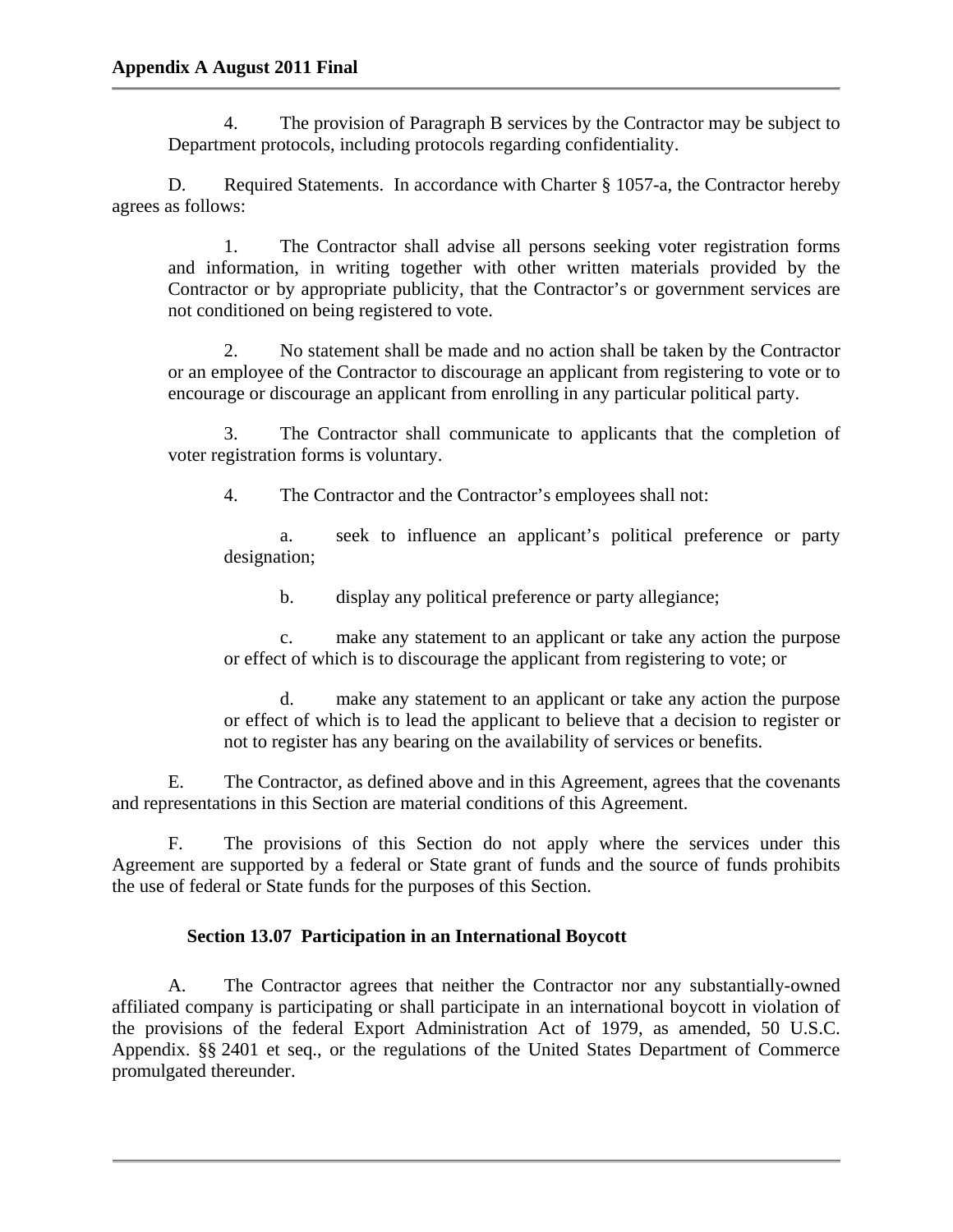4. The provision of Paragraph B services by the Contractor may be subject to Department protocols, including protocols regarding confidentiality.

D. Required Statements. In accordance with Charter § 1057-a, the Contractor hereby agrees as follows:

1. The Contractor shall advise all persons seeking voter registration forms and information, in writing together with other written materials provided by the Contractor or by appropriate publicity, that the Contractor's or government services are not conditioned on being registered to vote.

2. No statement shall be made and no action shall be taken by the Contractor or an employee of the Contractor to discourage an applicant from registering to vote or to encourage or discourage an applicant from enrolling in any particular political party.

3. The Contractor shall communicate to applicants that the completion of voter registration forms is voluntary.

4. The Contractor and the Contractor's employees shall not:

a. seek to influence an applicant's political preference or party designation;

b. display any political preference or party allegiance;

c. make any statement to an applicant or take any action the purpose or effect of which is to discourage the applicant from registering to vote; or

d. make any statement to an applicant or take any action the purpose or effect of which is to lead the applicant to believe that a decision to register or not to register has any bearing on the availability of services or benefits.

E. The Contractor, as defined above and in this Agreement, agrees that the covenants and representations in this Section are material conditions of this Agreement.

F. The provisions of this Section do not apply where the services under this Agreement are supported by a federal or State grant of funds and the source of funds prohibits the use of federal or State funds for the purposes of this Section.

### Section 13.07 Participation in an International Boycott

A. The Contractor agrees that neither the Contractor nor any substantially-owned affiliated company is participating or shall participate in an international boycott in violation of the provisions of the federal Export Administration Act of 1979, as amended, 50 U.S.C. Appendix. §§ 2401 et seq., or the regulations of the United States Department of Commerce promulgated thereunder.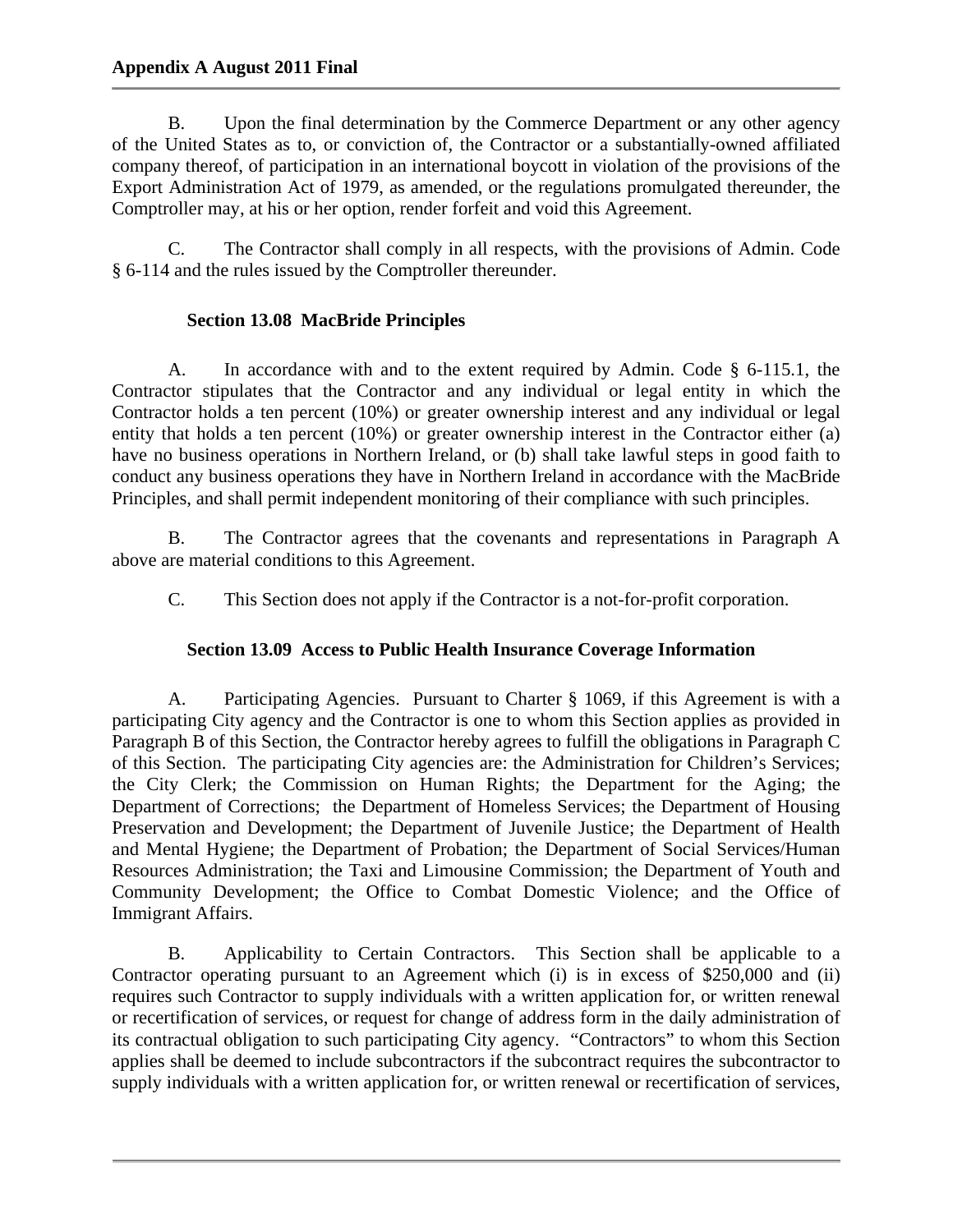B. Upon the final determination by the Commerce Department or any other agency of the United States as to, or conviction of, the Contractor or a substantially-owned affiliated company thereof, of participation in an international boycott in violation of the provisions of the Export Administration Act of 1979, as amended, or the regulations promulgated thereunder, the Comptroller may, at his or her option, render forfeit and void this Agreement.

C. The Contractor shall comply in all respects, with the provisions of Admin. Code § 6-114 and the rules issued by the Comptroller thereunder.

### Section 13.08 MacBride Principles

A. In accordance with and to the extent required by Admin. Code § 6-115.1, the Contractor stipulates that the Contractor and any individual or legal entity in which the Contractor holds a ten percent (10%) or greater ownership interest and any individual or legal entity that holds a ten percent (10%) or greater ownership interest in the Contractor either (a) have no business operations in Northern Ireland, or (b) shall take lawful steps in good faith to conduct any business operations they have in Northern Ireland in accordance with the MacBride Principles, and shall permit independent monitoring of their compliance with such principles.

B. The Contractor agrees that the covenants and representations in Paragraph A above are material conditions to this Agreement.

C. This Section does not apply if the Contractor is a not-for-profit corporation.

### Section 13.09 Access to Public Health Insurance Coverage Information

A. Participating Agencies. Pursuant to Charter § 1069, if this Agreement is with a participating City agency and the Contractor is one to whom this Section applies as provided in Paragraph B of this Section, the Contractor hereby agrees to fulfill the obligations in Paragraph C of this Section. The participating City agencies are: the Administration for Children's Services; the City Clerk; the Commission on Human Rights; the Department for the Aging; the Department of Corrections; the Department of Homeless Services; the Department of Housing Preservation and Development; the Department of Juvenile Justice; the Department of Health and Mental Hygiene; the Department of Probation; the Department of Social Services/Human Resources Administration; the Taxi and Limousine Commission; the Department of Youth and Community Development; the Office to Combat Domestic Violence; and the Office of Immigrant Affairs.

B. Applicability to Certain Contractors. This Section shall be applicable to a Contractor operating pursuant to an Agreement which (i) is in excess of $250,000 and (ii) requires such Contractor to supply individuals with a written application for, or written renewal or recertification of services, or request for change of address form in the daily administration of its contractual obligation to such participating City agency. "Contractors" to whom this Section applies shall be deemed to include subcontractors if the subcontract requires the subcontractor to supply individuals with a written application for, or written renewal or recertification of services,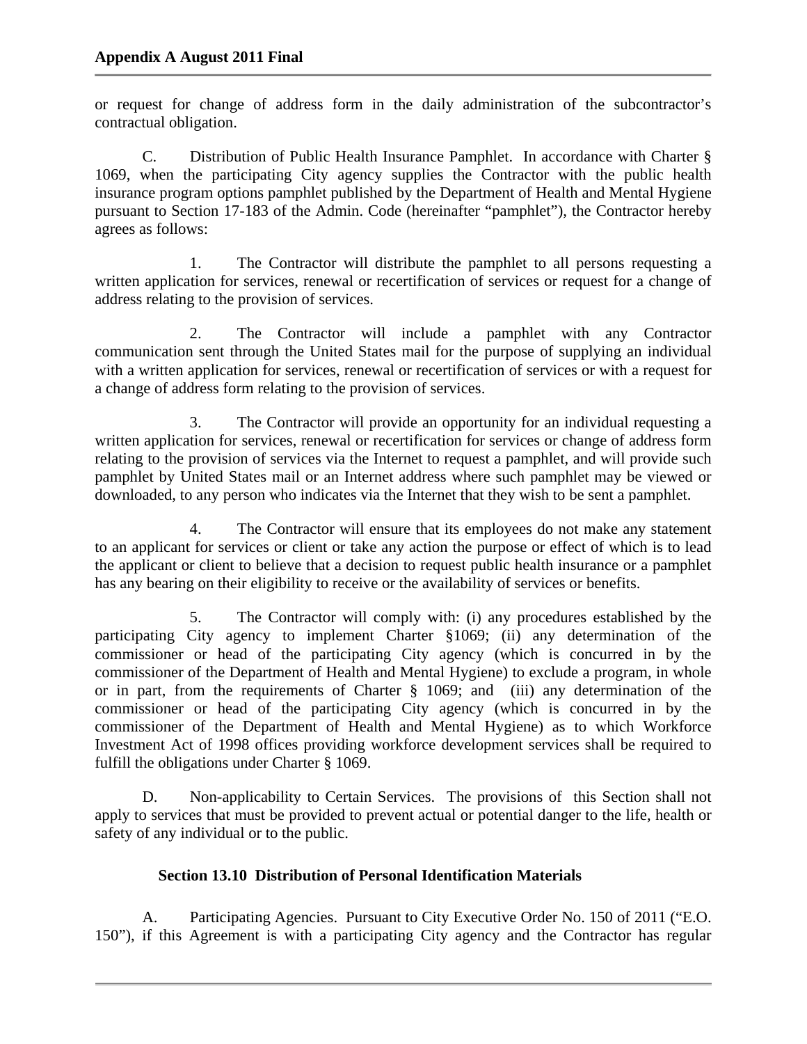or request for change of address form in the daily administration of the subcontractor's contractual obligation.

C. Distribution of Public Health Insurance Pamphlet. In accordance with Charter § 1069, when the participating City agency supplies the Contractor with the public health insurance program options pamphlet published by the Department of Health and Mental Hygiene pursuant to Section 17-183 of the Admin. Code (hereinafter "pamphlet"), the Contractor hereby agrees as follows:

1. The Contractor will distribute the pamphlet to all persons requesting a written application for services, renewal or recertification of services or request for a change of address relating to the provision of services.

2. The Contractor will include a pamphlet with any Contractor communication sent through the United States mail for the purpose of supplying an individual with a written application for services, renewal or recertification of services or with a request for a change of address form relating to the provision of services.

3. The Contractor will provide an opportunity for an individual requesting a written application for services, renewal or recertification for services or change of address form relating to the provision of services via the Internet to request a pamphlet, and will provide such pamphlet by United States mail or an Internet address where such pamphlet may be viewed or downloaded, to any person who indicates via the Internet that they wish to be sent a pamphlet.

4. The Contractor will ensure that its employees do not make any statement to an applicant for services or client or take any action the purpose or effect of which is to lead the applicant or client to believe that a decision to request public health insurance or a pamphlet has any bearing on their eligibility to receive or the availability of services or benefits.

5. The Contractor will comply with: (i) any procedures established by the participating City agency to implement Charter §1069; (ii) any determination of the commissioner or head of the participating City agency (which is concurred in by the commissioner of the Department of Health and Mental Hygiene) to exclude a program, in whole or in part, from the requirements of Charter § 1069; and (iii) any determination of the commissioner or head of the participating City agency (which is concurred in by the commissioner of the Department of Health and Mental Hygiene) as to which Workforce Investment Act of 1998 offices providing workforce development services shall be required to fulfill the obligations under Charter § 1069.

D. Non-applicability to Certain Services. The provisions of this Section shall not apply to services that must be provided to prevent actual or potential danger to the life, health or safety of any individual or to the public.

### Section 13.10 Distribution of Personal Identification Materials

A. Participating Agencies. Pursuant to City Executive Order No. 150 of 2011 ("E.O. 150"), if this Agreement is with a participating City agency and the Contractor has regular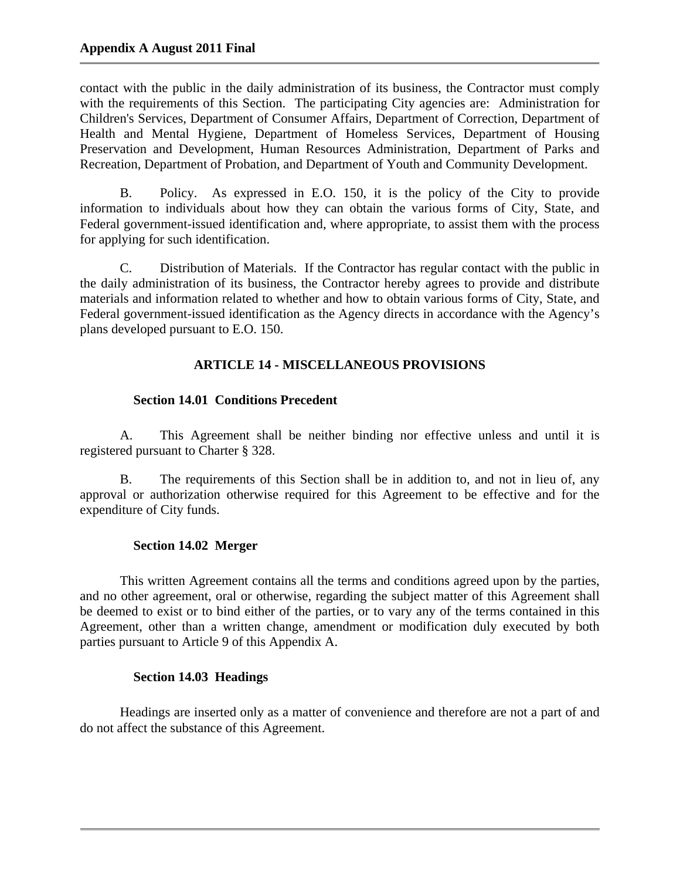contact with the public in the daily administration of its business, the Contractor must comply with the requirements of this Section. The participating City agencies are: Administration for Children's Services, Department of Consumer Affairs, Department of Correction, Department of Health and Mental Hygiene, Department of Homeless Services, Department of Housing Preservation and Development, Human Resources Administration, Department of Parks and Recreation, Department of Probation, and Department of Youth and Community Development.

B. Policy. As expressed in E.O. 150, it is the policy of the City to provide information to individuals about how they can obtain the various forms of City, State, and Federal government-issued identification and, where appropriate, to assist them with the process for applying for such identification.

C. Distribution of Materials. If the Contractor has regular contact with the public in the daily administration of its business, the Contractor hereby agrees to provide and distribute materials and information related to whether and how to obtain various forms of City, State, and Federal government-issued identification as the Agency directs in accordance with the Agency's plans developed pursuant to E.O. 150.

## ARTICLE 14 - MISCELLANEOUS PROVISIONS

### Section 14.01 Conditions Precedent

A. This Agreement shall be neither binding nor effective unless and until it is registered pursuant to Charter § 328.

B. The requirements of this Section shall be in addition to, and not in lieu of, any approval or authorization otherwise required for this Agreement to be effective and for the expenditure of City funds.

### Section 14.02 Merger

This written Agreement contains all the terms and conditions agreed upon by the parties, and no other agreement, oral or otherwise, regarding the subject matter of this Agreement shall be deemed to exist or to bind either of the parties, or to vary any of the terms contained in this Agreement, other than a written change, amendment or modification duly executed by both parties pursuant to Article 9 of this Appendix A.

### Section 14.03 Headings

Headings are inserted only as a matter of convenience and therefore are not a part of and do not affect the substance of this Agreement.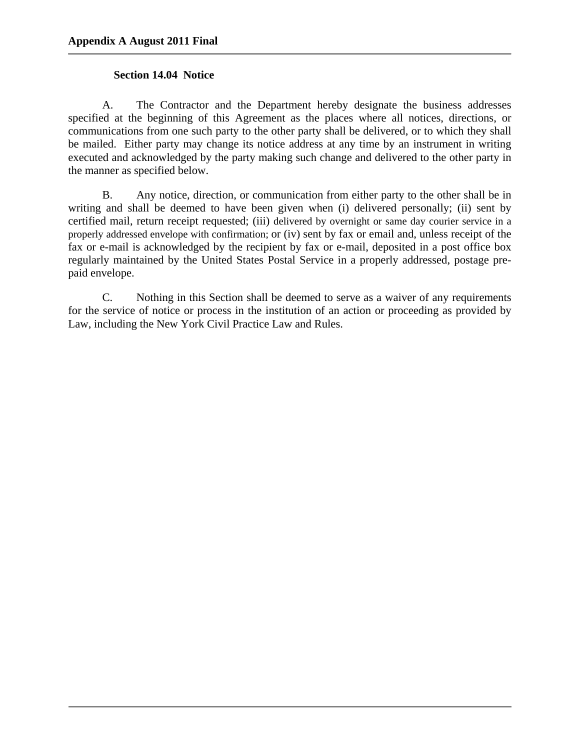### Section 14.04 Notice

A. The Contractor and the Department hereby designate the business addresses specified at the beginning of this Agreement as the places where all notices, directions, or communications from one such party to the other party shall be delivered, or to which they shall be mailed. Either party may change its notice address at any time by an instrument in writing executed and acknowledged by the party making such change and delivered to the other party in the manner as specified below.

B. Any notice, direction, or communication from either party to the other shall be in writing and shall be deemed to have been given when (i) delivered personally; (ii) sent by certified mail, return receipt requested; (iii) delivered by overnight or same day courier service in a properly addressed envelope with confirmation; or (iv) sent by fax or email and, unless receipt of the fax or e-mail is acknowledged by the recipient by fax or e-mail, deposited in a post office box regularly maintained by the United States Postal Service in a properly addressed, postage pre-paid envelope.

C. Nothing in this Section shall be deemed to serve as a waiver of any requirements for the service of notice or process in the institution of an action or proceeding as provided by Law, including the New York Civil Practice Law and Rules.